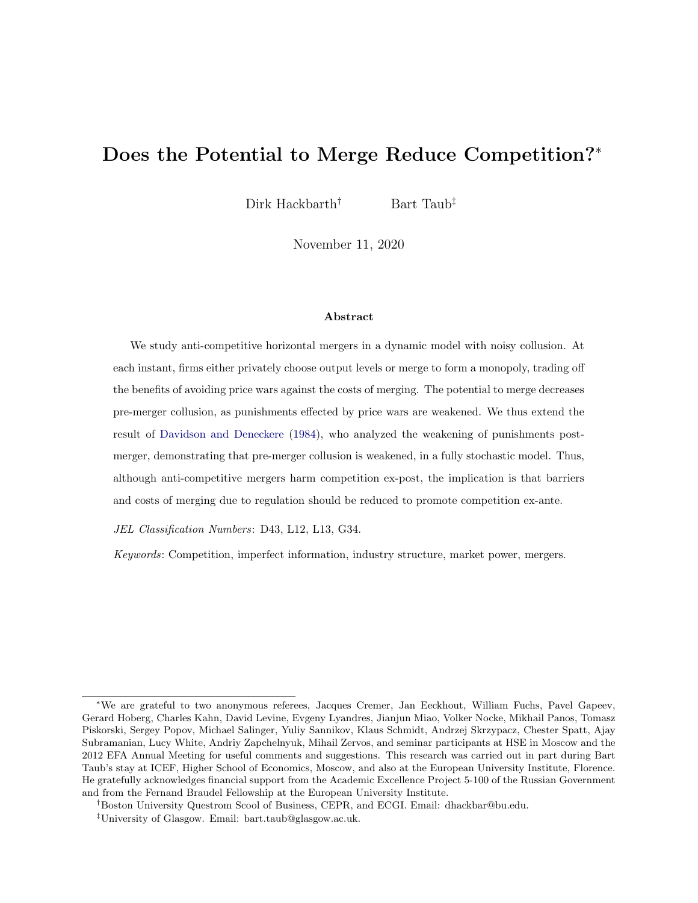# Does the Potential to Merge Reduce Competition?*

Dirk Hackbarth† Bart Taub‡

November 11, 2020

### Abstract

We study anti-competitive horizontal mergers in a dynamic model with noisy collusion. At each instant, firms either privately choose output levels or merge to form a monopoly, trading off the benefits of avoiding price wars against the costs of merging. The potential to merge decreases pre-merger collusion, as punishments effected by price wars are weakened. We thus extend the result of Davidson and Deneckere (1984), who analyzed the weakening of punishments post-merger, demonstrating that pre-merger collusion is weakened, in a fully stochastic model. Thus, although anti-competitive mergers harm competition ex-post, the implication is that barriers and costs of merging due to regulation should be reduced to promote competition ex-ante.

*JEL Classification Numbers*: D43, L12, L13, G34.

*Keywords*: Competition, imperfect information, industry structure, market power, mergers.

---

*We are grateful to two anonymous referees, Jacques Cremer, Jan Eeckhout, William Fuchs, Pavel Gapeev, Gerard Hoberg, Charles Kahn, David Levine, Evgeny Lyandres, Jianjun Miao, Volker Nocke, Mikhail Panos, Tomasz Piskorski, Sergey Popov, Michael Salinger, Yuliy Sannikov, Klaus Schmidt, Andrzej Skrzypacz, Chester Spatt, Ajay Subramanian, Lucy White, Andriy Zapchelnyuk, Mihail Zervos, and seminar participants at HSE in Moscow and the 2012 EFA Annual Meeting for useful comments and suggestions. This research was carried out in part during Bart Taub's stay at ICEF, Higher School of Economics, Moscow, and also at the European University Institute, Florence. He gratefully acknowledges financial support from the Academic Excellence Project 5-100 of the Russian Government and from the Fernand Braudel Fellowship at the European University Institute.

†Boston University Questrom Scool of Business, CEPR, and ECGI. Email: dhackbar@bu.edu.

‡University of Glasgow. Email: bart.taub@glasgow.ac.uk.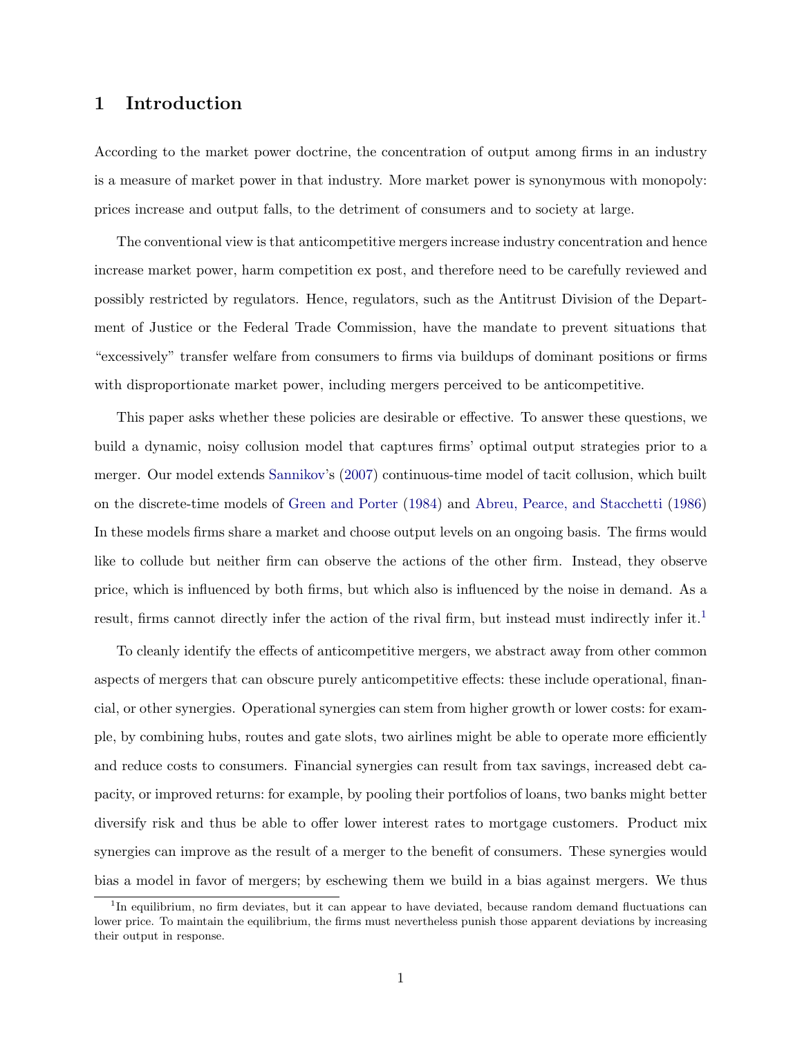# 1 Introduction

According to the market power doctrine, the concentration of output among firms in an industry is a measure of market power in that industry. More market power is synonymous with monopoly: prices increase and output falls, to the detriment of consumers and to society at large.

The conventional view is that anticompetitive mergers increase industry concentration and hence increase market power, harm competition ex post, and therefore need to be carefully reviewed and possibly restricted by regulators. Hence, regulators, such as the Antitrust Division of the Department of Justice or the Federal Trade Commission, have the mandate to prevent situations that "excessively" transfer welfare from consumers to firms via buildups of dominant positions or firms with disproportionate market power, including mergers perceived to be anticompetitive.

This paper asks whether these policies are desirable or effective. To answer these questions, we build a dynamic, noisy collusion model that captures firms' optimal output strategies prior to a merger. Our model extends Sannikov's (2007) continuous-time model of tacit collusion, which built on the discrete-time models of Green and Porter (1984) and Abreu, Pearce, and Stacchetti (1986) In these models firms share a market and choose output levels on an ongoing basis. The firms would like to collude but neither firm can observe the actions of the other firm. Instead, they observe price, which is influenced by both firms, but which also is influenced by the noise in demand. As a result, firms cannot directly infer the action of the rival firm, but instead must indirectly infer it.[1]

To cleanly identify the effects of anticompetitive mergers, we abstract away from other common aspects of mergers that can obscure purely anticompetitive effects: these include operational, financial, or other synergies. Operational synergies can stem from higher growth or lower costs: for example, by combining hubs, routes and gate slots, two airlines might be able to operate more efficiently and reduce costs to consumers. Financial synergies can result from tax savings, increased debt capacity, or improved returns: for example, by pooling their portfolios of loans, two banks might better diversify risk and thus be able to offer lower interest rates to mortgage customers. Product mix synergies can improve as the result of a merger to the benefit of consumers. These synergies would bias a model in favor of mergers; by eschewing them we build in a bias against mergers. We thus

[1] In equilibrium, no firm deviates, but it can appear to have deviated, because random demand fluctuations can lower price. To maintain the equilibrium, the firms must nevertheless punish those apparent deviations by increasing their output in response.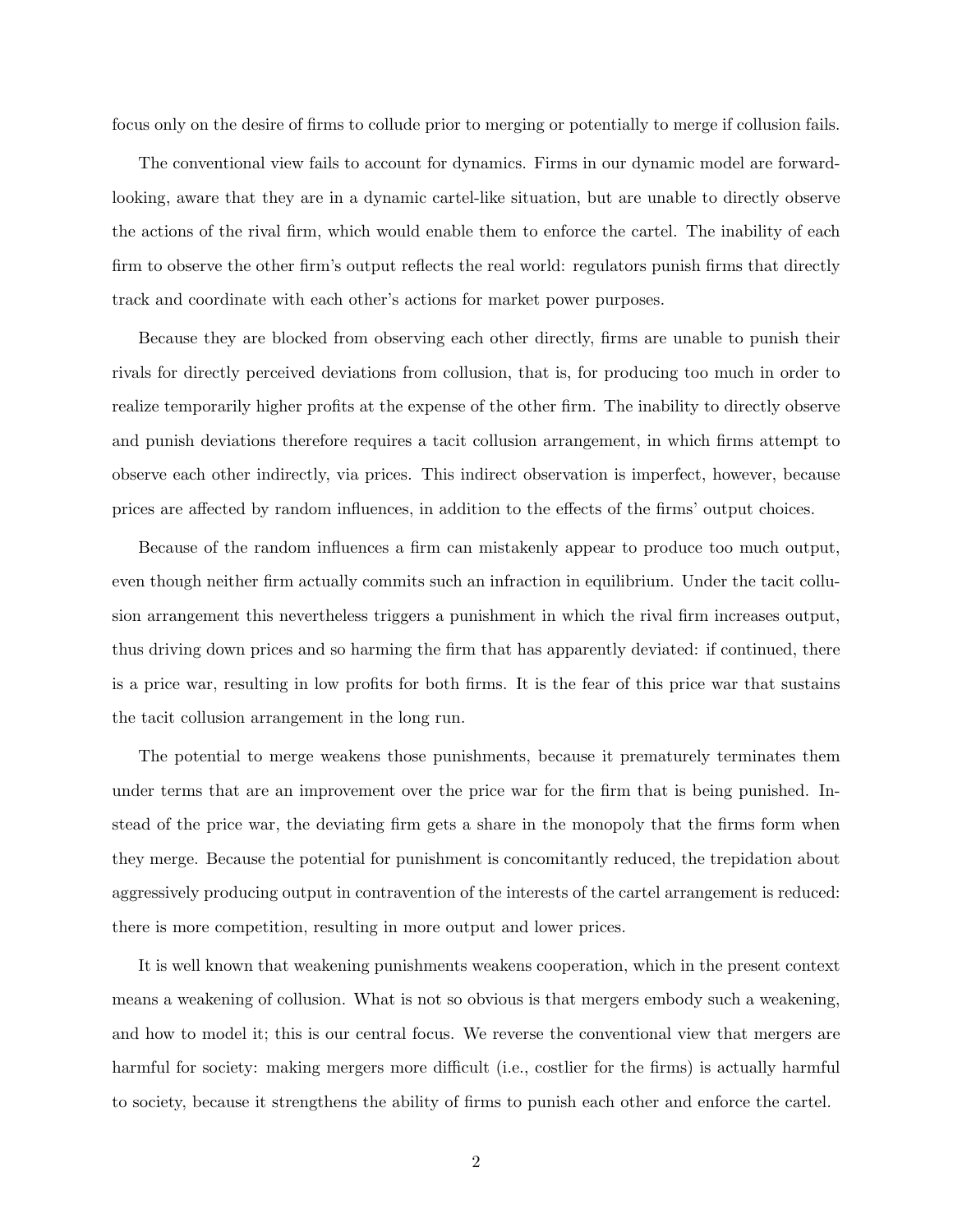focus only on the desire of firms to collude prior to merging or potentially to merge if collusion fails.

The conventional view fails to account for dynamics. Firms in our dynamic model are forward-looking, aware that they are in a dynamic cartel-like situation, but are unable to directly observe the actions of the rival firm, which would enable them to enforce the cartel. The inability of each firm to observe the other firm's output reflects the real world: regulators punish firms that directly track and coordinate with each other's actions for market power purposes.

Because they are blocked from observing each other directly, firms are unable to punish their rivals for directly perceived deviations from collusion, that is, for producing too much in order to realize temporarily higher profits at the expense of the other firm. The inability to directly observe and punish deviations therefore requires a tacit collusion arrangement, in which firms attempt to observe each other indirectly, via prices. This indirect observation is imperfect, however, because prices are affected by random influences, in addition to the effects of the firms' output choices.

Because of the random influences a firm can mistakenly appear to produce too much output, even though neither firm actually commits such an infraction in equilibrium. Under the tacit collusion arrangement this nevertheless triggers a punishment in which the rival firm increases output, thus driving down prices and so harming the firm that has apparently deviated: if continued, there is a price war, resulting in low profits for both firms. It is the fear of this price war that sustains the tacit collusion arrangement in the long run.

The potential to merge weakens those punishments, because it prematurely terminates them under terms that are an improvement over the price war for the firm that is being punished. Instead of the price war, the deviating firm gets a share in the monopoly that the firms form when they merge. Because the potential for punishment is concomitantly reduced, the trepidation about aggressively producing output in contravention of the interests of the cartel arrangement is reduced: there is more competition, resulting in more output and lower prices.

It is well known that weakening punishments weakens cooperation, which in the present context means a weakening of collusion. What is not so obvious is that mergers embody such a weakening, and how to model it; this is our central focus. We reverse the conventional view that mergers are harmful for society: making mergers more difficult (i.e., costlier for the firms) is actually harmful to society, because it strengthens the ability of firms to punish each other and enforce the cartel.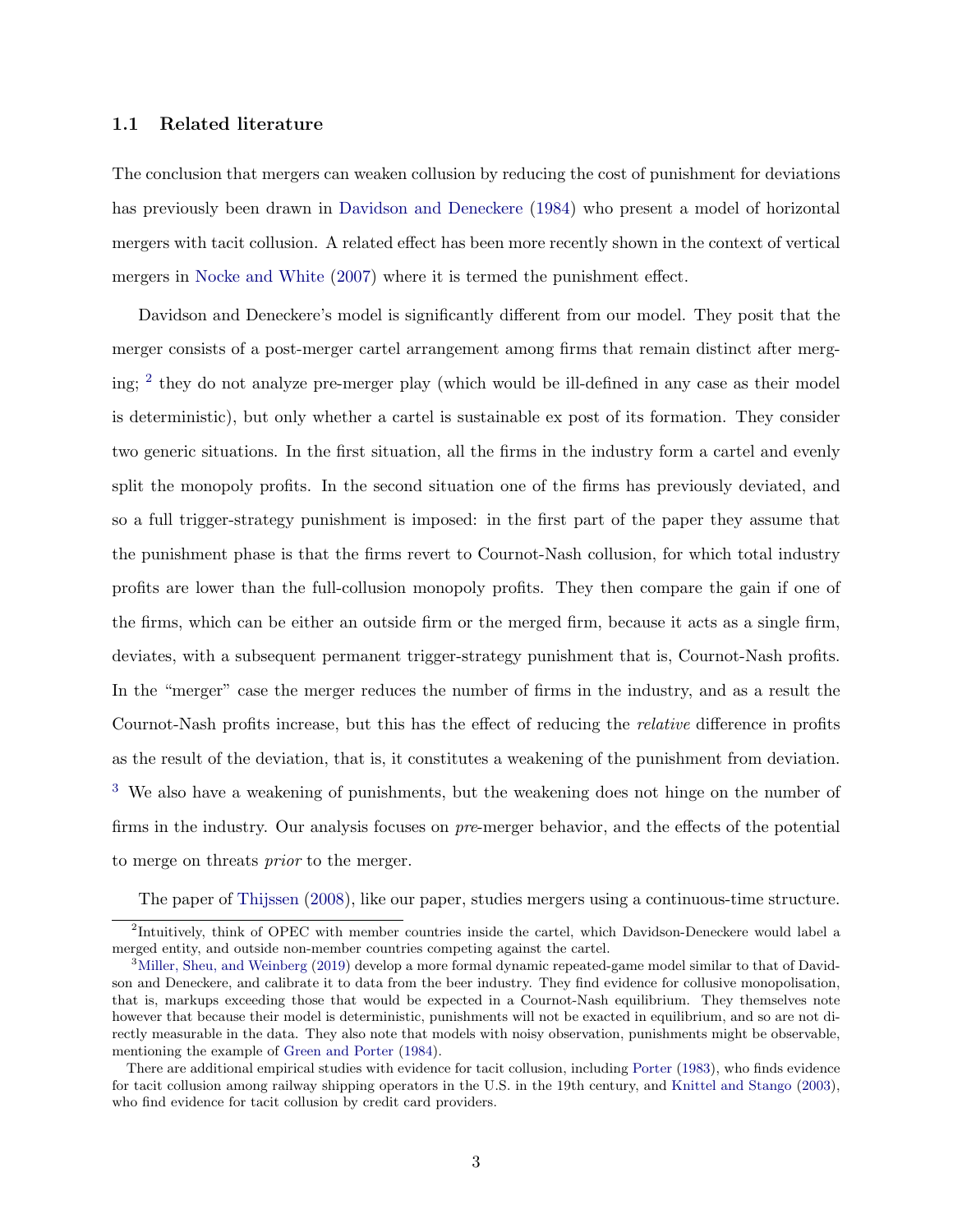### 1.1 Related literature

The conclusion that mergers can weaken collusion by reducing the cost of punishment for deviations has previously been drawn in Davidson and Deneckere (1984) who present a model of horizontal mergers with tacit collusion. A related effect has been more recently shown in the context of vertical mergers in Nocke and White (2007) where it is termed the punishment effect.

Davidson and Deneckere's model is significantly different from our model. They posit that the merger consists of a post-merger cartel arrangement among firms that remain distinct after merging; [2] they do not analyze pre-merger play (which would be ill-defined in any case as their model is deterministic), but only whether a cartel is sustainable ex post of its formation. They consider two generic situations. In the first situation, all the firms in the industry form a cartel and evenly split the monopoly profits. In the second situation one of the firms has previously deviated, and so a full trigger-strategy punishment is imposed: in the first part of the paper they assume that the punishment phase is that the firms revert to Cournot-Nash collusion, for which total industry profits are lower than the full-collusion monopoly profits. They then compare the gain if one of the firms, which can be either an outside firm or the merged firm, because it acts as a single firm, deviates, with a subsequent permanent trigger-strategy punishment that is, Cournot-Nash profits. In the "merger" case the merger reduces the number of firms in the industry, and as a result the Cournot-Nash profits increase, but this has the effect of reducing the *relative* difference in profits as the result of the deviation, that is, it constitutes a weakening of the punishment from deviation. [3] We also have a weakening of punishments, but the weakening does not hinge on the number of firms in the industry. Our analysis focuses on *pre*-merger behavior, and the effects of the potential to merge on threats *prior* to the merger.

The paper of Thijssen (2008), like our paper, studies mergers using a continuous-time structure.

[2] Intuitively, think of OPEC with member countries inside the cartel, which Davidson-Deneckere would label a merged entity, and outside non-member countries competing against the cartel.

[3] Miller, Sheu, and Weinberg (2019) develop a more formal dynamic repeated-game model similar to that of Davidson and Deneckere, and calibrate it to data from the beer industry. They find evidence for collusive monopolisation, that is, markups exceeding those that would be expected in a Cournot-Nash equilibrium. They themselves note however that because their model is deterministic, punishments will not be exacted in equilibrium, and so are not directly measurable in the data. They also note that models with noisy observation, punishments might be observable, mentioning the example of Green and Porter (1984).

There are additional empirical studies with evidence for tacit collusion, including Porter (1983), who finds evidence for tacit collusion among railway shipping operators in the U.S. in the 19th century, and Knittel and Stango (2003), who find evidence for tacit collusion by credit card providers.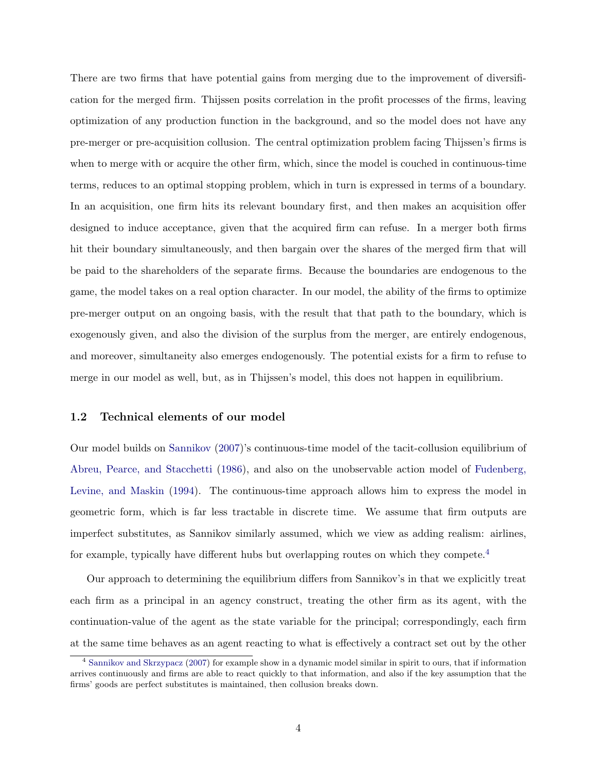There are two firms that have potential gains from merging due to the improvement of diversification for the merged firm. Thijssen posits correlation in the profit processes of the firms, leaving optimization of any production function in the background, and so the model does not have any pre-merger or pre-acquisition collusion. The central optimization problem facing Thijssen's firms is when to merge with or acquire the other firm, which, since the model is couched in continuous-time terms, reduces to an optimal stopping problem, which in turn is expressed in terms of a boundary. In an acquisition, one firm hits its relevant boundary first, and then makes an acquisition offer designed to induce acceptance, given that the acquired firm can refuse. In a merger both firms hit their boundary simultaneously, and then bargain over the shares of the merged firm that will be paid to the shareholders of the separate firms. Because the boundaries are endogenous to the game, the model takes on a real option character. In our model, the ability of the firms to optimize pre-merger output on an ongoing basis, with the result that that path to the boundary, which is exogenously given, and also the division of the surplus from the merger, are entirely endogenous, and moreover, simultaneity also emerges endogenously. The potential exists for a firm to refuse to merge in our model as well, but, as in Thijssen's model, this does not happen in equilibrium.

### 1.2 Technical elements of our model

Our model builds on Sannikov (2007)'s continuous-time model of the tacit-collusion equilibrium of Abreu, Pearce, and Stacchetti (1986), and also on the unobservable action model of Fudenberg, Levine, and Maskin (1994). The continuous-time approach allows him to express the model in geometric form, which is far less tractable in discrete time. We assume that firm outputs are imperfect substitutes, as Sannikov similarly assumed, which we view as adding realism: airlines, for example, typically have different hubs but overlapping routes on which they compete.[4]

Our approach to determining the equilibrium differs from Sannikov's in that we explicitly treat each firm as a principal in an agency construct, treating the other firm as its agent, with the continuation-value of the agent as the state variable for the principal; correspondingly, each firm at the same time behaves as an agent reacting to what is effectively a contract set out by the other

[4] Sannikov and Skrzypacz (2007) for example show in a dynamic model similar in spirit to ours, that if information arrives continuously and firms are able to react quickly to that information, and also if the key assumption that the firms' goods are perfect substitutes is maintained, then collusion breaks down.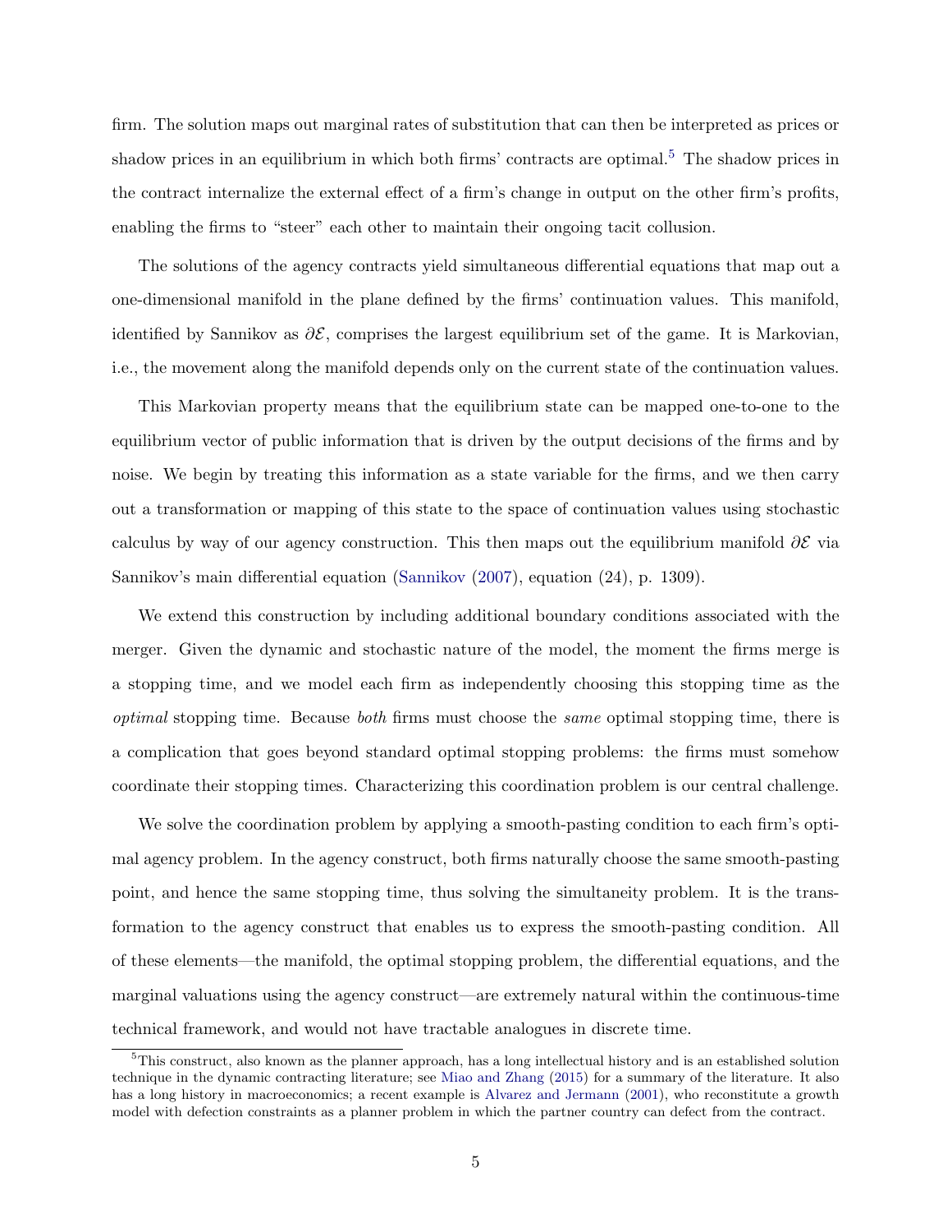firm. The solution maps out marginal rates of substitution that can then be interpreted as prices or shadow prices in an equilibrium in which both firms' contracts are optimal.[5] The shadow prices in the contract internalize the external effect of a firm's change in output on the other firm's profits, enabling the firms to "steer" each other to maintain their ongoing tacit collusion.

The solutions of the agency contracts yield simultaneous differential equations that map out a one-dimensional manifold in the plane defined by the firms' continuation values. This manifold, identified by Sannikov as $\partial\mathcal{E}$, comprises the largest equilibrium set of the game. It is Markovian, i.e., the movement along the manifold depends only on the current state of the continuation values.

This Markovian property means that the equilibrium state can be mapped one-to-one to the equilibrium vector of public information that is driven by the output decisions of the firms and by noise. We begin by treating this information as a state variable for the firms, and we then carry out a transformation or mapping of this state to the space of continuation values using stochastic calculus by way of our agency construction. This then maps out the equilibrium manifold $\partial\mathcal{E}$ via Sannikov's main differential equation (Sannikov (2007), equation (24), p. 1309).

We extend this construction by including additional boundary conditions associated with the merger. Given the dynamic and stochastic nature of the model, the moment the firms merge is a stopping time, and we model each firm as independently choosing this stopping time as the *optimal* stopping time. Because *both* firms must choose the *same* optimal stopping time, there is a complication that goes beyond standard optimal stopping problems: the firms must somehow coordinate their stopping times. Characterizing this coordination problem is our central challenge.

We solve the coordination problem by applying a smooth-pasting condition to each firm's optimal agency problem. In the agency construct, both firms naturally choose the same smooth-pasting point, and hence the same stopping time, thus solving the simultaneity problem. It is the transformation to the agency construct that enables us to express the smooth-pasting condition. All of these elements—the manifold, the optimal stopping problem, the differential equations, and the marginal valuations using the agency construct—are extremely natural within the continuous-time technical framework, and would not have tractable analogues in discrete time.

[5] This construct, also known as the planner approach, has a long intellectual history and is an established solution technique in the dynamic contracting literature; see Miao and Zhang (2015) for a summary of the literature. It also has a long history in macroeconomics; a recent example is Alvarez and Jermann (2001), who reconstitute a growth model with defection constraints as a planner problem in which the partner country can defect from the contract.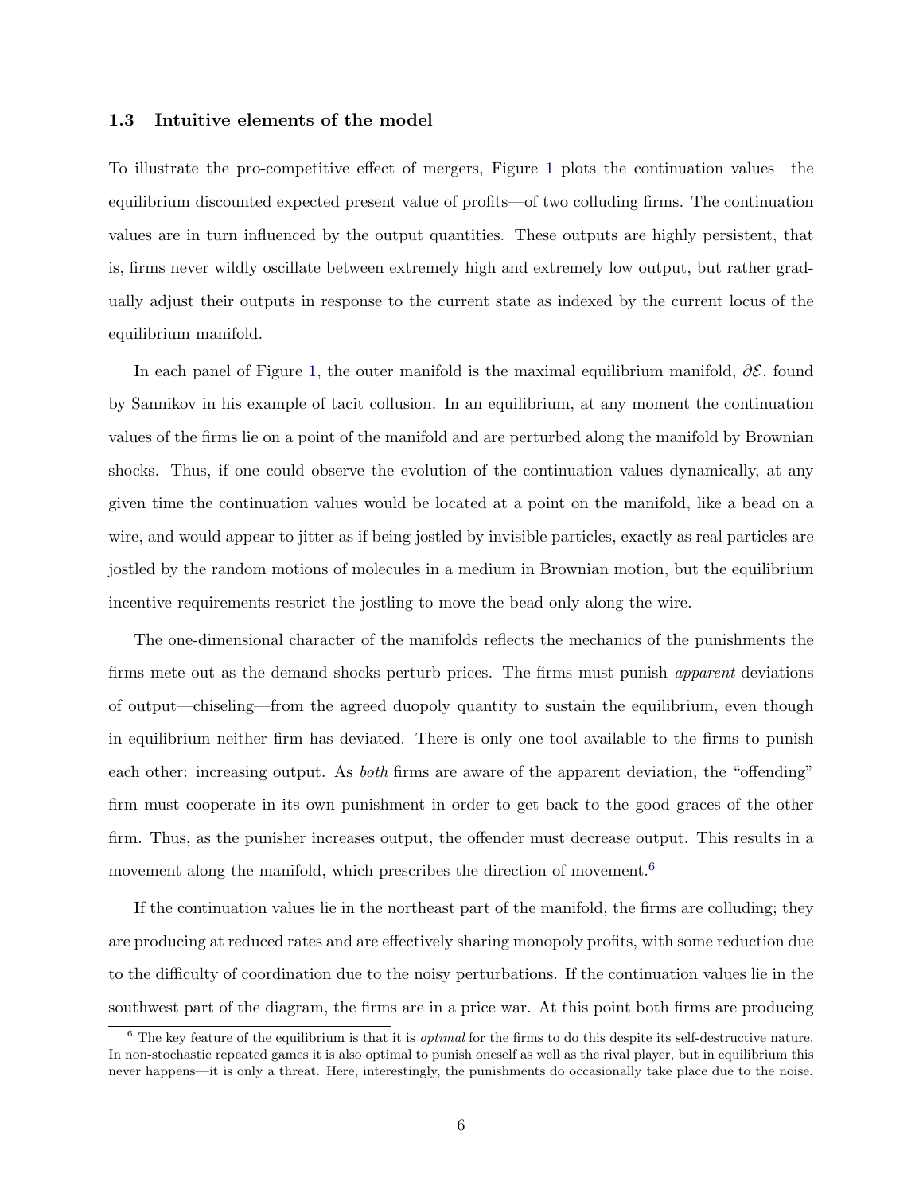### 1.3 Intuitive elements of the model

To illustrate the pro-competitive effect of mergers, Figure 1 plots the continuation values—the equilibrium discounted expected present value of profits—of two colluding firms. The continuation values are in turn influenced by the output quantities. These outputs are highly persistent, that is, firms never wildly oscillate between extremely high and extremely low output, but rather gradually adjust their outputs in response to the current state as indexed by the current locus of the equilibrium manifold.

In each panel of Figure 1, the outer manifold is the maximal equilibrium manifold, $\partial\mathcal{E}$, found by Sannikov in his example of tacit collusion. In an equilibrium, at any moment the continuation values of the firms lie on a point of the manifold and are perturbed along the manifold by Brownian shocks. Thus, if one could observe the evolution of the continuation values dynamically, at any given time the continuation values would be located at a point on the manifold, like a bead on a wire, and would appear to jitter as if being jostled by invisible particles, exactly as real particles are jostled by the random motions of molecules in a medium in Brownian motion, but the equilibrium incentive requirements restrict the jostling to move the bead only along the wire.

The one-dimensional character of the manifolds reflects the mechanics of the punishments the firms mete out as the demand shocks perturb prices. The firms must punish *apparent* deviations of output—chiseling—from the agreed duopoly quantity to sustain the equilibrium, even though in equilibrium neither firm has deviated. There is only one tool available to the firms to punish each other: increasing output. As *both* firms are aware of the apparent deviation, the "offending" firm must cooperate in its own punishment in order to get back to the good graces of the other firm. Thus, as the punisher increases output, the offender must decrease output. This results in a movement along the manifold, which prescribes the direction of movement.[6]

If the continuation values lie in the northeast part of the manifold, the firms are colluding; they are producing at reduced rates and are effectively sharing monopoly profits, with some reduction due to the difficulty of coordination due to the noisy perturbations. If the continuation values lie in the southwest part of the diagram, the firms are in a price war. At this point both firms are producing

[6] The key feature of the equilibrium is that it is *optimal* for the firms to do this despite its self-destructive nature. In non-stochastic repeated games it is also optimal to punish oneself as well as the rival player, but in equilibrium this never happens—it is only a threat. Here, interestingly, the punishments do occasionally take place due to the noise.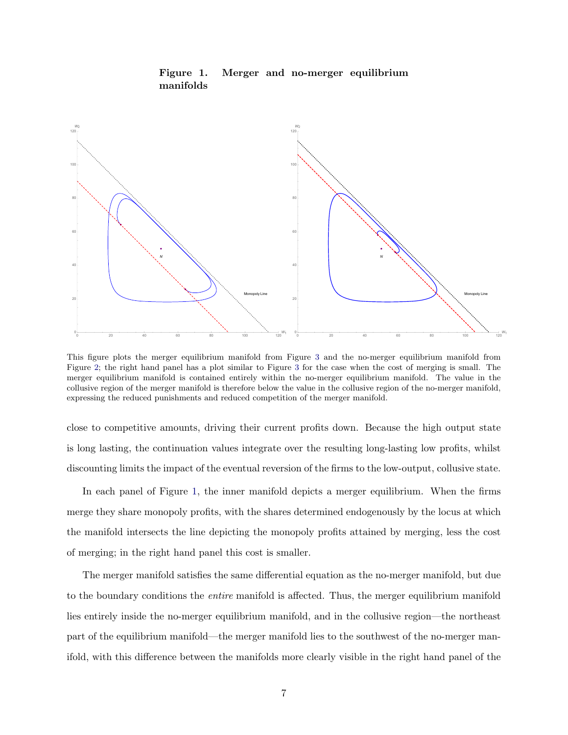**Figure 1. Merger and no-merger equilibrium manifolds**

This figure plots the merger equilibrium manifold from Figure 3 and the no-merger equilibrium manifold from Figure 2; the right hand panel has a plot similar to Figure 3 for the case when the cost of merging is small. The merger equilibrium manifold is contained entirely within the no-merger equilibrium manifold. The value in the collusive region of the merger manifold is therefore below the value in the collusive region of the no-merger manifold, expressing the reduced punishments and reduced competition of the merger manifold.

close to competitive amounts, driving their current profits down. Because the high output state is long lasting, the continuation values integrate over the resulting long-lasting low profits, whilst discounting limits the impact of the eventual reversion of the firms to the low-output, collusive state.

In each panel of Figure 1, the inner manifold depicts a merger equilibrium. When the firms merge they share monopoly profits, with the shares determined endogenously by the locus at which the manifold intersects the line depicting the monopoly profits attained by merging, less the cost of merging; in the right hand panel this cost is smaller.

The merger manifold satisfies the same differential equation as the no-merger manifold, but due to the boundary conditions the *entire* manifold is affected. Thus, the merger equilibrium manifold lies entirely inside the no-merger equilibrium manifold, and in the collusive region—the northeast part of the equilibrium manifold—the merger manifold lies to the southwest of the no-merger manifold, with this difference between the manifolds more clearly visible in the right hand panel of the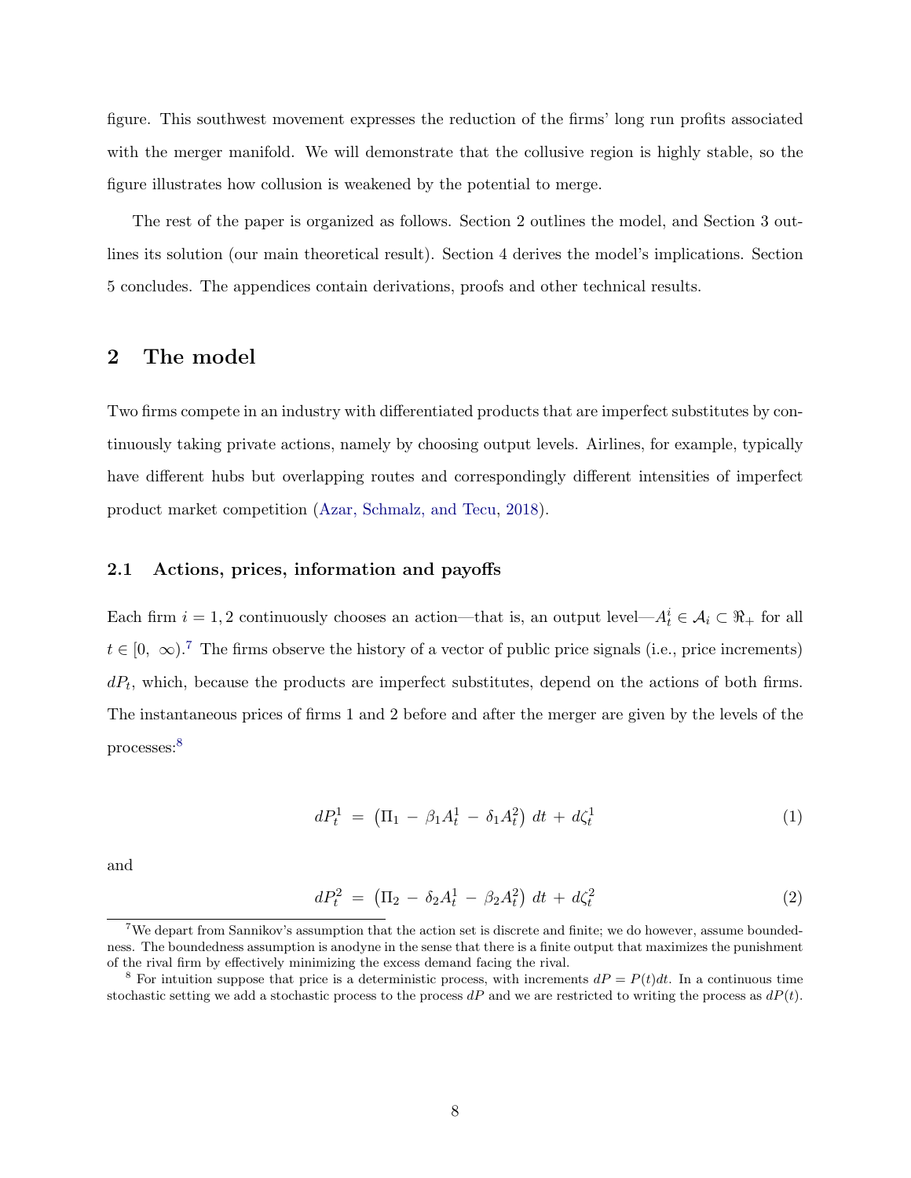figure. This southwest movement expresses the reduction of the firms' long run profits associated with the merger manifold. We will demonstrate that the collusive region is highly stable, so the figure illustrates how collusion is weakened by the potential to merge.

The rest of the paper is organized as follows. Section 2 outlines the model, and Section 3 outlines its solution (our main theoretical result). Section 4 derives the model's implications. Section 5 concludes. The appendices contain derivations, proofs and other technical results.

## 2 The model

Two firms compete in an industry with differentiated products that are imperfect substitutes by continuously taking private actions, namely by choosing output levels. Airlines, for example, typically have different hubs but overlapping routes and correspondingly different intensities of imperfect product market competition (Azar, Schmalz, and Tecu, 2018).

### 2.1 Actions, prices, information and payoffs

Each firm $i = 1, 2$ continuously chooses an action—that is, an output level—$A_t^i \in \mathcal{A}_i \subset \Re_+$ for all $t \in [0, \infty)$.[7] The firms observe the history of a vector of public price signals (i.e., price increments) $dP_t$, which, because the products are imperfect substitutes, depend on the actions of both firms. The instantaneous prices of firms 1 and 2 before and after the merger are given by the levels of the processes:[8]

$$dP_t^1 \;=\; \left(\Pi_1 \,-\, \beta_1 A_t^1 \,-\, \delta_1 A_t^2\right)\, dt \,+\, d\zeta_t^1 \tag{1}$$

and

$$dP_t^2 \;=\; \left(\Pi_2 \,-\, \delta_2 A_t^1 \,-\, \beta_2 A_t^2\right)\, dt \,+\, d\zeta_t^2 \tag{2}$$

[7] We depart from Sannikov's assumption that the action set is discrete and finite; we do however, assume boundedness. The boundedness assumption is anodyne in the sense that there is a finite output that maximizes the punishment of the rival firm by effectively minimizing the excess demand facing the rival.

[8] For intuition suppose that price is a deterministic process, with increments $dP = P(t)dt$. In a continuous time stochastic setting we add a stochastic process to the process $dP$ and we are restricted to writing the process as $dP(t)$.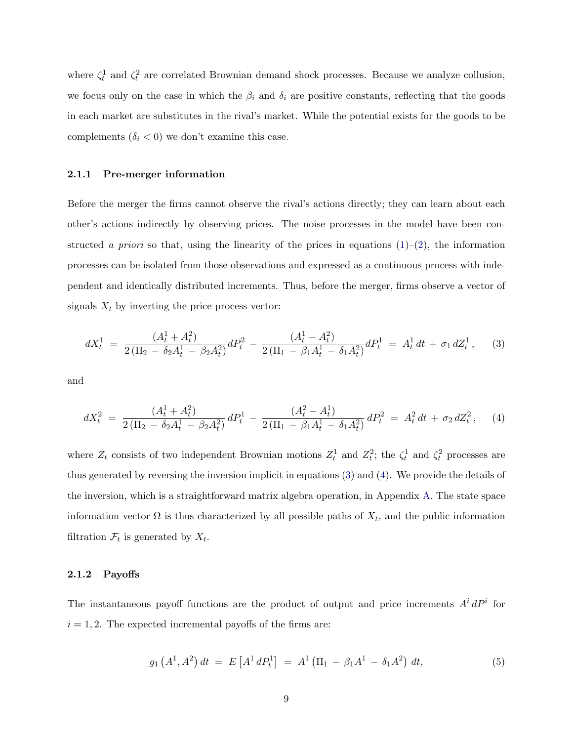where $\zeta_t^1$ and $\zeta_t^2$ are correlated Brownian demand shock processes. Because we analyze collusion, we focus only on the case in which the $\beta_i$ and $\delta_i$ are positive constants, reflecting that the goods in each market are substitutes in the rival's market. While the potential exists for the goods to be complements ($\delta_i < 0$) we don't examine this case.

### 2.1.1 Pre-merger information

Before the merger the firms cannot observe the rival's actions directly; they can learn about each other's actions indirectly by observing prices. The noise processes in the model have been constructed *a priori* so that, using the linearity of the prices in equations (1)–(2), the information processes can be isolated from those observations and expressed as a continuous process with independent and identically distributed increments. Thus, before the merger, firms observe a vector of signals $X_t$ by inverting the price process vector:

$$dX_t^1 \;=\; \frac{(A_t^1 + A_t^2)}{2\,(\Pi_2 \,-\, \delta_2 A_t^1 \,-\, \beta_2 A_t^2)}\,dP_t^2 \,-\, \frac{(A_t^1 - A_t^2)}{2\,(\Pi_1 \,-\, \beta_1 A_t^1 \,-\, \delta_1 A_t^2)}\,dP_t^1 \;=\; A_t^1\,dt \,+\, \sigma_1\,dZ_t^1\,, \qquad (3)$$

and

$$dX_t^2 \;=\; \frac{(A_t^1 + A_t^2)}{2\,(\Pi_2 \,-\, \delta_2 A_t^1 \,-\, \beta_2 A_t^2)}\,dP_t^1 \,-\, \frac{(A_t^2 - A_t^1)}{2\,(\Pi_1 \,-\, \beta_1 A_t^1 \,-\, \delta_1 A_t^2)}\,dP_t^2 \;=\; A_t^2\,dt \,+\, \sigma_2\,dZ_t^2\,, \qquad (4)$$

where $Z_t$ consists of two independent Brownian motions $Z_t^1$ and $Z_t^2$; the $\zeta_t^1$ and $\zeta_t^2$ processes are thus generated by reversing the inversion implicit in equations (3) and (4). We provide the details of the inversion, which is a straightforward matrix algebra operation, in Appendix A. The state space information vector $\Omega$ is thus characterized by all possible paths of $X_t$, and the public information filtration $\mathcal{F}_t$ is generated by $X_t$.

### 2.1.2 Payoffs

The instantaneous payoff functions are the product of output and price increments $A^i\,dP^i$ for $i = 1, 2$. The expected incremental payoffs of the firms are:

$$g_1\left(A^1, A^2\right)dt \;=\; E\left[A^1\,dP_t^1\right] \;=\; A^1\left(\Pi_1 \,-\, \beta_1 A^1 \,-\, \delta_1 A^2\right)\,dt, \qquad (5)$$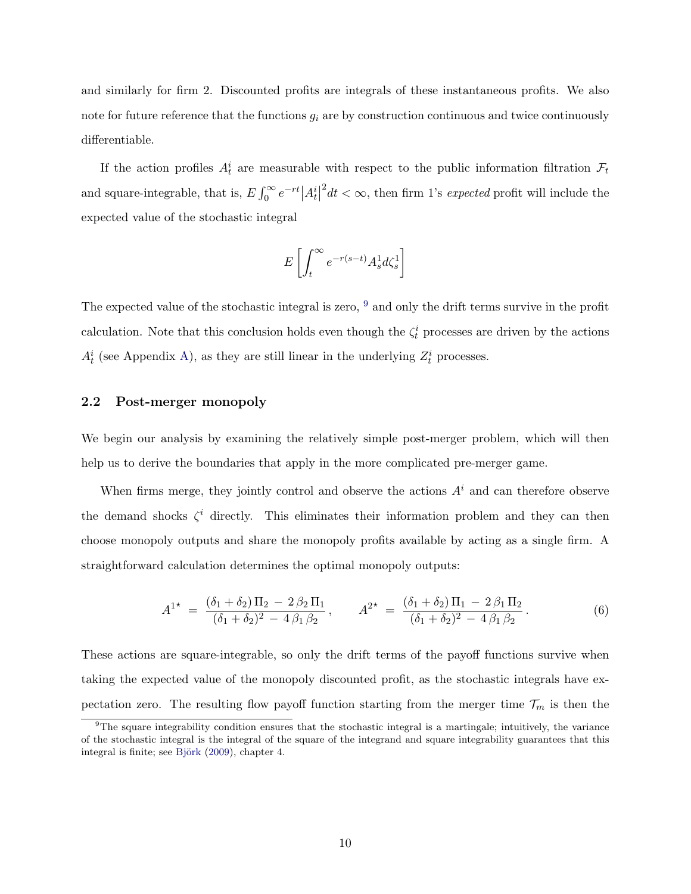and similarly for firm 2. Discounted profits are integrals of these instantaneous profits. We also note for future reference that the functions $g_i$ are by construction continuous and twice continuously differentiable.

If the action profiles $A^i_t$ are measurable with respect to the public information filtration $\mathcal{F}_t$ and square-integrable, that is, $E\int_0^\infty e^{-rt}\left|A^i_t\right|^2 dt < \infty$, then firm 1's *expected* profit will include the expected value of the stochastic integral

$$E\left[\int_t^\infty e^{-r(s-t)} A^1_s d\zeta^1_s\right]$$

The expected value of the stochastic integral is zero, [9] and only the drift terms survive in the profit calculation. Note that this conclusion holds even though the $\zeta^i_t$ processes are driven by the actions $A^i_t$ (see Appendix A), as they are still linear in the underlying $Z^i_t$ processes.

## 2.2 Post-merger monopoly

We begin our analysis by examining the relatively simple post-merger problem, which will then help us to derive the boundaries that apply in the more complicated pre-merger game.

When firms merge, they jointly control and observe the actions $A^i$ and can therefore observe the demand shocks $\zeta^i$ directly. This eliminates their information problem and they can then choose monopoly outputs and share the monopoly profits available by acting as a single firm. A straightforward calculation determines the optimal monopoly outputs:

$$A^{1\star} = \frac{(\delta_1+\delta_2)\,\Pi_2 - 2\,\beta_2\,\Pi_1}{(\delta_1+\delta_2)^2 - 4\,\beta_1\,\beta_2}\,, \qquad A^{2\star} = \frac{(\delta_1+\delta_2)\,\Pi_1 - 2\,\beta_1\,\Pi_2}{(\delta_1+\delta_2)^2 - 4\,\beta_1\,\beta_2}\,. \tag{6}$$

These actions are square-integrable, so only the drift terms of the payoff functions survive when taking the expected value of the monopoly discounted profit, as the stochastic integrals have expectation zero. The resulting flow payoff function starting from the merger time $\mathcal{T}_m$ is then the

[9] The square integrability condition ensures that the stochastic integral is a martingale; intuitively, the variance of the stochastic integral is the integral of the square of the integrand and square integrability guarantees that this integral is finite; see Björk (2009), chapter 4.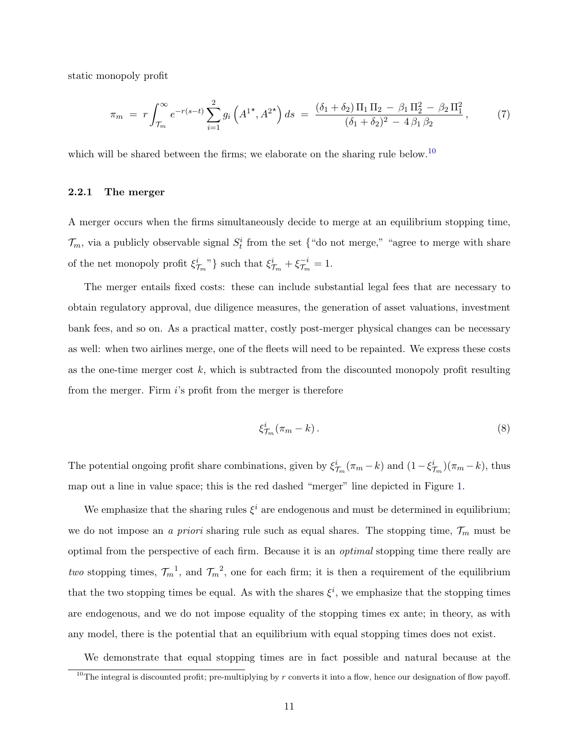static monopoly profit

$$\pi_m \;=\; r \int_{\mathcal{T}_m}^{\infty} e^{-r(s-t)} \sum_{i=1}^{2} g_i\left(A^{1\star}, A^{2\star}\right) ds \;=\; \frac{(\delta_1+\delta_2)\,\Pi_1\,\Pi_2 \;-\; \beta_1\,\Pi_2^2 \;-\; \beta_2\,\Pi_1^2}{(\delta_1+\delta_2)^2 \;-\; 4\,\beta_1\,\beta_2}\,, \tag{7}$$

which will be shared between the firms; we elaborate on the sharing rule below.[10]

### 2.2.1 The merger

A merger occurs when the firms simultaneously decide to merge at an equilibrium stopping time, $\mathcal{T}_m$, via a publicly observable signal $S_t^i$ from the set {"do not merge," "agree to merge with share of the net monopoly profit $\xi^i_{\mathcal{T}_m}$"} such that $\xi^i_{\mathcal{T}_m} + \xi^{-i}_{\mathcal{T}_m} = 1$.

The merger entails fixed costs: these can include substantial legal fees that are necessary to obtain regulatory approval, due diligence measures, the generation of asset valuations, investment bank fees, and so on. As a practical matter, costly post-merger physical changes can be necessary as well: when two airlines merge, one of the fleets will need to be repainted. We express these costs as the one-time merger cost $k$, which is subtracted from the discounted monopoly profit resulting from the merger. Firm $i$'s profit from the merger is therefore

$$\xi^i_{\mathcal{T}_m}(\pi_m - k)\,. \tag{8}$$

The potential ongoing profit share combinations, given by $\xi^i_{\mathcal{T}_m}(\pi_m - k)$ and $(1-\xi^i_{\mathcal{T}_m})(\pi_m - k)$, thus map out a line in value space; this is the red dashed "merger" line depicted in Figure 1.

We emphasize that the sharing rules $\xi^i$ are endogenous and must be determined in equilibrium; we do not impose an *a priori* sharing rule such as equal shares. The stopping time, $\mathcal{T}_m$ must be optimal from the perspective of each firm. Because it is an *optimal* stopping time there really are *two* stopping times, ${\mathcal{T}_m}^1$, and ${\mathcal{T}_m}^2$, one for each firm; it is then a requirement of the equilibrium that the two stopping times be equal. As with the shares $\xi^i$, we emphasize that the stopping times are endogenous, and we do not impose equality of the stopping times ex ante; in theory, as with any model, there is the potential that an equilibrium with equal stopping times does not exist.

We demonstrate that equal stopping times are in fact possible and natural because at the

[10] The integral is discounted profit; pre-multiplying by $r$ converts it into a flow, hence our designation of flow payoff.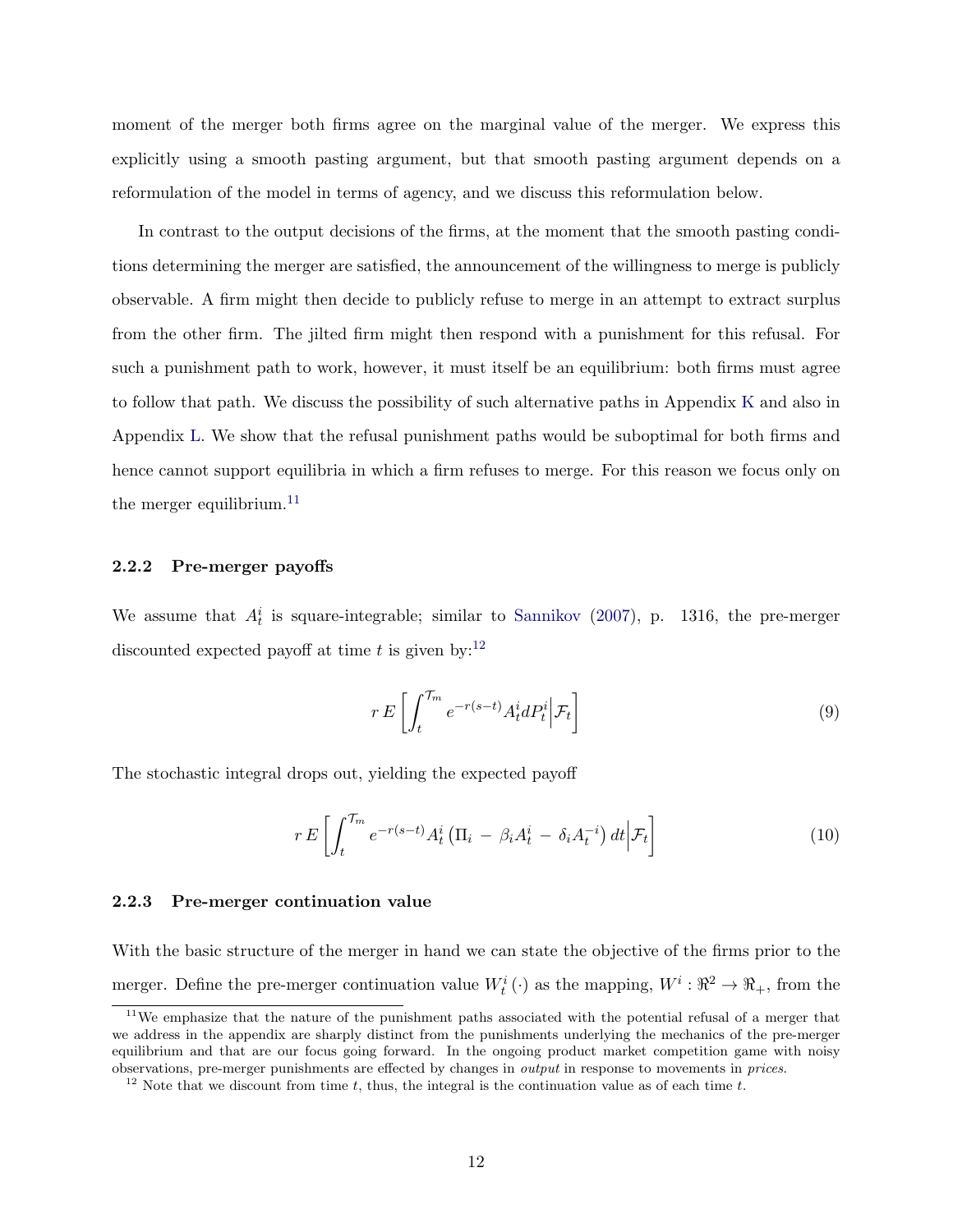moment of the merger both firms agree on the marginal value of the merger. We express this explicitly using a smooth pasting argument, but that smooth pasting argument depends on a reformulation of the model in terms of agency, and we discuss this reformulation below.

In contrast to the output decisions of the firms, at the moment that the smooth pasting conditions determining the merger are satisfied, the announcement of the willingness to merge is publicly observable. A firm might then decide to publicly refuse to merge in an attempt to extract surplus from the other firm. The jilted firm might then respond with a punishment for this refusal. For such a punishment path to work, however, it must itself be an equilibrium: both firms must agree to follow that path. We discuss the possibility of such alternative paths in Appendix K and also in Appendix L. We show that the refusal punishment paths would be suboptimal for both firms and hence cannot support equilibria in which a firm refuses to merge. For this reason we focus only on the merger equilibrium.[11]

### 2.2.2 Pre-merger payoffs

We assume that $A_t^i$ is square-integrable; similar to Sannikov (2007), p. 1316, the pre-merger discounted expected payoff at time $t$ is given by:[12]

$$r\,E\left[\int_t^{\mathcal{T}_m} e^{-r(s-t)} A_t^i dP_t^i \middle| \mathcal{F}_t\right] \tag{9}$$

The stochastic integral drops out, yielding the expected payoff

$$r\,E\left[\int_t^{\mathcal{T}_m} e^{-r(s-t)} A_t^i \left(\Pi_i \,-\, \beta_i A_t^i \,-\, \delta_i A_t^{-i}\right) dt \middle| \mathcal{F}_t\right] \tag{10}$$

### 2.2.3 Pre-merger continuation value

With the basic structure of the merger in hand we can state the objective of the firms prior to the merger. Define the pre-merger continuation value $W_t^i(\cdot)$ as the mapping, $W^i : \Re^2 \to \Re_+$, from the

[11] We emphasize that the nature of the punishment paths associated with the potential refusal of a merger that we address in the appendix are sharply distinct from the punishments underlying the mechanics of the pre-merger equilibrium and that are our focus going forward. In the ongoing product market competition game with noisy observations, pre-merger punishments are effected by changes in *output* in response to movements in *prices*.

[12] Note that we discount from time $t$, thus, the integral is the continuation value as of each time $t$.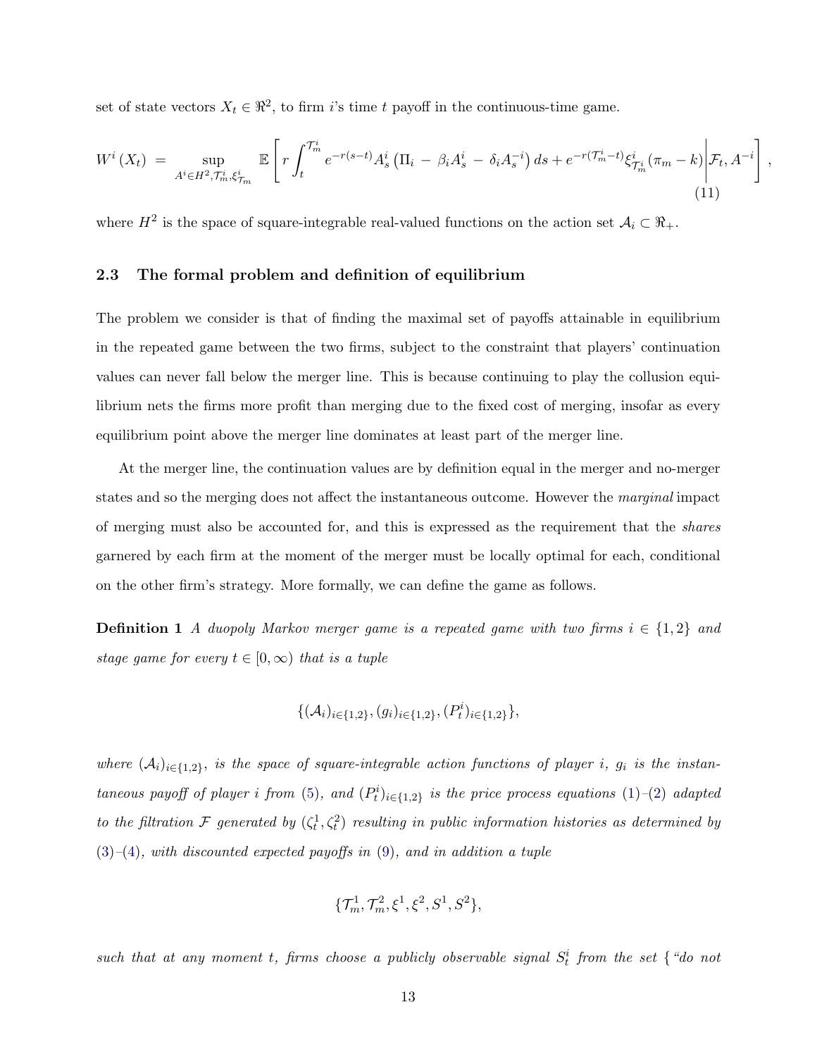set of state vectors $X_t \in \Re^2$, to firm $i$'s time $t$ payoff in the continuous-time game.

$$
W^i(X_t) = \sup_{A^i \in H^2, \mathcal{T}_m^i, \xi^i_{\mathcal{T}_m}} \mathbb{E}\left[ r\int_t^{\mathcal{T}_m^i} e^{-r(s-t)} A_s^i \left(\Pi_i - \beta_i A_s^i - \delta_i A_s^{-i}\right) ds + e^{-r(\mathcal{T}_m^i - t)} \xi^i_{\mathcal{T}_m^i} (\pi_m - k) \middle| \mathcal{F}_t, A^{-i} \right], \tag{11}
$$

where $H^2$ is the space of square-integrable real-valued functions on the action set $\mathcal{A}_i \subset \Re_+$.

### 2.3 The formal problem and definition of equilibrium

The problem we consider is that of finding the maximal set of payoffs attainable in equilibrium in the repeated game between the two firms, subject to the constraint that players' continuation values can never fall below the merger line. This is because continuing to play the collusion equilibrium nets the firms more profit than merging due to the fixed cost of merging, insofar as every equilibrium point above the merger line dominates at least part of the merger line.

At the merger line, the continuation values are by definition equal in the merger and no-merger states and so the merging does not affect the instantaneous outcome. However the *marginal* impact of merging must also be accounted for, and this is expressed as the requirement that the *shares* garnered by each firm at the moment of the merger must be locally optimal for each, conditional on the other firm's strategy. More formally, we can define the game as follows.

**Definition 1** *A duopoly Markov merger game is a repeated game with two firms $i \in \{1, 2\}$ and stage game for every $t \in [0, \infty)$ that is a tuple*

$$
\{(\mathcal{A}_i)_{i\in\{1,2\}}, (g_i)_{i\in\{1,2\}}, (P_t^i)_{i\in\{1,2\}}\},
$$

*where $(\mathcal{A}_i)_{i\in\{1,2\}}$, is the space of square-integrable action functions of player $i$, $g_i$ is the instantaneous payoff of player $i$ from (5), and $(P_t^i)_{i\in\{1,2\}}$ is the price process equations (1)–(2) adapted to the filtration $\mathcal{F}$ generated by $(\zeta_t^1, \zeta_t^2)$ resulting in public information histories as determined by (3)–(4), with discounted expected payoffs in (9), and in addition a tuple*

$$
\{\mathcal{T}_m^1, \mathcal{T}_m^2, \xi^1, \xi^2, S^1, S^2\},
$$

*such that at any moment $t$, firms choose a publicly observable signal $S_t^i$ from the set { "do not*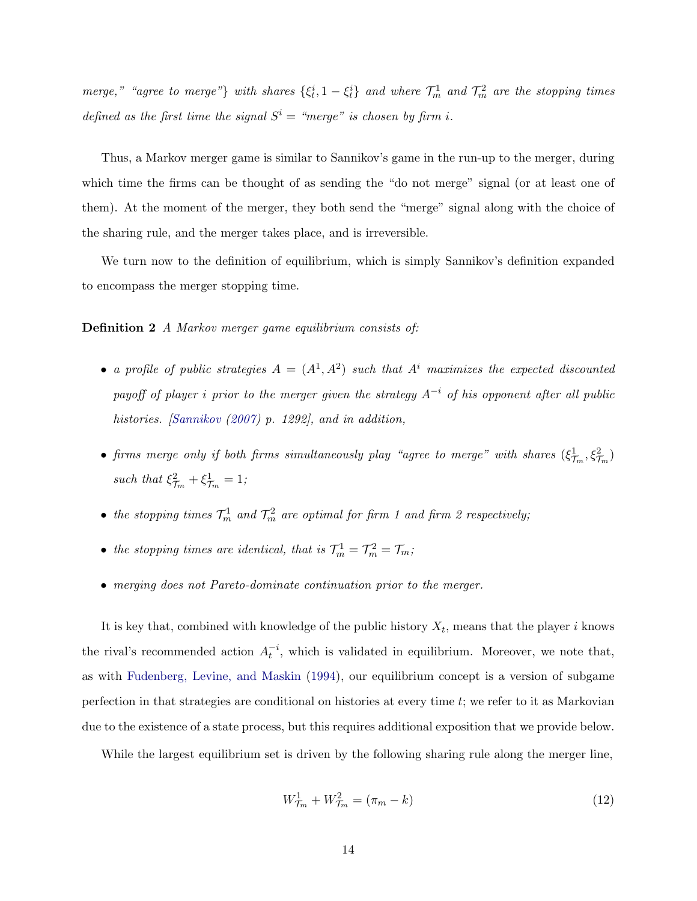*merge," "agree to merge"} with shares $\{\xi_t^i, 1-\xi_t^i\}$ and where $\mathcal{T}_m^1$ and $\mathcal{T}_m^2$ are the stopping times defined as the first time the signal $S^i$ = "merge" is chosen by firm $i$.*

Thus, a Markov merger game is similar to Sannikov's game in the run-up to the merger, during which time the firms can be thought of as sending the "do not merge" signal (or at least one of them). At the moment of the merger, they both send the "merge" signal along with the choice of the sharing rule, and the merger takes place, and is irreversible.

We turn now to the definition of equilibrium, which is simply Sannikov's definition expanded to encompass the merger stopping time.

**Definition 2** *A Markov merger game equilibrium consists of:*

- *a profile of public strategies $A = (A^1, A^2)$ such that $A^i$ maximizes the expected discounted payoff of player $i$ prior to the merger given the strategy $A^{-i}$ of his opponent after all public histories. [Sannikov (2007) p. 1292], and in addition,*
- *firms merge only if both firms simultaneously play "agree to merge" with shares $(\xi_{\mathcal{T}_m}^1, \xi_{\mathcal{T}_m}^2)$ such that $\xi_{\mathcal{T}_m}^2 + \xi_{\mathcal{T}_m}^1 = 1$;*
- *the stopping times $\mathcal{T}_m^1$ and $\mathcal{T}_m^2$ are optimal for firm 1 and firm 2 respectively;*
- *the stopping times are identical, that is $\mathcal{T}_m^1 = \mathcal{T}_m^2 = \mathcal{T}_m$;*
- *merging does not Pareto-dominate continuation prior to the merger.*

It is key that, combined with knowledge of the public history $X_t$, means that the player $i$ knows the rival's recommended action $A_t^{-i}$, which is validated in equilibrium. Moreover, we note that, as with Fudenberg, Levine, and Maskin (1994), our equilibrium concept is a version of subgame perfection in that strategies are conditional on histories at every time $t$; we refer to it as Markovian due to the existence of a state process, but this requires additional exposition that we provide below.

While the largest equilibrium set is driven by the following sharing rule along the merger line,

$$W_{\mathcal{T}_m}^1 + W_{\mathcal{T}_m}^2 = (\pi_m - k) \tag{12}$$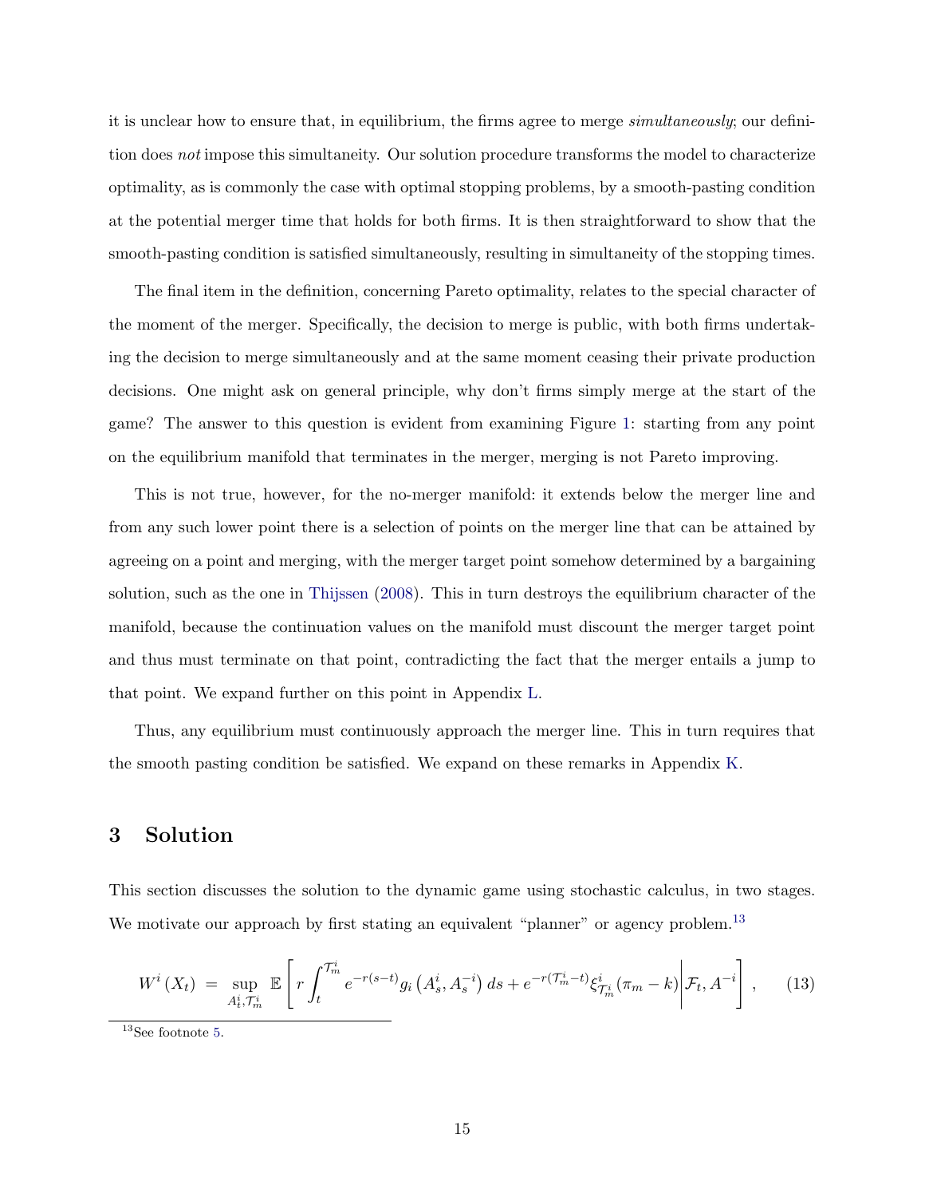it is unclear how to ensure that, in equilibrium, the firms agree to merge *simultaneously*; our definition does *not* impose this simultaneity. Our solution procedure transforms the model to characterize optimality, as is commonly the case with optimal stopping problems, by a smooth-pasting condition at the potential merger time that holds for both firms. It is then straightforward to show that the smooth-pasting condition is satisfied simultaneously, resulting in simultaneity of the stopping times.

The final item in the definition, concerning Pareto optimality, relates to the special character of the moment of the merger. Specifically, the decision to merge is public, with both firms undertaking the decision to merge simultaneously and at the same moment ceasing their private production decisions. One might ask on general principle, why don't firms simply merge at the start of the game? The answer to this question is evident from examining Figure 1: starting from any point on the equilibrium manifold that terminates in the merger, merging is not Pareto improving.

This is not true, however, for the no-merger manifold: it extends below the merger line and from any such lower point there is a selection of points on the merger line that can be attained by agreeing on a point and merging, with the merger target point somehow determined by a bargaining solution, such as the one in Thijssen (2008). This in turn destroys the equilibrium character of the manifold, because the continuation values on the manifold must discount the merger target point and thus must terminate on that point, contradicting the fact that the merger entails a jump to that point. We expand further on this point in Appendix L.

Thus, any equilibrium must continuously approach the merger line. This in turn requires that the smooth pasting condition be satisfied. We expand on these remarks in Appendix K.

## 3 Solution

This section discusses the solution to the dynamic game using stochastic calculus, in two stages. We motivate our approach by first stating an equivalent "planner" or agency problem.[13]

$$W^i\left(X_t\right) \;=\; \sup_{A_t^i,\mathcal{T}_m^i} \mathbb{E}\left[ r\int_t^{\mathcal{T}_m^i} e^{-r(s-t)} g_i\left(A_s^i, A_s^{-i}\right) ds + e^{-r\left(\mathcal{T}_m^i - t\right)} \xi^i_{\mathcal{T}_m^i}\left(\pi_m - k\right) \middle| \mathcal{F}_t, A^{-i} \right], \qquad (13)$$

[13] See footnote 5.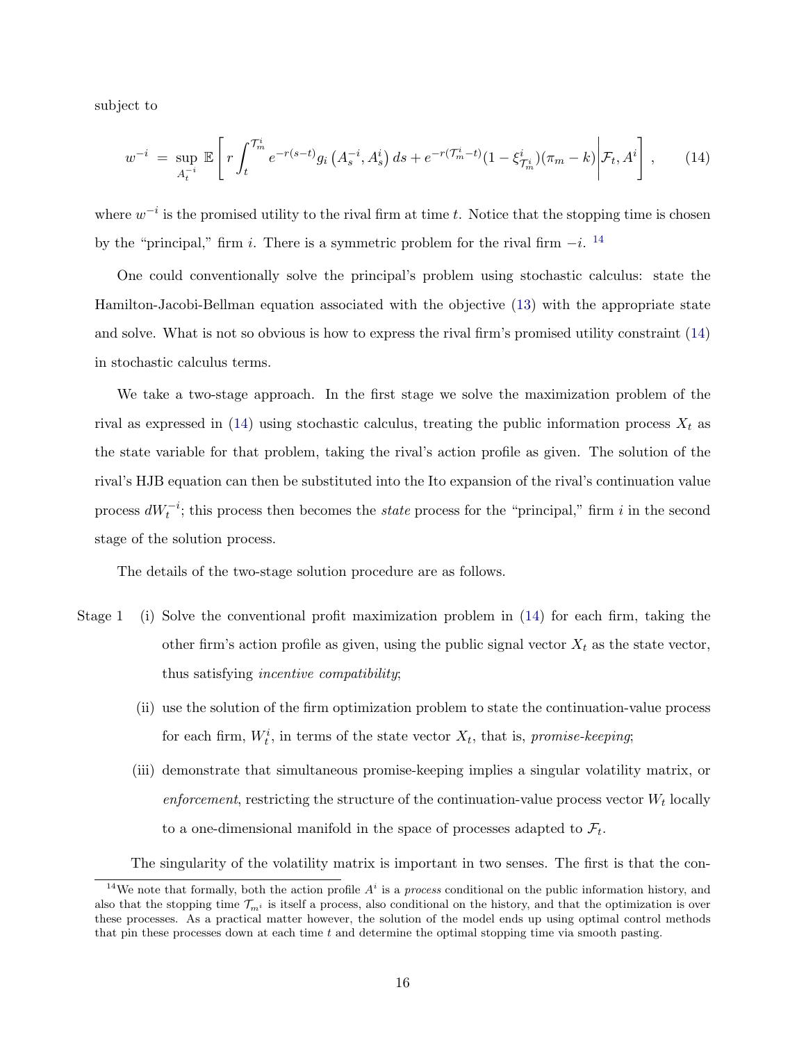subject to

$$w^{-i} \;=\; \sup_{A_t^{-i}} \mathbb{E}\left[ r\int_t^{\mathcal{T}_m^i} e^{-r(s-t)} g_i\left(A_s^{-i}, A_s^i\right) ds + e^{-r(\mathcal{T}_m^i - t)}(1-\xi^i_{\mathcal{T}_m^i})(\pi_m - k) \middle| \mathcal{F}_t, A^i \right], \qquad (14)$$

where $w^{-i}$ is the promised utility to the rival firm at time $t$. Notice that the stopping time is chosen by the "principal," firm $i$. There is a symmetric problem for the rival firm $-i$. [14]

One could conventionally solve the principal's problem using stochastic calculus: state the Hamilton-Jacobi-Bellman equation associated with the objective (13) with the appropriate state and solve. What is not so obvious is how to express the rival firm's promised utility constraint (14) in stochastic calculus terms.

We take a two-stage approach. In the first stage we solve the maximization problem of the rival as expressed in (14) using stochastic calculus, treating the public information process $X_t$ as the state variable for that problem, taking the rival's action profile as given. The solution of the rival's HJB equation can then be substituted into the Ito expansion of the rival's continuation value process $dW_t^{-i}$; this process then becomes the *state* process for the "principal," firm $i$ in the second stage of the solution process.

The details of the two-stage solution procedure are as follows.

Stage 1

(i) Solve the conventional profit maximization problem in (14) for each firm, taking the other firm's action profile as given, using the public signal vector $X_t$ as the state vector, thus satisfying *incentive compatibility*;

(ii) use the solution of the firm optimization problem to state the continuation-value process for each firm, $W_t^i$, in terms of the state vector $X_t$, that is, *promise-keeping*;

(iii) demonstrate that simultaneous promise-keeping implies a singular volatility matrix, or *enforcement*, restricting the structure of the continuation-value process vector $W_t$ locally to a one-dimensional manifold in the space of processes adapted to $\mathcal{F}_t$.

The singularity of the volatility matrix is important in two senses. The first is that the con-

[14] We note that formally, both the action profile $A^i$ is a *process* conditional on the public information history, and also that the stopping time $\mathcal{T}_{m^i}$ is itself a process, also conditional on the history, and that the optimization is over these processes. As a practical matter however, the solution of the model ends up using optimal control methods that pin these processes down at each time $t$ and determine the optimal stopping time via smooth pasting.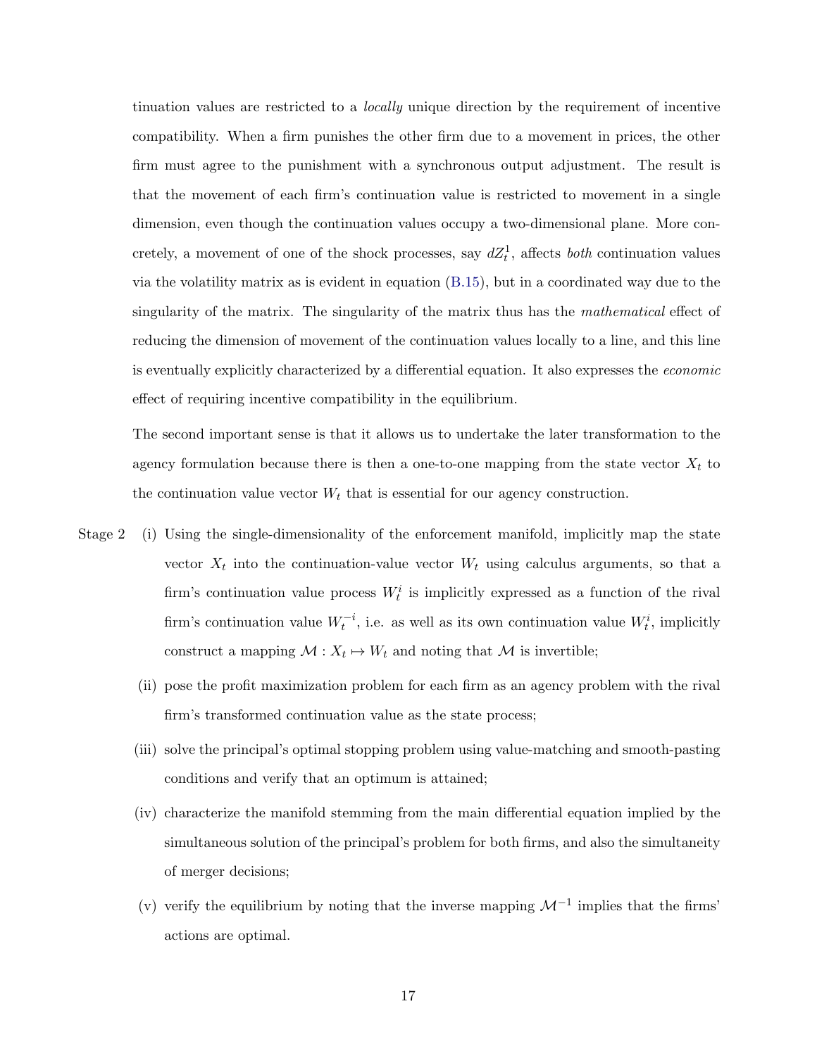tinuation values are restricted to a *locally* unique direction by the requirement of incentive compatibility. When a firm punishes the other firm due to a movement in prices, the other firm must agree to the punishment with a synchronous output adjustment. The result is that the movement of each firm's continuation value is restricted to movement in a single dimension, even though the continuation values occupy a two-dimensional plane. More concretely, a movement of one of the shock processes, say $dZ_t^1$, affects *both* continuation values via the volatility matrix as is evident in equation (B.15), but in a coordinated way due to the singularity of the matrix. The singularity of the matrix thus has the *mathematical* effect of reducing the dimension of movement of the continuation values locally to a line, and this line is eventually explicitly characterized by a differential equation. It also expresses the *economic* effect of requiring incentive compatibility in the equilibrium.

The second important sense is that it allows us to undertake the later transformation to the agency formulation because there is then a one-to-one mapping from the state vector $X_t$ to the continuation value vector $W_t$ that is essential for our agency construction.

Stage 2

(i) Using the single-dimensionality of the enforcement manifold, implicitly map the state vector $X_t$ into the continuation-value vector $W_t$ using calculus arguments, so that a firm's continuation value process $W_t^i$ is implicitly expressed as a function of the rival firm's continuation value $W_t^{-i}$, i.e. as well as its own continuation value $W_t^i$, implicitly construct a mapping $\mathcal{M} : X_t \mapsto W_t$ and noting that $\mathcal{M}$ is invertible;

(ii) pose the profit maximization problem for each firm as an agency problem with the rival firm's transformed continuation value as the state process;

(iii) solve the principal's optimal stopping problem using value-matching and smooth-pasting conditions and verify that an optimum is attained;

(iv) characterize the manifold stemming from the main differential equation implied by the simultaneous solution of the principal's problem for both firms, and also the simultaneity of merger decisions;

(v) verify the equilibrium by noting that the inverse mapping $\mathcal{M}^{-1}$ implies that the firms' actions are optimal.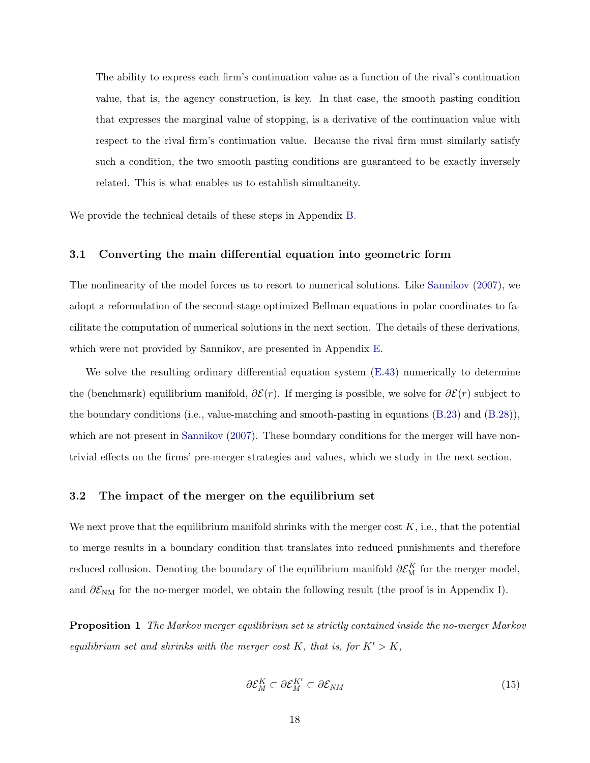> The ability to express each firm's continuation value as a function of the rival's continuation value, that is, the agency construction, is key. In that case, the smooth pasting condition that expresses the marginal value of stopping, is a derivative of the continuation value with respect to the rival firm's continuation value. Because the rival firm must similarly satisfy such a condition, the two smooth pasting conditions are guaranteed to be exactly inversely related. This is what enables us to establish simultaneity.

We provide the technical details of these steps in Appendix B.

### 3.1 Converting the main differential equation into geometric form

The nonlinearity of the model forces us to resort to numerical solutions. Like Sannikov (2007), we adopt a reformulation of the second-stage optimized Bellman equations in polar coordinates to facilitate the computation of numerical solutions in the next section. The details of these derivations, which were not provided by Sannikov, are presented in Appendix E.

We solve the resulting ordinary differential equation system (E.43) numerically to determine the (benchmark) equilibrium manifold, $\partial\mathcal{E}(r)$. If merging is possible, we solve for $\partial\mathcal{E}(r)$ subject to the boundary conditions (i.e., value-matching and smooth-pasting in equations (B.23) and (B.28)), which are not present in Sannikov (2007). These boundary conditions for the merger will have nontrivial effects on the firms' pre-merger strategies and values, which we study in the next section.

### 3.2 The impact of the merger on the equilibrium set

We next prove that the equilibrium manifold shrinks with the merger cost $K$, i.e., that the potential to merge results in a boundary condition that translates into reduced punishments and therefore reduced collusion. Denoting the boundary of the equilibrium manifold $\partial\mathcal{E}_{\text{M}}^{K}$ for the merger model, and $\partial\mathcal{E}_{\text{NM}}$ for the no-merger model, we obtain the following result (the proof is in Appendix I).

**Proposition 1** *The Markov merger equilibrium set is strictly contained inside the no-merger Markov equilibrium set and shrinks with the merger cost $K$, that is, for $K' > K$,*

$$\partial\mathcal{E}_{M}^{K} \subset \partial\mathcal{E}_{M}^{K'} \subset \partial\mathcal{E}_{NM} \tag{15}$$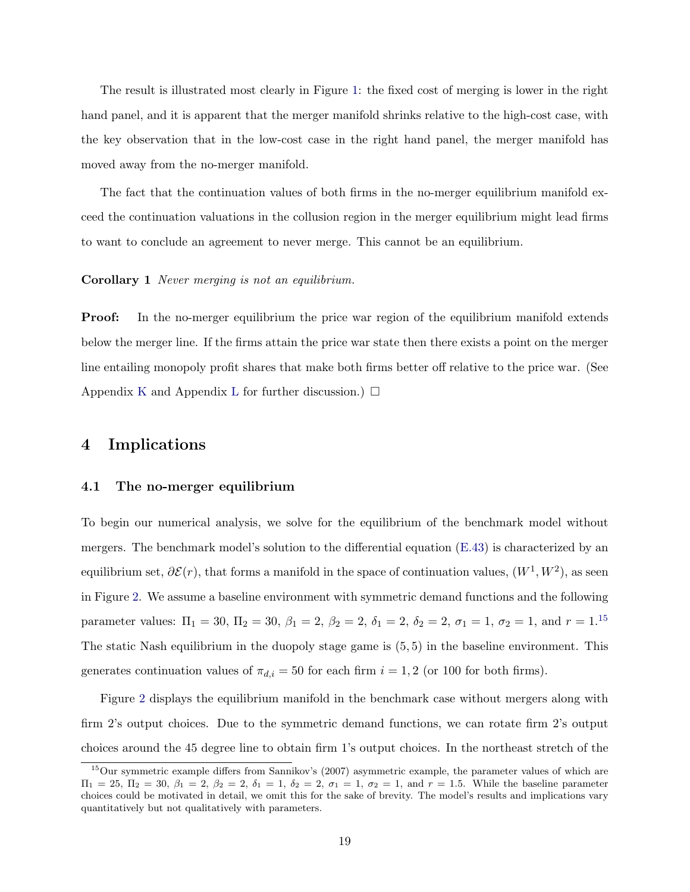The result is illustrated most clearly in Figure 1: the fixed cost of merging is lower in the right hand panel, and it is apparent that the merger manifold shrinks relative to the high-cost case, with the key observation that in the low-cost case in the right hand panel, the merger manifold has moved away from the no-merger manifold.

The fact that the continuation values of both firms in the no-merger equilibrium manifold exceed the continuation valuations in the collusion region in the merger equilibrium might lead firms to want to conclude an agreement to never merge. This cannot be an equilibrium.

**Corollary 1** *Never merging is not an equilibrium.*

**Proof:** In the no-merger equilibrium the price war region of the equilibrium manifold extends below the merger line. If the firms attain the price war state then there exists a point on the merger line entailing monopoly profit shares that make both firms better off relative to the price war. (See Appendix K and Appendix L for further discussion.) □

## 4 Implications

### 4.1 The no-merger equilibrium

To begin our numerical analysis, we solve for the equilibrium of the benchmark model without mergers. The benchmark model's solution to the differential equation (E.43) is characterized by an equilibrium set, $\partial\mathcal{E}(r)$, that forms a manifold in the space of continuation values, $(W^1, W^2)$, as seen in Figure 2. We assume a baseline environment with symmetric demand functions and the following parameter values: $\Pi_1 = 30$, $\Pi_2 = 30$, $\beta_1 = 2$, $\beta_2 = 2$, $\delta_1 = 2$, $\delta_2 = 2$, $\sigma_1 = 1$, $\sigma_2 = 1$, and $r = 1$.[15] The static Nash equilibrium in the duopoly stage game is $(5, 5)$ in the baseline environment. This generates continuation values of $\pi_{d,i} = 50$ for each firm $i = 1, 2$ (or 100 for both firms).

Figure 2 displays the equilibrium manifold in the benchmark case without mergers along with firm 2's output choices. Due to the symmetric demand functions, we can rotate firm 2's output choices around the 45 degree line to obtain firm 1's output choices. In the northeast stretch of the

[15] Our symmetric example differs from Sannikov's (2007) asymmetric example, the parameter values of which are $\Pi_1 = 25$, $\Pi_2 = 30$, $\beta_1 = 2$, $\beta_2 = 2$, $\delta_1 = 1$, $\delta_2 = 2$, $\sigma_1 = 1$, $\sigma_2 = 1$, and $r = 1.5$. While the baseline parameter choices could be motivated in detail, we omit this for the sake of brevity. The model's results and implications vary quantitatively but not qualitatively with parameters.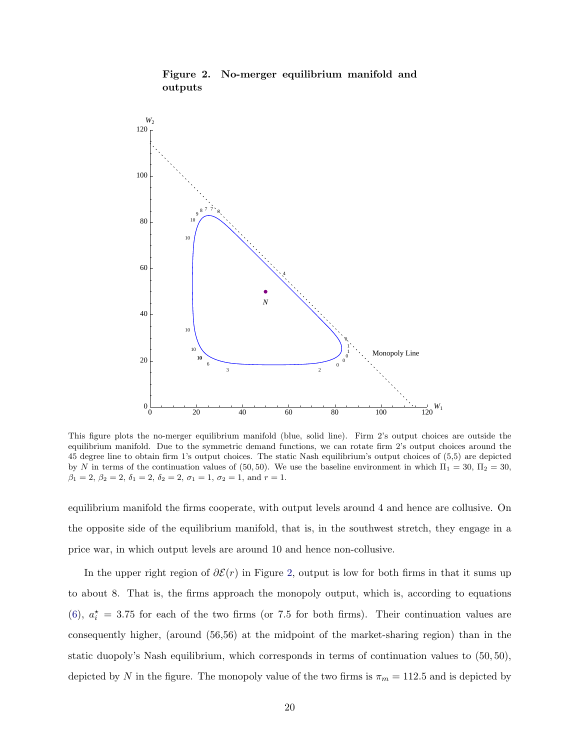**Figure 2. No-merger equilibrium manifold and outputs**

This figure plots the no-merger equilibrium manifold (blue, solid line). Firm 2's output choices are outside the equilibrium manifold. Due to the symmetric demand functions, we can rotate firm 2's output choices around the 45 degree line to obtain firm 1's output choices. The static Nash equilibrium's output choices of (5,5) are depicted by $N$ in terms of the continuation values of $(50, 50)$. We use the baseline environment in which $\Pi_1 = 30$, $\Pi_2 = 30$, $\beta_1 = 2$, $\beta_2 = 2$, $\delta_1 = 2$, $\delta_2 = 2$, $\sigma_1 = 1$, $\sigma_2 = 1$, and $r = 1$.

equilibrium manifold the firms cooperate, with output levels around 4 and hence are collusive. On the opposite side of the equilibrium manifold, that is, in the southwest stretch, they engage in a price war, in which output levels are around 10 and hence non-collusive.

In the upper right region of $\partial\mathcal{E}(r)$ in Figure 2, output is low for both firms in that it sums up to about 8. That is, the firms approach the monopoly output, which is, according to equations (6), $a_i^\star = 3.75$ for each of the two firms (or 7.5 for both firms). Their continuation values are consequently higher, (around (56,56) at the midpoint of the market-sharing region) than in the static duopoly's Nash equilibrium, which corresponds in terms of continuation values to $(50, 50)$, depicted by $N$ in the figure. The monopoly value of the two firms is $\pi_m = 112.5$ and is depicted by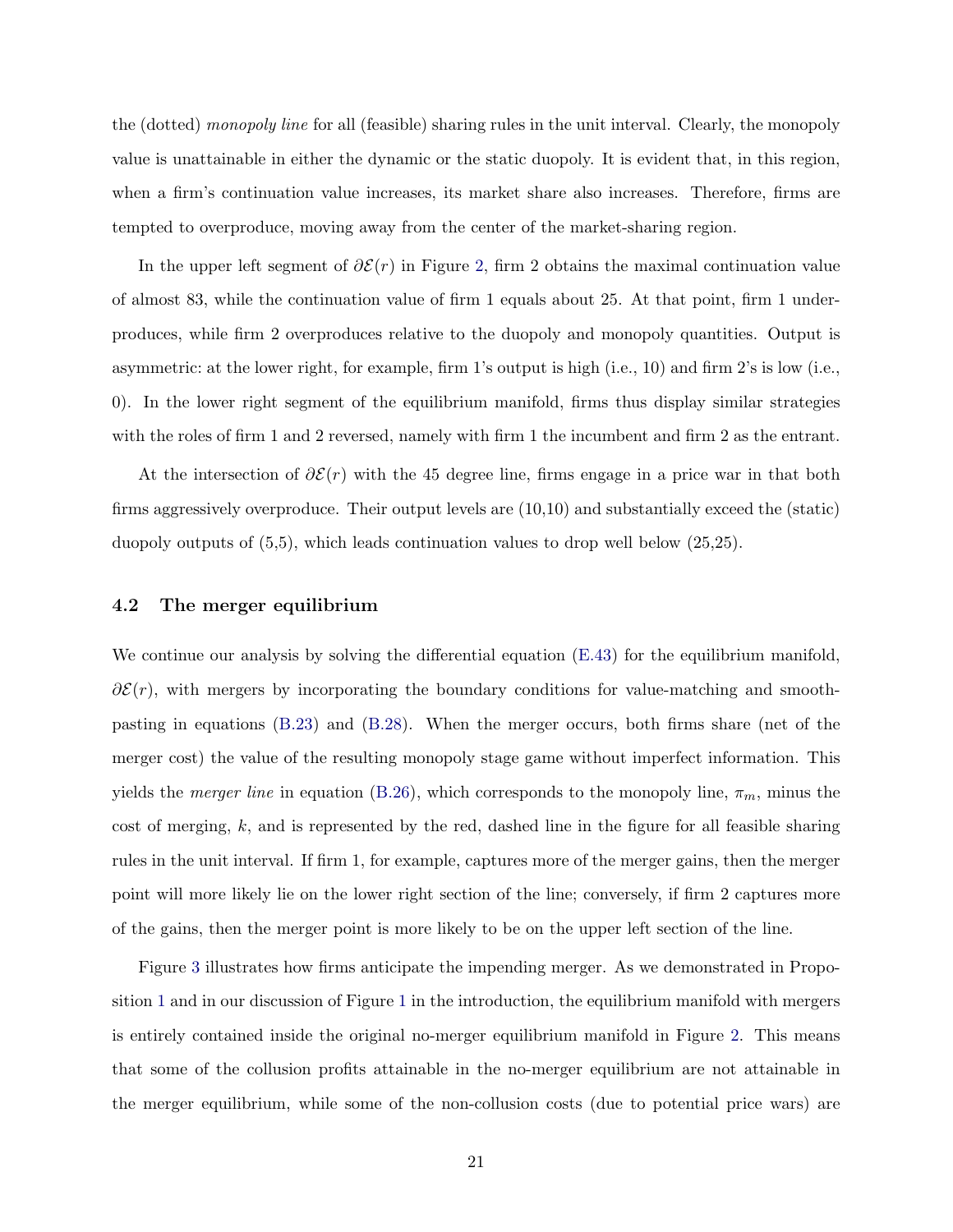the (dotted) *monopoly line* for all (feasible) sharing rules in the unit interval. Clearly, the monopoly value is unattainable in either the dynamic or the static duopoly. It is evident that, in this region, when a firm's continuation value increases, its market share also increases. Therefore, firms are tempted to overproduce, moving away from the center of the market-sharing region.

In the upper left segment of $\partial\mathcal{E}(r)$ in Figure 2, firm 2 obtains the maximal continuation value of almost 83, while the continuation value of firm 1 equals about 25. At that point, firm 1 underproduces, while firm 2 overproduces relative to the duopoly and monopoly quantities. Output is asymmetric: at the lower right, for example, firm 1's output is high (i.e., 10) and firm 2's is low (i.e., 0). In the lower right segment of the equilibrium manifold, firms thus display similar strategies with the roles of firm 1 and 2 reversed, namely with firm 1 the incumbent and firm 2 as the entrant.

At the intersection of $\partial\mathcal{E}(r)$ with the 45 degree line, firms engage in a price war in that both firms aggressively overproduce. Their output levels are (10,10) and substantially exceed the (static) duopoly outputs of (5,5), which leads continuation values to drop well below (25,25).

### 4.2 The merger equilibrium

We continue our analysis by solving the differential equation (E.43) for the equilibrium manifold, $\partial\mathcal{E}(r)$, with mergers by incorporating the boundary conditions for value-matching and smooth-pasting in equations (B.23) and (B.28). When the merger occurs, both firms share (net of the merger cost) the value of the resulting monopoly stage game without imperfect information. This yields the *merger line* in equation (B.26), which corresponds to the monopoly line, $\pi_m$, minus the cost of merging, $k$, and is represented by the red, dashed line in the figure for all feasible sharing rules in the unit interval. If firm 1, for example, captures more of the merger gains, then the merger point will more likely lie on the lower right section of the line; conversely, if firm 2 captures more of the gains, then the merger point is more likely to be on the upper left section of the line.

Figure 3 illustrates how firms anticipate the impending merger. As we demonstrated in Proposition 1 and in our discussion of Figure 1 in the introduction, the equilibrium manifold with mergers is entirely contained inside the original no-merger equilibrium manifold in Figure 2. This means that some of the collusion profits attainable in the no-merger equilibrium are not attainable in the merger equilibrium, while some of the non-collusion costs (due to potential price wars) are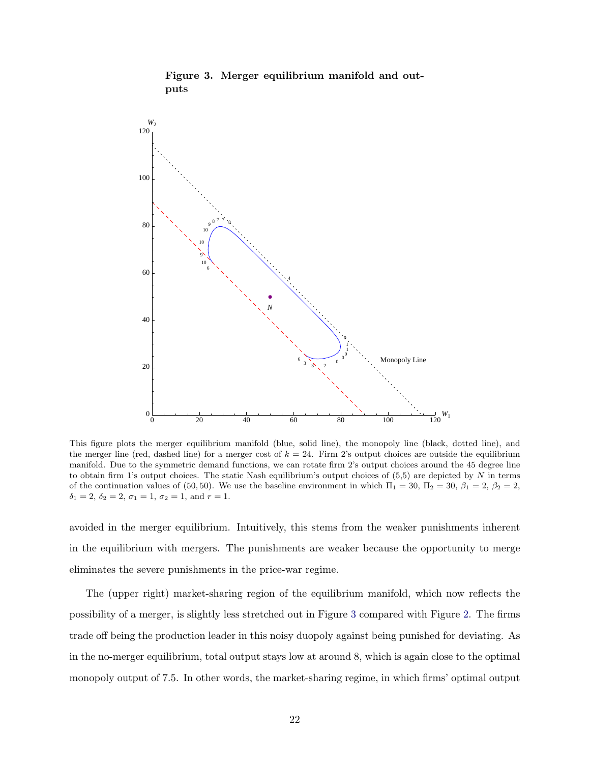**Figure 3. Merger equilibrium manifold and outputs**

This figure plots the merger equilibrium manifold (blue, solid line), the monopoly line (black, dotted line), and the merger line (red, dashed line) for a merger cost of $k = 24$. Firm 2's output choices are outside the equilibrium manifold. Due to the symmetric demand functions, we can rotate firm 2's output choices around the 45 degree line to obtain firm 1's output choices. The static Nash equilibrium's output choices of (5,5) are depicted by $N$ in terms of the continuation values of $(50, 50)$. We use the baseline environment in which $\Pi_1 = 30$, $\Pi_2 = 30$, $\beta_1 = 2$, $\beta_2 = 2$, $\delta_1 = 2$, $\delta_2 = 2$, $\sigma_1 = 1$, $\sigma_2 = 1$, and $r = 1$.

avoided in the merger equilibrium. Intuitively, this stems from the weaker punishments inherent in the equilibrium with mergers. The punishments are weaker because the opportunity to merge eliminates the severe punishments in the price-war regime.

The (upper right) market-sharing region of the equilibrium manifold, which now reflects the possibility of a merger, is slightly less stretched out in Figure 3 compared with Figure 2. The firms trade off being the production leader in this noisy duopoly against being punished for deviating. As in the no-merger equilibrium, total output stays low at around 8, which is again close to the optimal monopoly output of 7.5. In other words, the market-sharing regime, in which firms' optimal output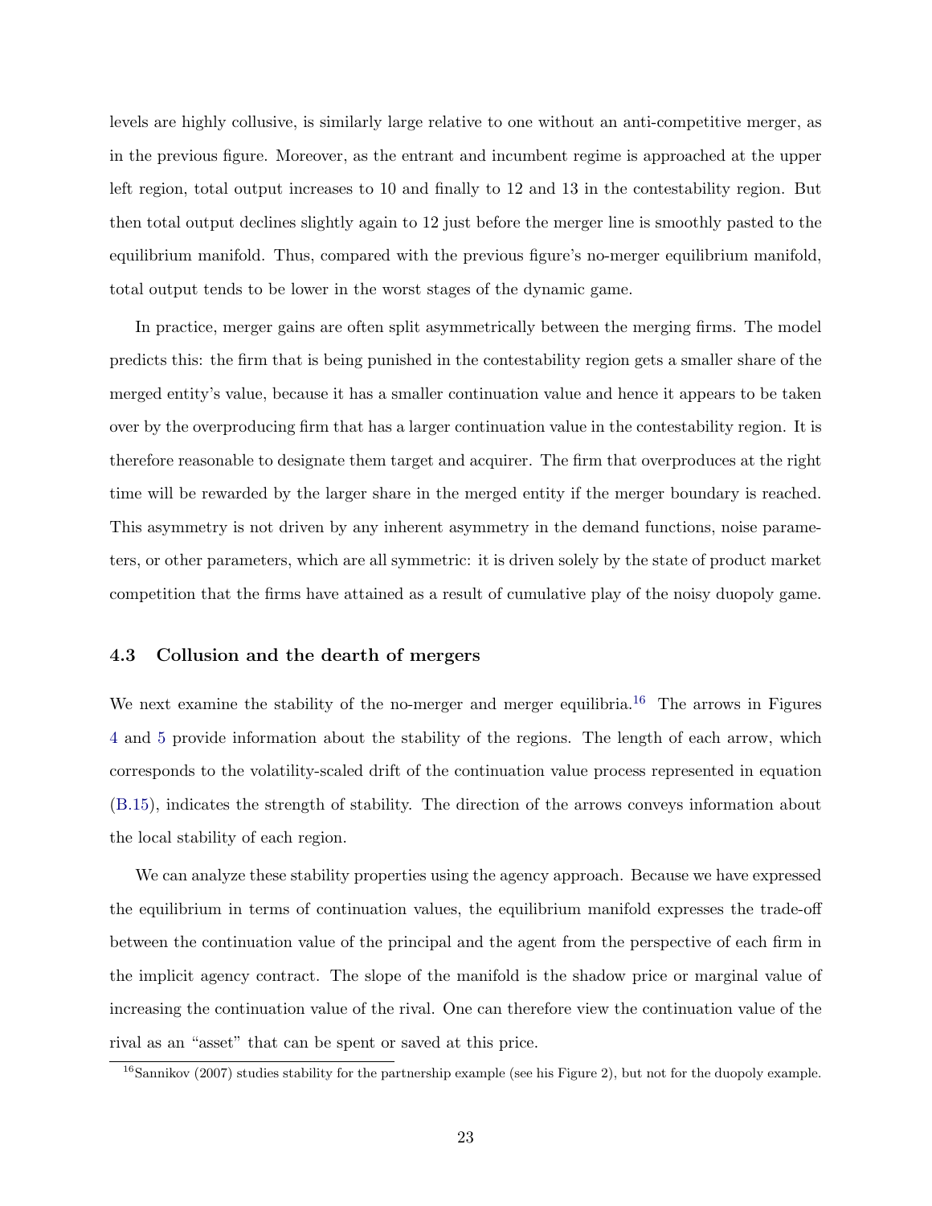levels are highly collusive, is similarly large relative to one without an anti-competitive merger, as in the previous figure. Moreover, as the entrant and incumbent regime is approached at the upper left region, total output increases to 10 and finally to 12 and 13 in the contestability region. But then total output declines slightly again to 12 just before the merger line is smoothly pasted to the equilibrium manifold. Thus, compared with the previous figure's no-merger equilibrium manifold, total output tends to be lower in the worst stages of the dynamic game.

In practice, merger gains are often split asymmetrically between the merging firms. The model predicts this: the firm that is being punished in the contestability region gets a smaller share of the merged entity's value, because it has a smaller continuation value and hence it appears to be taken over by the overproducing firm that has a larger continuation value in the contestability region. It is therefore reasonable to designate them target and acquirer. The firm that overproduces at the right time will be rewarded by the larger share in the merged entity if the merger boundary is reached. This asymmetry is not driven by any inherent asymmetry in the demand functions, noise parameters, or other parameters, which are all symmetric: it is driven solely by the state of product market competition that the firms have attained as a result of cumulative play of the noisy duopoly game.

### 4.3 Collusion and the dearth of mergers

We next examine the stability of the no-merger and merger equilibria.[16] The arrows in Figures 4 and 5 provide information about the stability of the regions. The length of each arrow, which corresponds to the volatility-scaled drift of the continuation value process represented in equation (B.15), indicates the strength of stability. The direction of the arrows conveys information about the local stability of each region.

We can analyze these stability properties using the agency approach. Because we have expressed the equilibrium in terms of continuation values, the equilibrium manifold expresses the trade-off between the continuation value of the principal and the agent from the perspective of each firm in the implicit agency contract. The slope of the manifold is the shadow price or marginal value of increasing the continuation value of the rival. One can therefore view the continuation value of the rival as an "asset" that can be spent or saved at this price.

[16] Sannikov (2007) studies stability for the partnership example (see his Figure 2), but not for the duopoly example.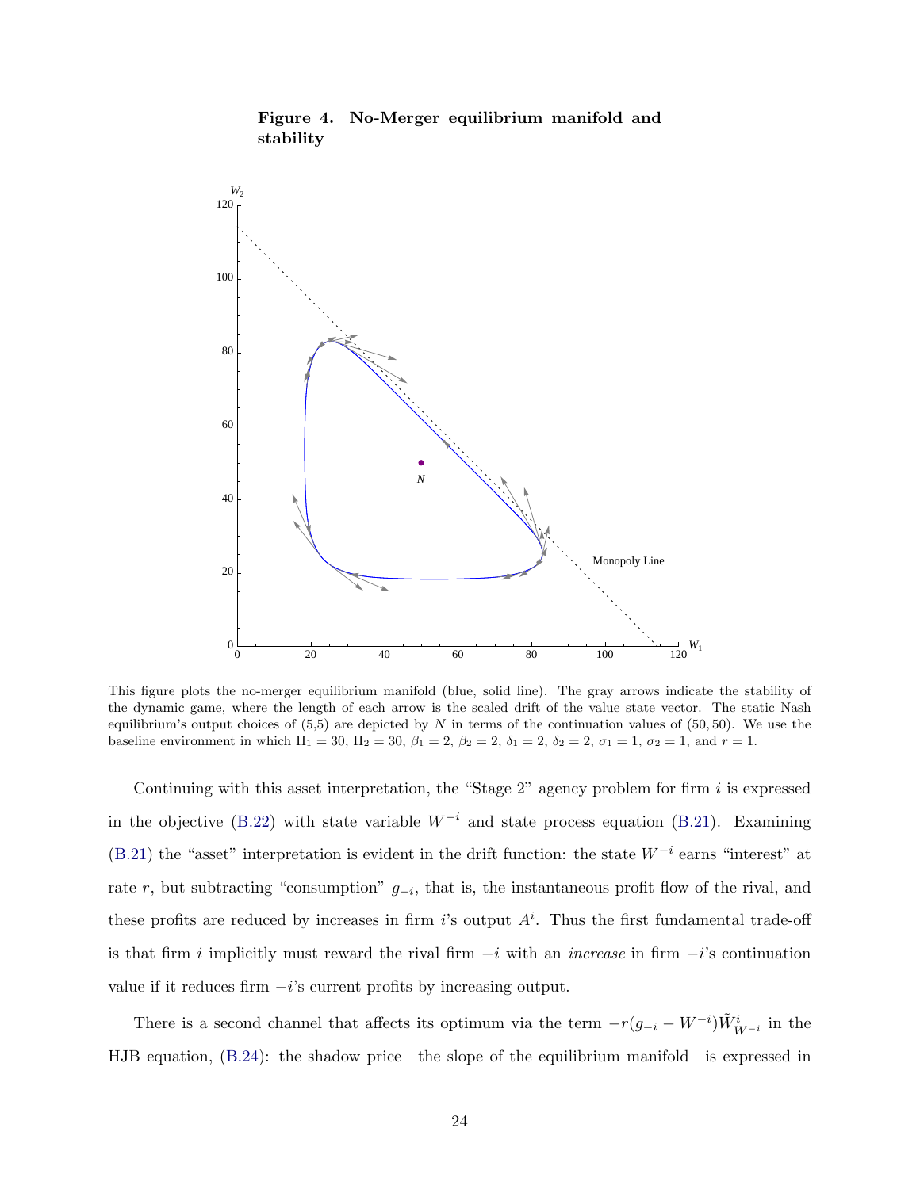**Figure 4. No-Merger equilibrium manifold and stability**

This figure plots the no-merger equilibrium manifold (blue, solid line). The gray arrows indicate the stability of the dynamic game, where the length of each arrow is the scaled drift of the value state vector. The static Nash equilibrium's output choices of (5,5) are depicted by $N$ in terms of the continuation values of (50, 50). We use the baseline environment in which $\Pi_1 = 30$, $\Pi_2 = 30$, $\beta_1 = 2$, $\beta_2 = 2$, $\delta_1 = 2$, $\delta_2 = 2$, $\sigma_1 = 1$, $\sigma_2 = 1$, and $r = 1$.

Continuing with this asset interpretation, the "Stage 2" agency problem for firm $i$ is expressed in the objective (B.22) with state variable $W^{-i}$ and state process equation (B.21). Examining (B.21) the "asset" interpretation is evident in the drift function: the state $W^{-i}$ earns "interest" at rate $r$, but subtracting "consumption" $g_{-i}$, that is, the instantaneous profit flow of the rival, and these profits are reduced by increases in firm $i$'s output $A^i$. Thus the first fundamental trade-off is that firm $i$ implicitly must reward the rival firm $-i$ with an *increase* in firm $-i$'s continuation value if it reduces firm $-i$'s current profits by increasing output.

There is a second channel that affects its optimum via the term $-r(g_{-i} - W^{-i})\tilde{W}^i_{W^{-i}}$ in the HJB equation, (B.24): the shadow price—the slope of the equilibrium manifold—is expressed in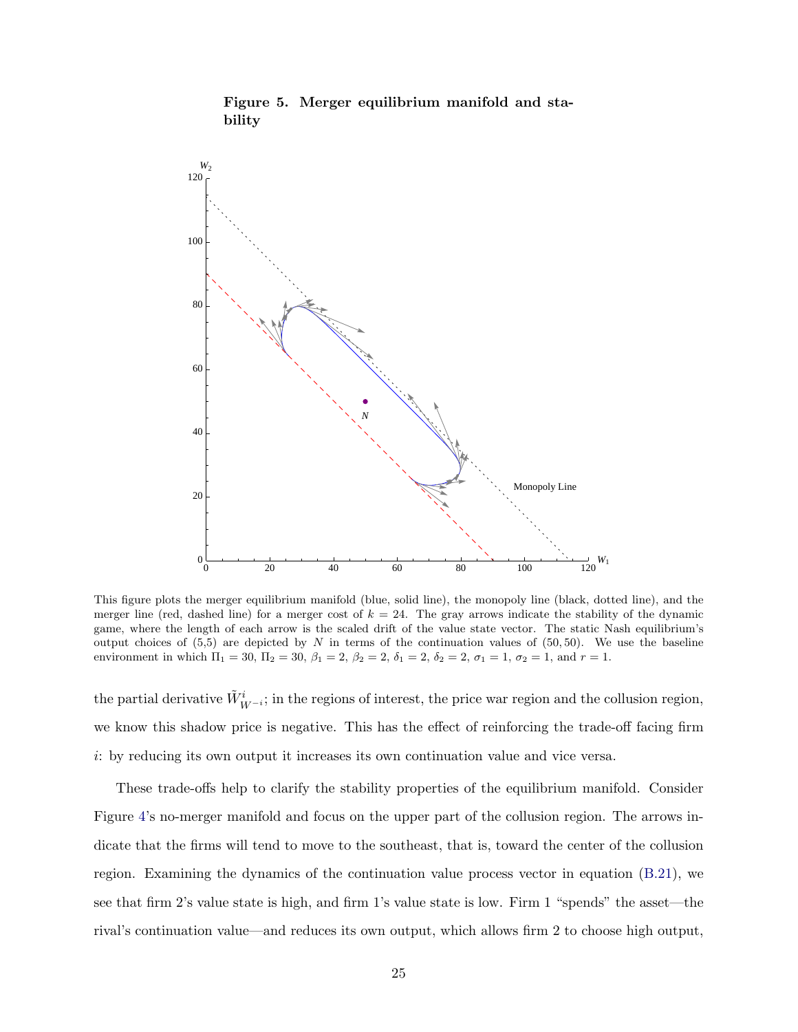**Figure 5. Merger equilibrium manifold and stability**

This figure plots the merger equilibrium manifold (blue, solid line), the monopoly line (black, dotted line), and the merger line (red, dashed line) for a merger cost of $k = 24$. The gray arrows indicate the stability of the dynamic game, where the length of each arrow is the scaled drift of the value state vector. The static Nash equilibrium's output choices of (5,5) are depicted by $N$ in terms of the continuation values of (50,50). We use the baseline environment in which $\Pi_1 = 30$, $\Pi_2 = 30$, $\beta_1 = 2$, $\beta_2 = 2$, $\delta_1 = 2$, $\delta_2 = 2$, $\sigma_1 = 1$, $\sigma_2 = 1$, and $r = 1$.

the partial derivative $\tilde{W}^i_{W^{-i}}$; in the regions of interest, the price war region and the collusion region, we know this shadow price is negative. This has the effect of reinforcing the trade-off facing firm $i$: by reducing its own output it increases its own continuation value and vice versa.

These trade-offs help to clarify the stability properties of the equilibrium manifold. Consider Figure 4's no-merger manifold and focus on the upper part of the collusion region. The arrows indicate that the firms will tend to move to the southeast, that is, toward the center of the collusion region. Examining the dynamics of the continuation value process vector in equation (B.21), we see that firm 2's value state is high, and firm 1's value state is low. Firm 1 "spends" the asset—the rival's continuation value—and reduces its own output, which allows firm 2 to choose high output,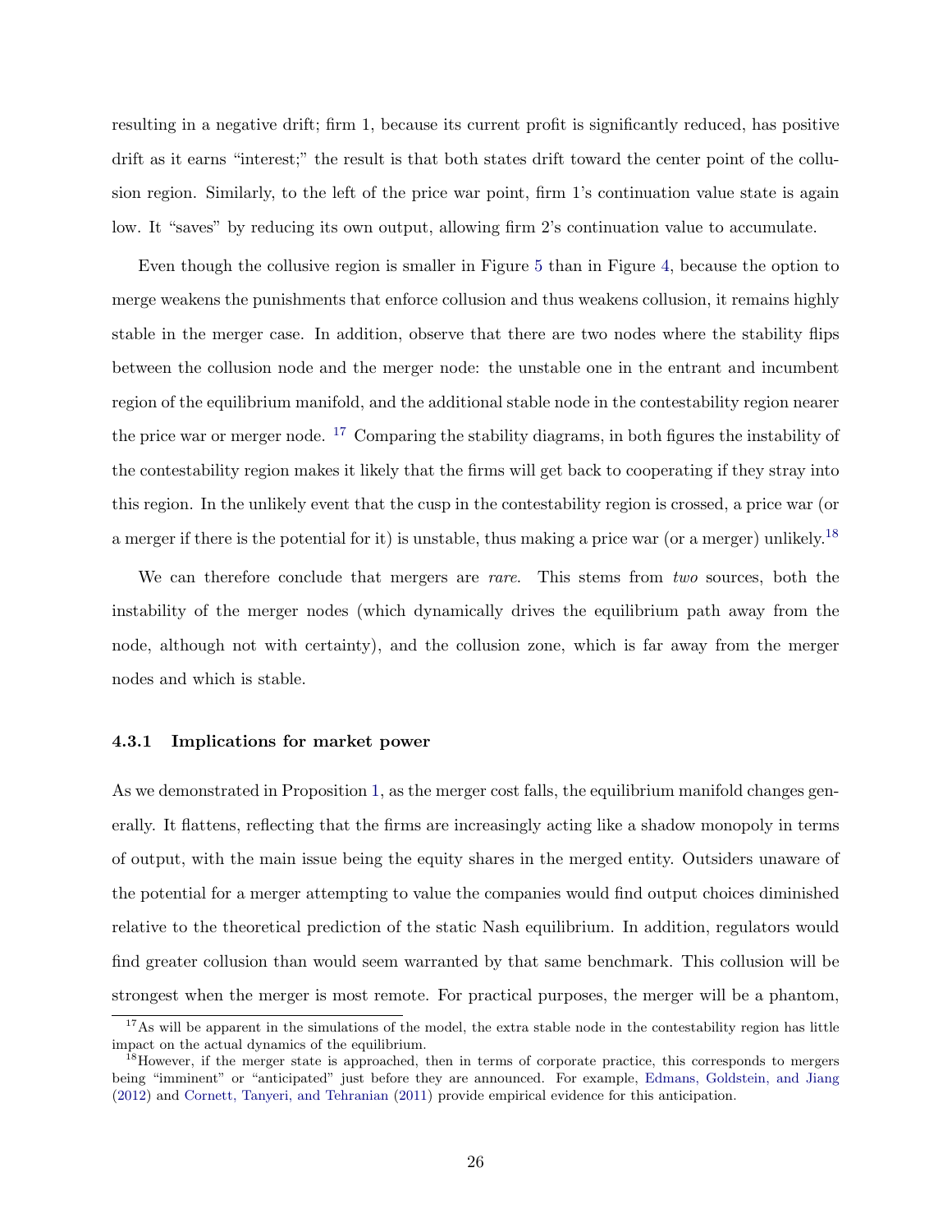resulting in a negative drift; firm 1, because its current profit is significantly reduced, has positive drift as it earns "interest;" the result is that both states drift toward the center point of the collusion region. Similarly, to the left of the price war point, firm 1's continuation value state is again low. It "saves" by reducing its own output, allowing firm 2's continuation value to accumulate.

Even though the collusive region is smaller in Figure 5 than in Figure 4, because the option to merge weakens the punishments that enforce collusion and thus weakens collusion, it remains highly stable in the merger case. In addition, observe that there are two nodes where the stability flips between the collusion node and the merger node: the unstable one in the entrant and incumbent region of the equilibrium manifold, and the additional stable node in the contestability region nearer the price war or merger node. [17] Comparing the stability diagrams, in both figures the instability of the contestability region makes it likely that the firms will get back to cooperating if they stray into this region. In the unlikely event that the cusp in the contestability region is crossed, a price war (or a merger if there is the potential for it) is unstable, thus making a price war (or a merger) unlikely.[18]

We can therefore conclude that mergers are *rare*. This stems from *two* sources, both the instability of the merger nodes (which dynamically drives the equilibrium path away from the node, although not with certainty), and the collusion zone, which is far away from the merger nodes and which is stable.

#### 4.3.1 Implications for market power

As we demonstrated in Proposition 1, as the merger cost falls, the equilibrium manifold changes generally. It flattens, reflecting that the firms are increasingly acting like a shadow monopoly in terms of output, with the main issue being the equity shares in the merged entity. Outsiders unaware of the potential for a merger attempting to value the companies would find output choices diminished relative to the theoretical prediction of the static Nash equilibrium. In addition, regulators would find greater collusion than would seem warranted by that same benchmark. This collusion will be strongest when the merger is most remote. For practical purposes, the merger will be a phantom,

---

[17] As will be apparent in the simulations of the model, the extra stable node in the contestability region has little impact on the actual dynamics of the equilibrium.

[18] However, if the merger state is approached, then in terms of corporate practice, this corresponds to mergers being "imminent" or "anticipated" just before they are announced. For example, Edmans, Goldstein, and Jiang (2012) and Cornett, Tanyeri, and Tehranian (2011) provide empirical evidence for this anticipation.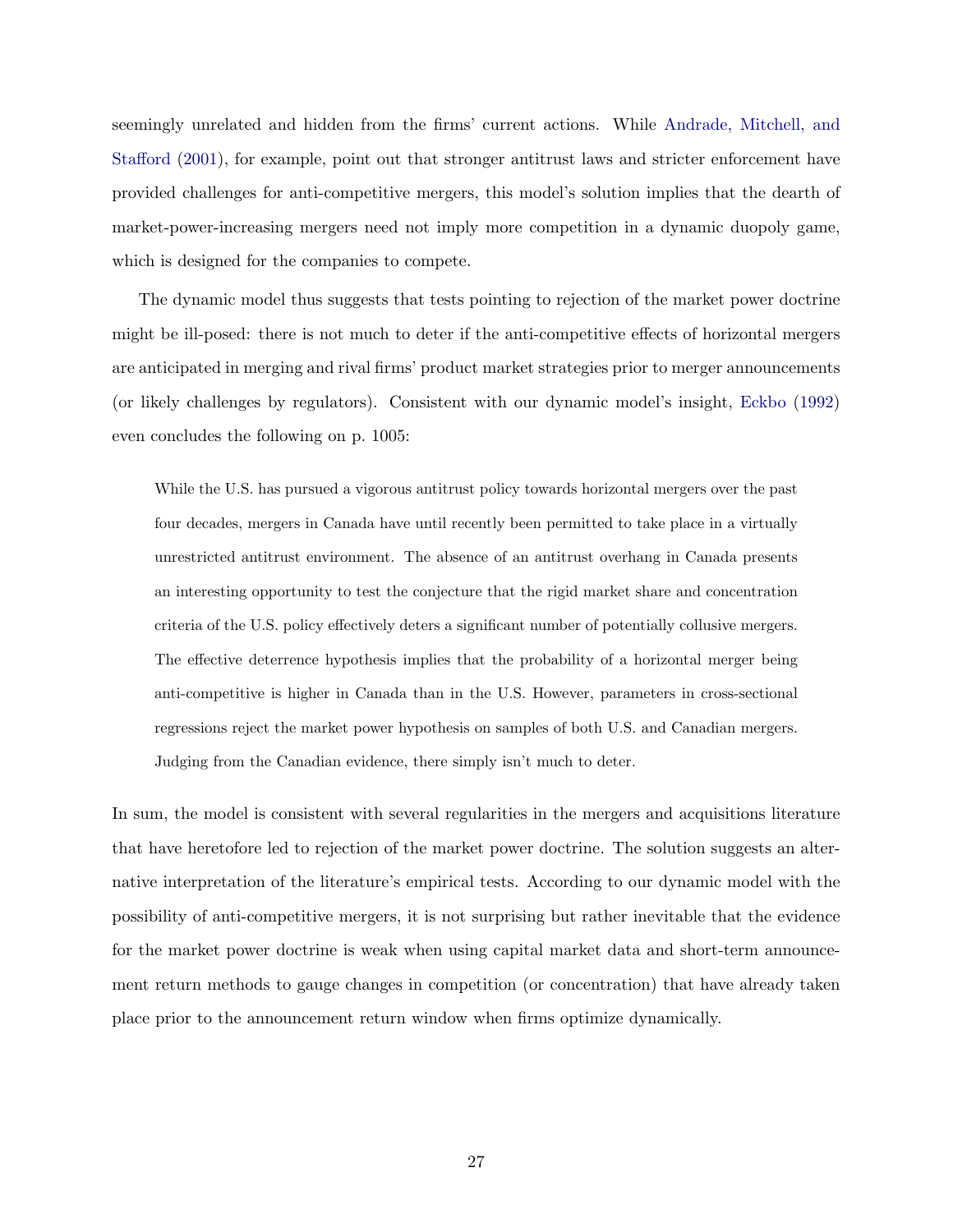seemingly unrelated and hidden from the firms' current actions. While Andrade, Mitchell, and Stafford (2001), for example, point out that stronger antitrust laws and stricter enforcement have provided challenges for anti-competitive mergers, this model's solution implies that the dearth of market-power-increasing mergers need not imply more competition in a dynamic duopoly game, which is designed for the companies to compete.

The dynamic model thus suggests that tests pointing to rejection of the market power doctrine might be ill-posed: there is not much to deter if the anti-competitive effects of horizontal mergers are anticipated in merging and rival firms' product market strategies prior to merger announcements (or likely challenges by regulators). Consistent with our dynamic model's insight, Eckbo (1992) even concludes the following on p. 1005:

> While the U.S. has pursued a vigorous antitrust policy towards horizontal mergers over the past four decades, mergers in Canada have until recently been permitted to take place in a virtually unrestricted antitrust environment. The absence of an antitrust overhang in Canada presents an interesting opportunity to test the conjecture that the rigid market share and concentration criteria of the U.S. policy effectively deters a significant number of potentially collusive mergers. The effective deterrence hypothesis implies that the probability of a horizontal merger being anti-competitive is higher in Canada than in the U.S. However, parameters in cross-sectional regressions reject the market power hypothesis on samples of both U.S. and Canadian mergers. Judging from the Canadian evidence, there simply isn't much to deter.

In sum, the model is consistent with several regularities in the mergers and acquisitions literature that have heretofore led to rejection of the market power doctrine. The solution suggests an alternative interpretation of the literature's empirical tests. According to our dynamic model with the possibility of anti-competitive mergers, it is not surprising but rather inevitable that the evidence for the market power doctrine is weak when using capital market data and short-term announcement return methods to gauge changes in competition (or concentration) that have already taken place prior to the announcement return window when firms optimize dynamically.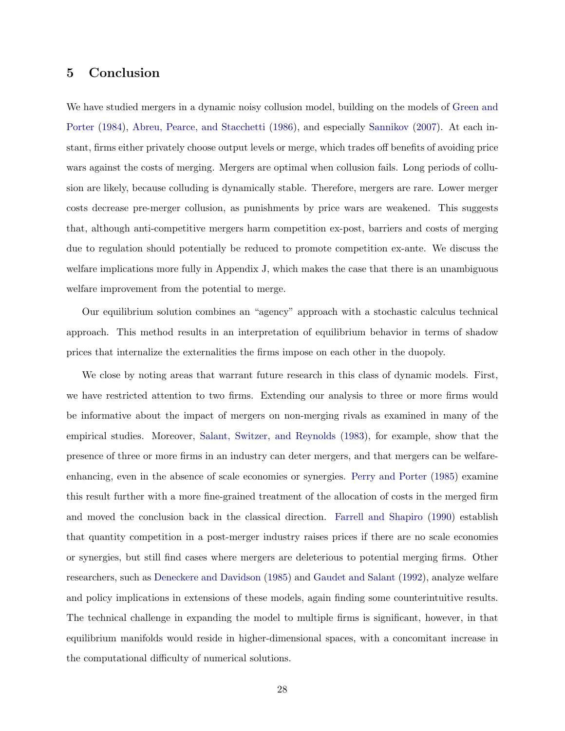# 5 Conclusion

We have studied mergers in a dynamic noisy collusion model, building on the models of Green and Porter (1984), Abreu, Pearce, and Stacchetti (1986), and especially Sannikov (2007). At each instant, firms either privately choose output levels or merge, which trades off benefits of avoiding price wars against the costs of merging. Mergers are optimal when collusion fails. Long periods of collusion are likely, because colluding is dynamically stable. Therefore, mergers are rare. Lower merger costs decrease pre-merger collusion, as punishments by price wars are weakened. This suggests that, although anti-competitive mergers harm competition ex-post, barriers and costs of merging due to regulation should potentially be reduced to promote competition ex-ante. We discuss the welfare implications more fully in Appendix J, which makes the case that there is an unambiguous welfare improvement from the potential to merge.

Our equilibrium solution combines an "agency" approach with a stochastic calculus technical approach. This method results in an interpretation of equilibrium behavior in terms of shadow prices that internalize the externalities the firms impose on each other in the duopoly.

We close by noting areas that warrant future research in this class of dynamic models. First, we have restricted attention to two firms. Extending our analysis to three or more firms would be informative about the impact of mergers on non-merging rivals as examined in many of the empirical studies. Moreover, Salant, Switzer, and Reynolds (1983), for example, show that the presence of three or more firms in an industry can deter mergers, and that mergers can be welfare-enhancing, even in the absence of scale economies or synergies. Perry and Porter (1985) examine this result further with a more fine-grained treatment of the allocation of costs in the merged firm and moved the conclusion back in the classical direction. Farrell and Shapiro (1990) establish that quantity competition in a post-merger industry raises prices if there are no scale economies or synergies, but still find cases where mergers are deleterious to potential merging firms. Other researchers, such as Deneckere and Davidson (1985) and Gaudet and Salant (1992), analyze welfare and policy implications in extensions of these models, again finding some counterintuitive results. The technical challenge in expanding the model to multiple firms is significant, however, in that equilibrium manifolds would reside in higher-dimensional spaces, with a concomitant increase in the computational difficulty of numerical solutions.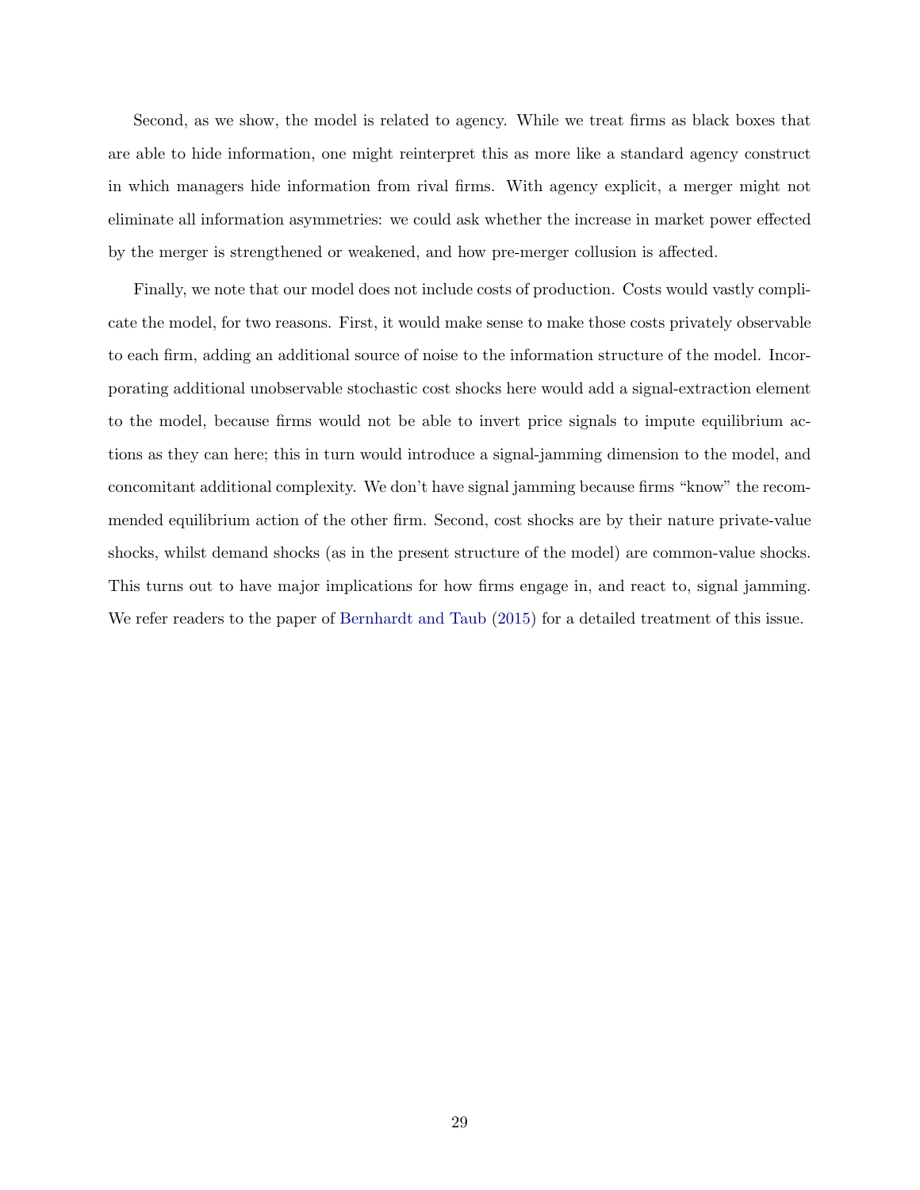Second, as we show, the model is related to agency. While we treat firms as black boxes that are able to hide information, one might reinterpret this as more like a standard agency construct in which managers hide information from rival firms. With agency explicit, a merger might not eliminate all information asymmetries: we could ask whether the increase in market power effected by the merger is strengthened or weakened, and how pre-merger collusion is affected.

Finally, we note that our model does not include costs of production. Costs would vastly complicate the model, for two reasons. First, it would make sense to make those costs privately observable to each firm, adding an additional source of noise to the information structure of the model. Incorporating additional unobservable stochastic cost shocks here would add a signal-extraction element to the model, because firms would not be able to invert price signals to impute equilibrium actions as they can here; this in turn would introduce a signal-jamming dimension to the model, and concomitant additional complexity. We don't have signal jamming because firms "know" the recommended equilibrium action of the other firm. Second, cost shocks are by their nature private-value shocks, whilst demand shocks (as in the present structure of the model) are common-value shocks. This turns out to have major implications for how firms engage in, and react to, signal jamming. We refer readers to the paper of Bernhardt and Taub (2015) for a detailed treatment of this issue.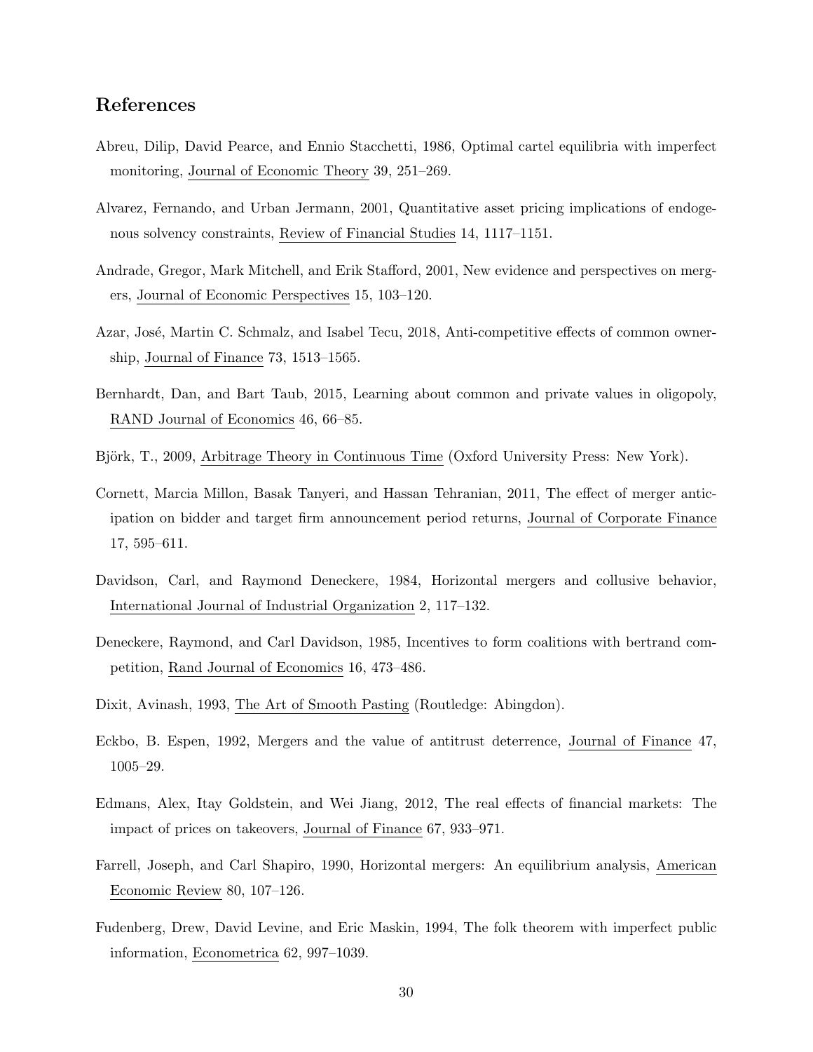## References

Abreu, Dilip, David Pearce, and Ennio Stacchetti, 1986, Optimal cartel equilibria with imperfect monitoring, Journal of Economic Theory 39, 251–269.

Alvarez, Fernando, and Urban Jermann, 2001, Quantitative asset pricing implications of endogenous solvency constraints, Review of Financial Studies 14, 1117–1151.

Andrade, Gregor, Mark Mitchell, and Erik Stafford, 2001, New evidence and perspectives on mergers, Journal of Economic Perspectives 15, 103–120.

Azar, José, Martin C. Schmalz, and Isabel Tecu, 2018, Anti-competitive effects of common ownership, Journal of Finance 73, 1513–1565.

Bernhardt, Dan, and Bart Taub, 2015, Learning about common and private values in oligopoly, RAND Journal of Economics 46, 66–85.

Björk, T., 2009, Arbitrage Theory in Continuous Time (Oxford University Press: New York).

Cornett, Marcia Millon, Basak Tanyeri, and Hassan Tehranian, 2011, The effect of merger anticipation on bidder and target firm announcement period returns, Journal of Corporate Finance 17, 595–611.

Davidson, Carl, and Raymond Deneckere, 1984, Horizontal mergers and collusive behavior, International Journal of Industrial Organization 2, 117–132.

Deneckere, Raymond, and Carl Davidson, 1985, Incentives to form coalitions with bertrand competition, Rand Journal of Economics 16, 473–486.

Dixit, Avinash, 1993, The Art of Smooth Pasting (Routledge: Abingdon).

Eckbo, B. Espen, 1992, Mergers and the value of antitrust deterrence, Journal of Finance 47, 1005–29.

Edmans, Alex, Itay Goldstein, and Wei Jiang, 2012, The real effects of financial markets: The impact of prices on takeovers, Journal of Finance 67, 933–971.

Farrell, Joseph, and Carl Shapiro, 1990, Horizontal mergers: An equilibrium analysis, American Economic Review 80, 107–126.

Fudenberg, Drew, David Levine, and Eric Maskin, 1994, The folk theorem with imperfect public information, Econometrica 62, 997–1039.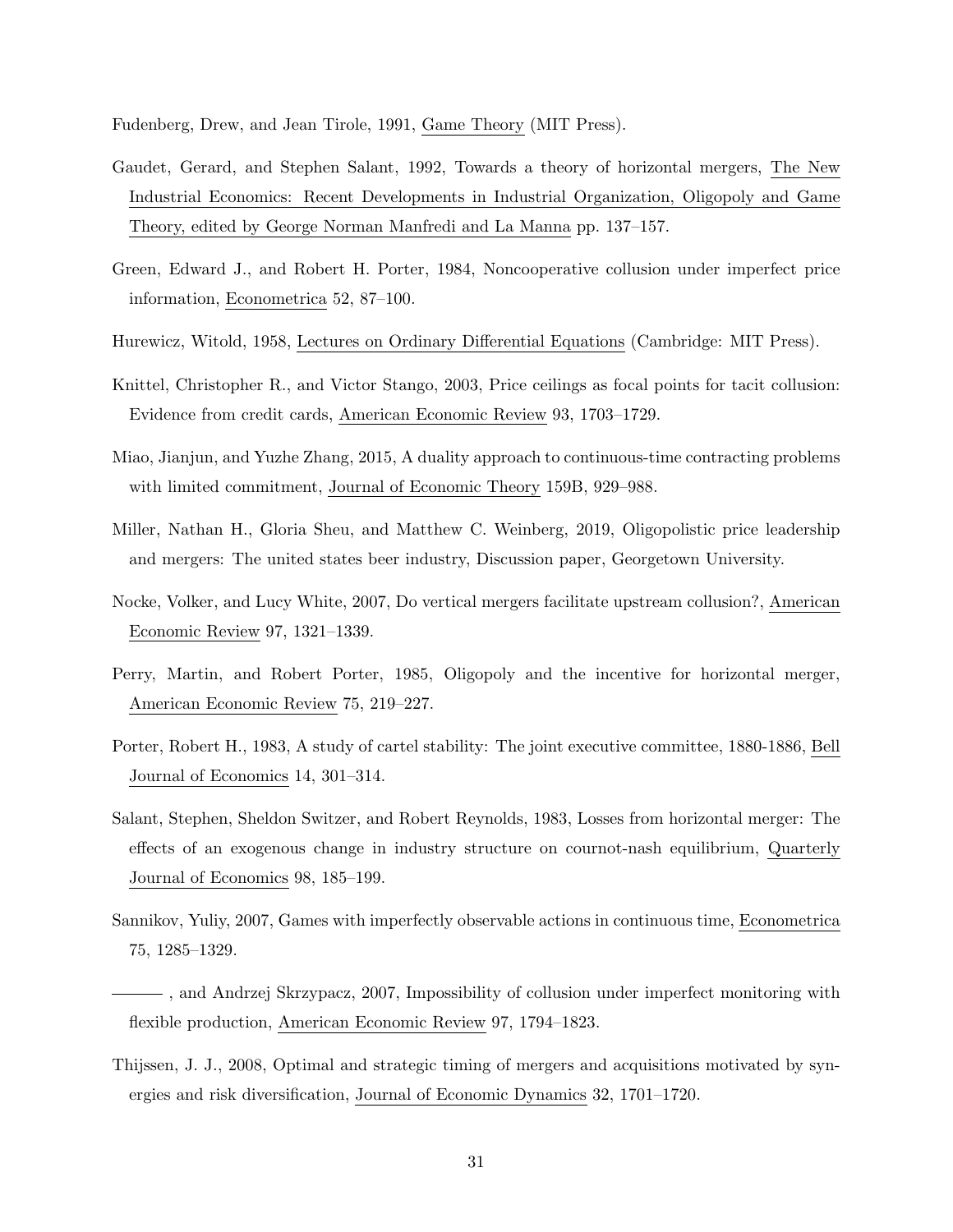Fudenberg, Drew, and Jean Tirole, 1991, Game Theory (MIT Press).

Gaudet, Gerard, and Stephen Salant, 1992, Towards a theory of horizontal mergers, The New Industrial Economics: Recent Developments in Industrial Organization, Oligopoly and Game Theory, edited by George Norman Manfredi and La Manna pp. 137–157.

Green, Edward J., and Robert H. Porter, 1984, Noncooperative collusion under imperfect price information, Econometrica 52, 87–100.

Hurewicz, Witold, 1958, Lectures on Ordinary Differential Equations (Cambridge: MIT Press).

Knittel, Christopher R., and Victor Stango, 2003, Price ceilings as focal points for tacit collusion: Evidence from credit cards, American Economic Review 93, 1703–1729.

Miao, Jianjun, and Yuzhe Zhang, 2015, A duality approach to continuous-time contracting problems with limited commitment, Journal of Economic Theory 159B, 929–988.

Miller, Nathan H., Gloria Sheu, and Matthew C. Weinberg, 2019, Oligopolistic price leadership and mergers: The united states beer industry, Discussion paper, Georgetown University.

Nocke, Volker, and Lucy White, 2007, Do vertical mergers facilitate upstream collusion?, American Economic Review 97, 1321–1339.

Perry, Martin, and Robert Porter, 1985, Oligopoly and the incentive for horizontal merger, American Economic Review 75, 219–227.

Porter, Robert H., 1983, A study of cartel stability: The joint executive committee, 1880-1886, Bell Journal of Economics 14, 301–314.

Salant, Stephen, Sheldon Switzer, and Robert Reynolds, 1983, Losses from horizontal merger: The effects of an exogenous change in industry structure on cournot-nash equilibrium, Quarterly Journal of Economics 98, 185–199.

Sannikov, Yuliy, 2007, Games with imperfectly observable actions in continuous time, Econometrica 75, 1285–1329.

———, and Andrzej Skrzypacz, 2007, Impossibility of collusion under imperfect monitoring with flexible production, American Economic Review 97, 1794–1823.

Thijssen, J. J., 2008, Optimal and strategic timing of mergers and acquisitions motivated by synergies and risk diversification, Journal of Economic Dynamics 32, 1701–1720.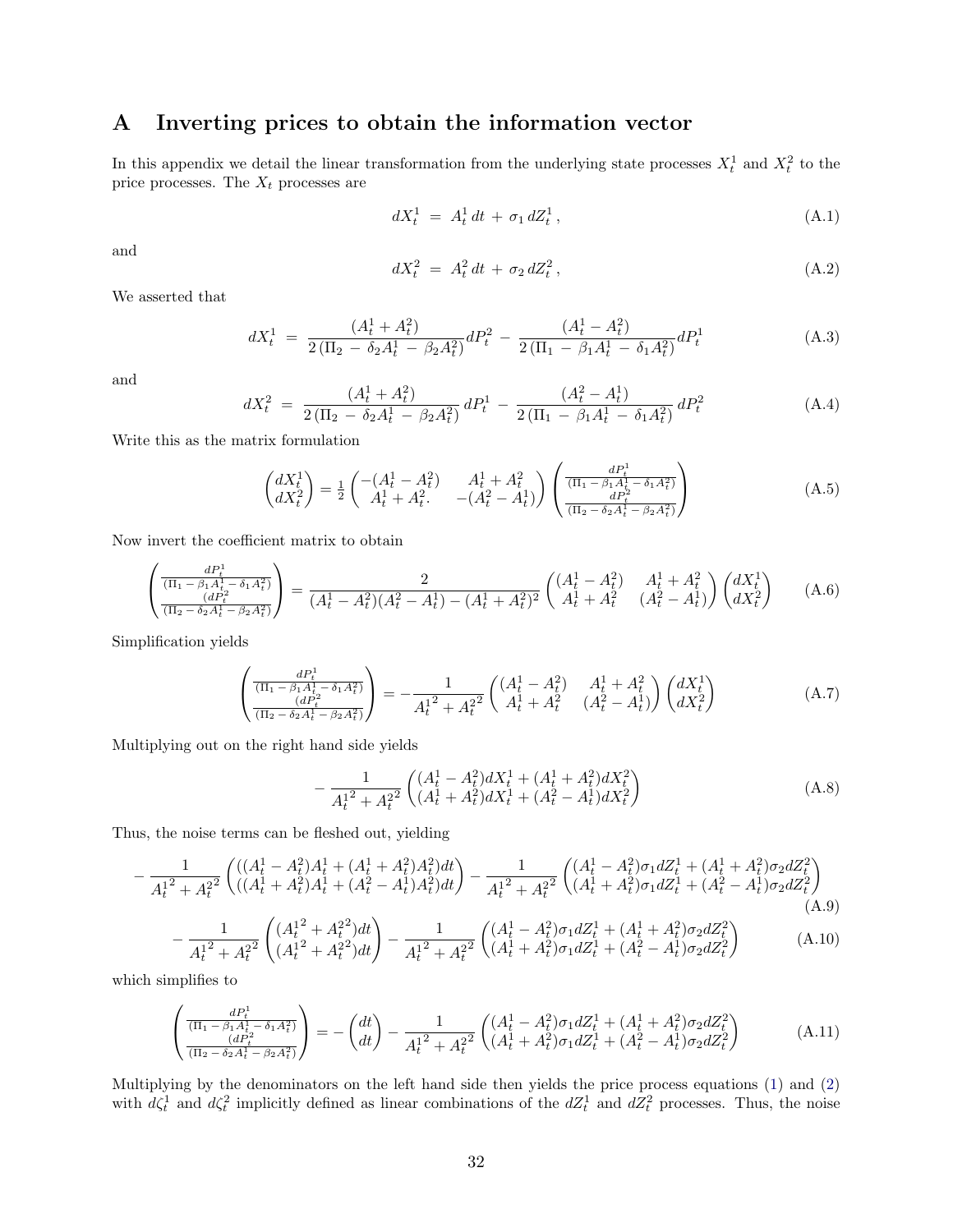# A Inverting prices to obtain the information vector

In this appendix we detail the linear transformation from the underlying state processes $X_t^1$ and $X_t^2$ to the price processes. The $X_t$ processes are

$$dX_t^1 \;=\; A_t^1\,dt \,+\, \sigma_1\,dZ_t^1\,, \tag{A.1}$$

and

$$dX_t^2 \;=\; A_t^2\,dt \,+\, \sigma_2\,dZ_t^2\,, \tag{A.2}$$

We asserted that

$$dX_t^1 \;=\; \frac{(A_t^1 + A_t^2)}{2\,(\Pi_2 \,-\, \delta_2 A_t^1 \,-\, \beta_2 A_t^2)}dP_t^2 \,-\, \frac{(A_t^1 - A_t^2)}{2\,(\Pi_1 \,-\, \beta_1 A_t^1 \,-\, \delta_1 A_t^2)}dP_t^1 \tag{A.3}$$

and

$$dX_t^2 \;=\; \frac{(A_t^1 + A_t^2)}{2\,(\Pi_2 \,-\, \delta_2 A_t^1 \,-\, \beta_2 A_t^2)}\,dP_t^1 \,-\, \frac{(A_t^2 - A_t^1)}{2\,(\Pi_1 \,-\, \beta_1 A_t^1 \,-\, \delta_1 A_t^2)}\,dP_t^2 \tag{A.4}$$

Write this as the matrix formulation

$$\begin{pmatrix} dX_t^1 \\ dX_t^2 \end{pmatrix} = \frac{1}{2}\begin{pmatrix} -(A_t^1 - A_t^2) & A_t^1 + A_t^2 \\ A_t^1 + A_t^2. & -(A_t^2 - A_t^1) \end{pmatrix} \begin{pmatrix} \frac{dP_t^1}{(\Pi_1 \,-\, \beta_1 A_t^1 \,-\, \delta_1 A_t^2)} \\ \frac{dP_t^2}{(\Pi_2 \,-\, \delta_2 A_t^1 \,-\, \beta_2 A_t^2)} \end{pmatrix} \tag{A.5}$$

Now invert the coefficient matrix to obtain

$$\begin{pmatrix} \frac{dP_t^1}{(\Pi_1 \,-\, \beta_1 A_t^1 \,-\, \delta_1 A_t^2)} \\ \frac{(dP_t^2}{(\Pi_2 \,-\, \delta_2 A_t^1 \,-\, \beta_2 A_t^2)} \end{pmatrix} = \frac{2}{(A_t^1 - A_t^2)(A_t^2 - A_t^1) - (A_t^1 + A_t^2)^2}\begin{pmatrix} (A_t^1 - A_t^2) & A_t^1 + A_t^2 \\ A_t^1 + A_t^2 & (A_t^2 - A_t^1) \end{pmatrix}\begin{pmatrix} dX_t^1 \\ dX_t^2 \end{pmatrix} \tag{A.6}$$

Simplification yields

$$\begin{pmatrix} \frac{dP_t^1}{(\Pi_1 \,-\, \beta_1 A_t^1 \,-\, \delta_1 A_t^2)} \\ \frac{(dP_t^2}{(\Pi_2 \,-\, \delta_2 A_t^1 \,-\, \beta_2 A_t^2)} \end{pmatrix} = -\frac{1}{{A_t^1}^2 + {A_t^2}^2}\begin{pmatrix} (A_t^1 - A_t^2) & A_t^1 + A_t^2 \\ A_t^1 + A_t^2 & (A_t^2 - A_t^1) \end{pmatrix}\begin{pmatrix} dX_t^1 \\ dX_t^2 \end{pmatrix} \tag{A.7}$$

Multiplying out on the right hand side yields

$$-\frac{1}{{A_t^1}^2 + {A_t^2}^2}\begin{pmatrix} (A_t^1 - A_t^2)dX_t^1 + (A_t^1 + A_t^2)dX_t^2 \\ (A_t^1 + A_t^2)dX_t^1 + (A_t^2 - A_t^1)dX_t^2 \end{pmatrix} \tag{A.8}$$

Thus, the noise terms can be fleshed out, yielding

$$-\frac{1}{{A_t^1}^2 + {A_t^2}^2}\begin{pmatrix} ((A_t^1 - A_t^2)A_t^1 + (A_t^1 + A_t^2)A_t^2)dt \\ ((A_t^1 + A_t^2)A_t^1 + (A_t^2 - A_t^1)A_t^2)dt \end{pmatrix} - \frac{1}{{A_t^1}^2 + {A_t^2}^2}\begin{pmatrix} (A_t^1 - A_t^2)\sigma_1 dZ_t^1 + (A_t^1 + A_t^2)\sigma_2 dZ_t^2 \\ (A_t^1 + A_t^2)\sigma_1 dZ_t^1 + (A_t^2 - A_t^1)\sigma_2 dZ_t^2 \end{pmatrix} \tag{A.9}$$

$$-\frac{1}{{A_t^1}^2 + {A_t^2}^2}\begin{pmatrix} ({A_t^1}^2 + {A_t^2}^2)dt \\ ({A_t^1}^2 + {A_t^2}^2)dt \end{pmatrix} - \frac{1}{{A_t^1}^2 + {A_t^2}^2}\begin{pmatrix} (A_t^1 - A_t^2)\sigma_1 dZ_t^1 + (A_t^1 + A_t^2)\sigma_2 dZ_t^2 \\ (A_t^1 + A_t^2)\sigma_1 dZ_t^1 + (A_t^2 - A_t^1)\sigma_2 dZ_t^2 \end{pmatrix} \tag{A.10}$$

which simplifies to

$$\begin{pmatrix} \frac{dP_t^1}{(\Pi_1 \,-\, \beta_1 A_t^1 \,-\, \delta_1 A_t^2)} \\ \frac{(dP_t^2}{(\Pi_2 \,-\, \delta_2 A_t^1 \,-\, \beta_2 A_t^2)} \end{pmatrix} = -\begin{pmatrix} dt \\ dt \end{pmatrix} - \frac{1}{{A_t^1}^2 + {A_t^2}^2}\begin{pmatrix} (A_t^1 - A_t^2)\sigma_1 dZ_t^1 + (A_t^1 + A_t^2)\sigma_2 dZ_t^2 \\ (A_t^1 + A_t^2)\sigma_1 dZ_t^1 + (A_t^2 - A_t^1)\sigma_2 dZ_t^2 \end{pmatrix} \tag{A.11}$$

Multiplying by the denominators on the left hand side then yields the price process equations (1) and (2) with $d\zeta_t^1$ and $d\zeta_t^2$ implicitly defined as linear combinations of the $dZ_t^1$ and $dZ_t^2$ processes. Thus, the noise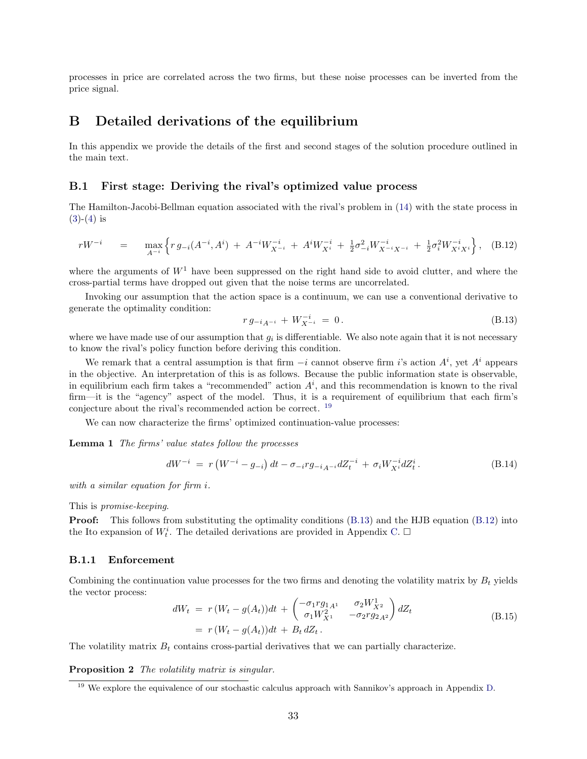processes in price are correlated across the two firms, but these noise processes can be inverted from the price signal.

## B Detailed derivations of the equilibrium

In this appendix we provide the details of the first and second stages of the solution procedure outlined in the main text.

### B.1 First stage: Deriving the rival's optimized value process

The Hamilton-Jacobi-Bellman equation associated with the rival's problem in (14) with the state process in (3)-(4) is

$$rW^{-i} \quad = \quad \max_{A^{-i}} \Big\{ r\, g_{-i}(A^{-i}, A^i) \;+\; A^{-i} W^{-i}_{X^{-i}} \;+\; A^i W^{-i}_{X^i} \;+\; \tfrac{1}{2}\sigma^2_{-i} W^{-i}_{X^{-i}X^{-i}} \;+\; \tfrac{1}{2}\sigma^2_i W^{-i}_{X^iX^i} \Big\}, \quad \text{(B.12)}$$

where the arguments of $W^1$ have been suppressed on the right hand side to avoid clutter, and where the cross-partial terms have dropped out given that the noise terms are uncorrelated.

Invoking our assumption that the action space is a continuum, we can use a conventional derivative to generate the optimality condition:

$$r\, g_{-i_{A^{-i}}} + W^{-i}_{X^{-i}} \;=\; 0\,. \quad \text{(B.13)}$$

where we have made use of our assumption that $g_i$ is differentiable. We also note again that it is not necessary to know the rival's policy function before deriving this condition.

We remark that a central assumption is that firm $-i$ cannot observe firm $i$'s action $A^i$, yet $A^i$ appears in the objective. An interpretation of this is as follows. Because the public information state is observable, in equilibrium each firm takes a "recommended" action $A^i$, and this recommendation is known to the rival firm—it is the "agency" aspect of the model. Thus, it is a requirement of equilibrium that each firm's conjecture about the rival's recommended action be correct. [19]

We can now characterize the firms' optimized continuation-value processes:

**Lemma 1** *The firms' value states follow the processes*

$$dW^{-i} \;=\; r\left(W^{-i} - g_{-i}\right) dt - \sigma_{-i} r g_{-i_{A^{-i}}} dZ^{-i}_t \;+\; \sigma_i W^{-i}_{X^i} dZ^i_t\,. \quad \text{(B.14)}$$

*with a similar equation for firm $i$.*

This is *promise-keeping.*

**Proof:** This follows from substituting the optimality conditions (B.13) and the HJB equation (B.12) into the Ito expansion of $W^i_t$. The detailed derivations are provided in Appendix C. □

#### B.1.1 Enforcement

Combining the continuation value processes for the two firms and denoting the volatility matrix by $B_t$ yields the vector process:

$$\begin{aligned} dW_t \;&=\; r\left(W_t - g(A_t)\right)dt \;+\; \begin{pmatrix} -\sigma_1 r g_{1_{A^1}} & \sigma_2 W^1_{X^2} \\ \sigma_1 W^2_{X^1} & -\sigma_2 r g_{2_{A^2}} \end{pmatrix} dZ_t \\ &=\; r\left(W_t - g(A_t)\right)dt \;+\; B_t\, dZ_t\,. \end{aligned} \quad \text{(B.15)}$$

The volatility matrix $B_t$ contains cross-partial derivatives that we can partially characterize.

**Proposition 2** *The volatility matrix is singular.*

[19] We explore the equivalence of our stochastic calculus approach with Sannikov's approach in Appendix D.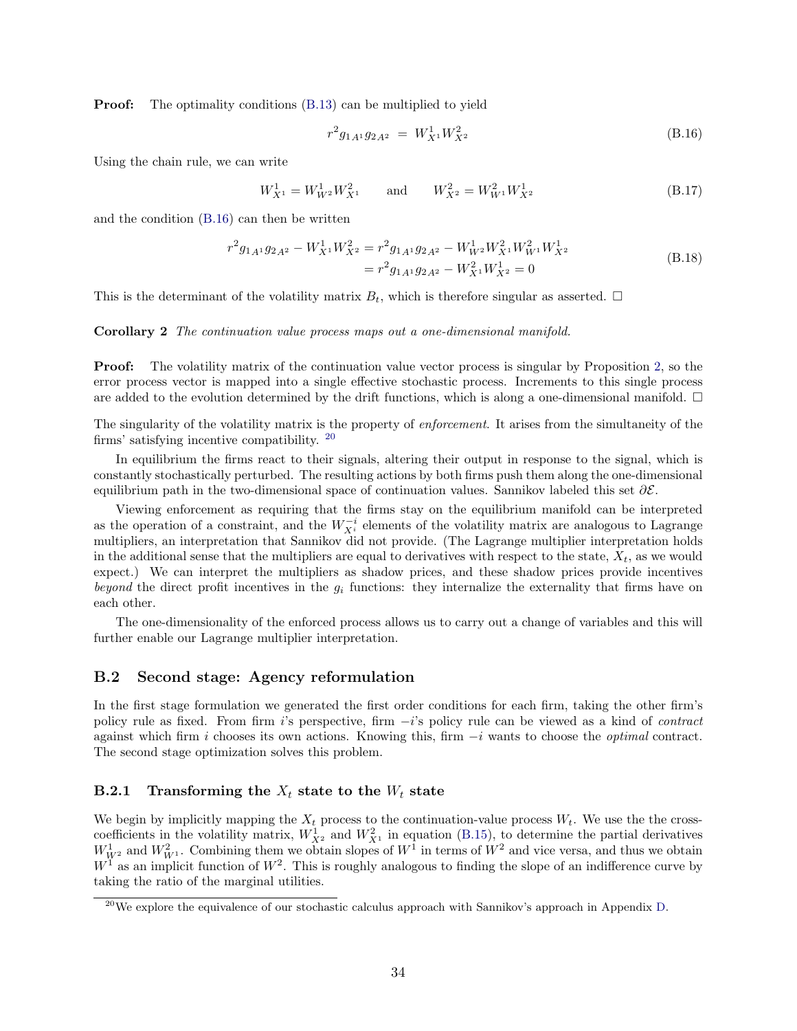**Proof:** The optimality conditions (B.13) can be multiplied to yield

$$r^2 g_{1A^1} g_{2A^2} \;=\; W^1_{X^1} W^2_{X^2} \tag{B.16}$$

Using the chain rule, we can write

$$W^1_{X^1} = W^1_{W^2} W^2_{X^1} \qquad \text{and} \qquad W^2_{X^2} = W^2_{W^1} W^1_{X^2} \tag{B.17}$$

and the condition (B.16) can then be written

$$\begin{aligned} r^2 g_{1A^1} g_{2A^2} - W^1_{X^1} W^2_{X^2} &= r^2 g_{1A^1} g_{2A^2} - W^1_{W^2} W^2_{X^1} W^2_{W^1} W^1_{X^2} \\ &= r^2 g_{1A^1} g_{2A^2} - W^2_{X^1} W^1_{X^2} = 0 \end{aligned} \tag{B.18}$$

This is the determinant of the volatility matrix $B_t$, which is therefore singular as asserted. □

**Corollary 2** *The continuation value process maps out a one-dimensional manifold.*

**Proof:** The volatility matrix of the continuation value vector process is singular by Proposition 2, so the error process vector is mapped into a single effective stochastic process. Increments to this single process are added to the evolution determined by the drift functions, which is along a one-dimensional manifold. □

The singularity of the volatility matrix is the property of *enforcement*. It arises from the simultaneity of the firms' satisfying incentive compatibility. [20]

In equilibrium the firms react to their signals, altering their output in response to the signal, which is constantly stochastically perturbed. The resulting actions by both firms push them along the one-dimensional equilibrium path in the two-dimensional space of continuation values. Sannikov labeled this set $\partial\mathcal{E}$.

Viewing enforcement as requiring that the firms stay on the equilibrium manifold can be interpreted as the operation of a constraint, and the $W^{-i}_{X^i}$ elements of the volatility matrix are analogous to Lagrange multipliers, an interpretation that Sannikov did not provide. (The Lagrange multiplier interpretation holds in the additional sense that the multipliers are equal to derivatives with respect to the state, $X_t$, as we would expect.) We can interpret the multipliers as shadow prices, and these shadow prices provide incentives *beyond* the direct profit incentives in the $g_i$ functions: they internalize the externality that firms have on each other.

The one-dimensionality of the enforced process allows us to carry out a change of variables and this will further enable our Lagrange multiplier interpretation.

## B.2 Second stage: Agency reformulation

In the first stage formulation we generated the first order conditions for each firm, taking the other firm's policy rule as fixed. From firm $i$'s perspective, firm $-i$'s policy rule can be viewed as a kind of *contract* against which firm $i$ chooses its own actions. Knowing this, firm $-i$ wants to choose the *optimal* contract. The second stage optimization solves this problem.

### B.2.1 Transforming the $X_t$ state to the $W_t$ state

We begin by implicitly mapping the $X_t$ process to the continuation-value process $W_t$. We use the the cross-coefficients in the volatility matrix, $W^1_{X^2}$ and $W^2_{X^1}$ in equation (B.15), to determine the partial derivatives $W^1_{W^2}$ and $W^2_{W^1}$. Combining them we obtain slopes of $W^1$ in terms of $W^2$ and vice versa, and thus we obtain $W^1$ as an implicit function of $W^2$. This is roughly analogous to finding the slope of an indifference curve by taking the ratio of the marginal utilities.

[20] We explore the equivalence of our stochastic calculus approach with Sannikov's approach in Appendix D.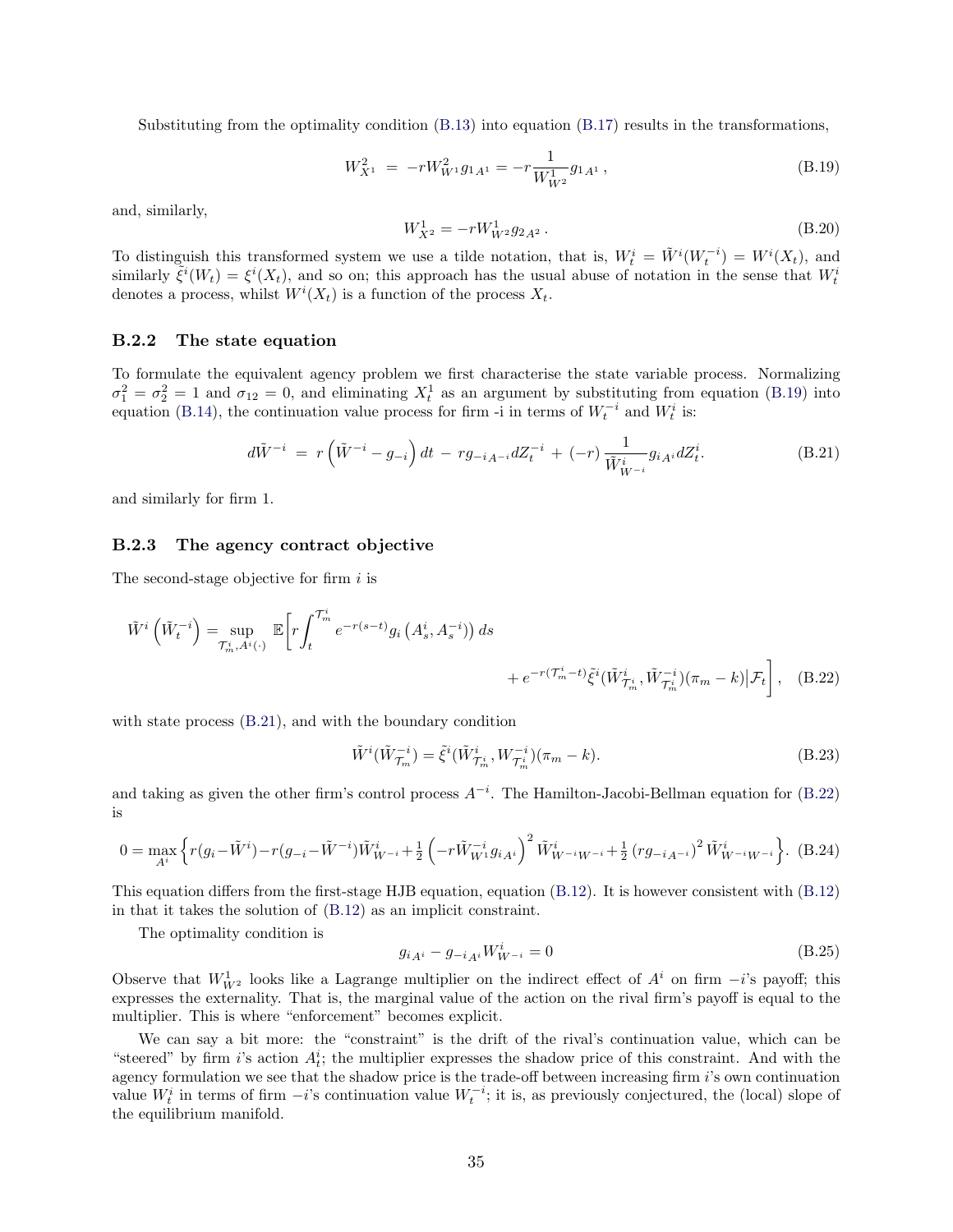Substituting from the optimality condition (B.13) into equation (B.17) results in the transformations,

$$W^2_{X^1} \;=\; -rW^2_{W^1}g_{1A^1} = -r\frac{1}{W^1_{W^2}}g_{1A^1}\,, \tag{B.19}$$

and, similarly,

$$W^1_{X^2} = -rW^1_{W^2}g_{2A^2}\,. \tag{B.20}$$

To distinguish this transformed system we use a tilde notation, that is, $W^i_t = \tilde{W}^i(W^{-i}_t) = W^i(X_t)$, and similarly $\tilde{\xi}^i(W_t) = \xi^i(X_t)$, and so on; this approach has the usual abuse of notation in the sense that $W^i_t$ denotes a process, whilst $W^i(X_t)$ is a function of the process $X_t$.

### B.2.2 The state equation

To formulate the equivalent agency problem we first characterise the state variable process. Normalizing $\sigma_1^2 = \sigma_2^2 = 1$ and $\sigma_{12} = 0$, and eliminating $X^1_t$ as an argument by substituting from equation (B.19) into equation (B.14), the continuation value process for firm -i in terms of $W^{-i}_t$ and $W^i_t$ is:

$$d\tilde{W}^{-i} \;=\; r\left(\tilde{W}^{-i} - g_{-i}\right)dt \;-\; rg_{-iA^{-i}}dZ^{-i}_t \;+\; (-r)\,\frac{1}{\tilde{W}^i_{W^{-i}}}g_{iA^i}dZ^i_t. \tag{B.21}$$

and similarly for firm 1.

### B.2.3 The agency contract objective

The second-stage objective for firm $i$ is

$$\tilde{W}^i\left(\tilde{W}^{-i}_t\right) = \sup_{\mathcal{T}^i_m, A^i(\cdot)} \mathbb{E}\Bigg[r\int_t^{\mathcal{T}^i_m} e^{-r(s-t)}g_i\left(A^i_s, A^{-i}_s\right)\right)ds \\ + e^{-r(\mathcal{T}^i_m - t)}\tilde{\xi}^i(\tilde{W}^i_{\mathcal{T}^i_m}, \tilde{W}^{-i}_{\mathcal{T}^i_m})(\pi_m - k)\big|\mathcal{F}_t\Bigg], \tag{B.22}$$

with state process (B.21), and with the boundary condition

$$\tilde{W}^i(\tilde{W}^{-i}_{\mathcal{T}_m}) = \tilde{\xi}^i(\tilde{W}^i_{\mathcal{T}^i_m}, W^{-i}_{\mathcal{T}^i_m})(\pi_m - k). \tag{B.23}$$

and taking as given the other firm's control process $A^{-i}$. The Hamilton-Jacobi-Bellman equation for (B.22) is

$$0 = \max_{A^i}\Big\{r(g_i - \tilde{W}^i) - r(g_{-i} - \tilde{W}^{-i})\tilde{W}^i_{W^{-i}} + \tfrac{1}{2}\left(-r\tilde{W}^{-i}_{W^1}g_{iA^i}\right)^2\tilde{W}^i_{W^{-i}W^{-i}} + \tfrac{1}{2}\left(rg_{-iA^{-i}}\right)^2\tilde{W}^i_{W^{-i}W^{-i}}\Big\}. \tag{B.24}$$

This equation differs from the first-stage HJB equation, equation (B.12). It is however consistent with (B.12) in that it takes the solution of (B.12) as an implicit constraint.

The optimality condition is

$$g_{iA^i} - g_{-iA^i}W^i_{W^{-i}} = 0 \tag{B.25}$$

Observe that $W^1_{W^2}$ looks like a Lagrange multiplier on the indirect effect of $A^i$ on firm $-i$'s payoff; this expresses the externality. That is, the marginal value of the action on the rival firm's payoff is equal to the multiplier. This is where "enforcement" becomes explicit.

We can say a bit more: the "constraint" is the drift of the rival's continuation value, which can be "steered" by firm $i$'s action $A^i_t$; the multiplier expresses the shadow price of this constraint. And with the agency formulation we see that the shadow price is the trade-off between increasing firm $i$'s own continuation value $W^i_t$ in terms of firm $-i$'s continuation value $W^{-i}_t$; it is, as previously conjectured, the (local) slope of the equilibrium manifold.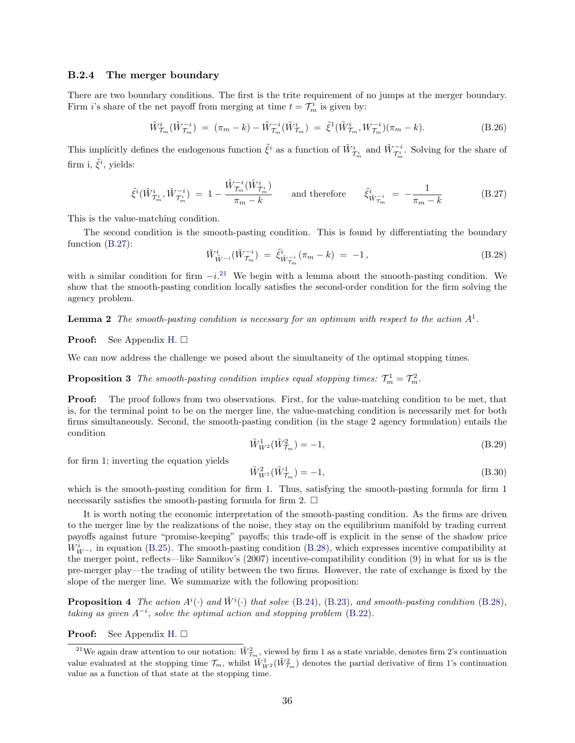### B.2.4 The merger boundary

There are two boundary conditions. The first is the trite requirement of no jumps at the merger boundary. Firm $i$'s share of the net payoff from merging at time $t = \mathcal{T}_m^i$ is given by:

$$\tilde{W}^i_{\mathcal{T}_m}(\tilde{W}^{-i}_{\mathcal{T}_m}) \;=\; (\pi_m - k) - \tilde{W}^{-i}_{\mathcal{T}_m}(\tilde{W}^i_{\mathcal{T}_m}) \;=\; \tilde{\xi}^1(\tilde{W}^i_{\mathcal{T}_m}, W^{-i}_{\mathcal{T}_m})(\pi_m - k). \tag{B.26}$$

This implicitly defines the endogenous function $\tilde{\xi}^i$ as a function of $\tilde{W}^i_{\mathcal{T}^i_m}$ and $\tilde{W}^{-i}_{\mathcal{T}^i_m}$. Solving for the share of firm i, $\tilde{\xi}^i$, yields:

$$\tilde{\xi}^i(\tilde{W}^i_{\mathcal{T}^i_m}, \tilde{W}^{-i}_{\mathcal{T}^i_m}) \;=\; 1 - \frac{\tilde{W}^{-i}_{\mathcal{T}_m}(\tilde{W}^i_{\mathcal{T}^i_m})}{\pi_m - k} \qquad \text{and therefore} \qquad \tilde{\xi}^i_{\tilde{W}^i_{\mathcal{T}_m}} \;=\; -\frac{1}{\pi_m - k} \tag{B.27}$$

This is the value-matching condition.

The second condition is the smooth-pasting condition. This is found by differentiating the boundary function (B.27):

$$\tilde{W}^i_{\tilde{W}^{-i}}(\tilde{W}^{-i}_{\mathcal{T}_m}) \;=\; \tilde{\xi}^i_{\tilde{W}^{-i}_{\mathcal{T}_m}}(\pi_m - k) \;=\; -1\,, \tag{B.28}$$

with a similar condition for firm $-i$.[21] We begin with a lemma about the smooth-pasting condition. We show that the smooth-pasting condition locally satisfies the second-order condition for the firm solving the agency problem.

**Lemma 2** *The smooth-pasting condition is necessary for an optimum with respect to the action $A^1$.*

**Proof:** See Appendix H. □

We can now address the challenge we posed about the simultaneity of the optimal stopping times.

**Proposition 3** *The smooth-pasting condition implies equal stopping times: $\mathcal{T}^1_m = \mathcal{T}^2_m$.*

**Proof:** The proof follows from two observations. First, for the value-matching condition to be met, that is, for the terminal point to be on the merger line, the value-matching condition is necessarily met for both firms simultaneously. Second, the smooth-pasting condition (in the stage 2 agency formulation) entails the condition

$$\tilde{W}^1_{W^2}(\tilde{W}^2_{\mathcal{T}_m}) = -1, \tag{B.29}$$

for firm 1; inverting the equation yields

$$\tilde{W}^2_{W^1}(\tilde{W}^1_{\mathcal{T}_m}) = -1, \tag{B.30}$$

which is the smooth-pasting condition for firm 1. Thus, satisfying the smooth-pasting formula for firm 1 necessarily satisfies the smooth-pasting formula for firm 2. □

It is worth noting the economic interpretation of the smooth-pasting condition. As the firms are driven to the merger line by the realizations of the noise, they stay on the equilibrium manifold by trading current payoffs against future "promise-keeping" payoffs; this trade-off is explicit in the sense of the shadow price $W^i_{W^{-i}}$ in equation (B.25). The smooth-pasting condition (B.28), which expresses incentive compatibility at the merger point, reflects—like Sannikov's (2007) incentive-compatibility condition (9) in what for us is the pre-merger play—the trading of utility between the two firms. However, the rate of exchange is fixed by the slope of the merger line. We summarize with the following proposition:

**Proposition 4** *The action $A^i(\cdot)$ and $\tilde{W}^i(\cdot)$ that solve (B.24), (B.23), and smooth-pasting condition (B.28), taking as given $A^{-i}$, solve the optimal action and stopping problem (B.22).*

**Proof:** See Appendix H. □

[21] We again draw attention to our notation: $\tilde{W}^2_{\mathcal{T}_m}$, viewed by firm 1 as a state variable, denotes firm 2's continuation value evaluated at the stopping time $\mathcal{T}_m$, whilst $\tilde{W}^1_{W^2}(\tilde{W}^2_{\mathcal{T}_m})$ denotes the partial derivative of firm 1's continuation value as a function of that state at the stopping time.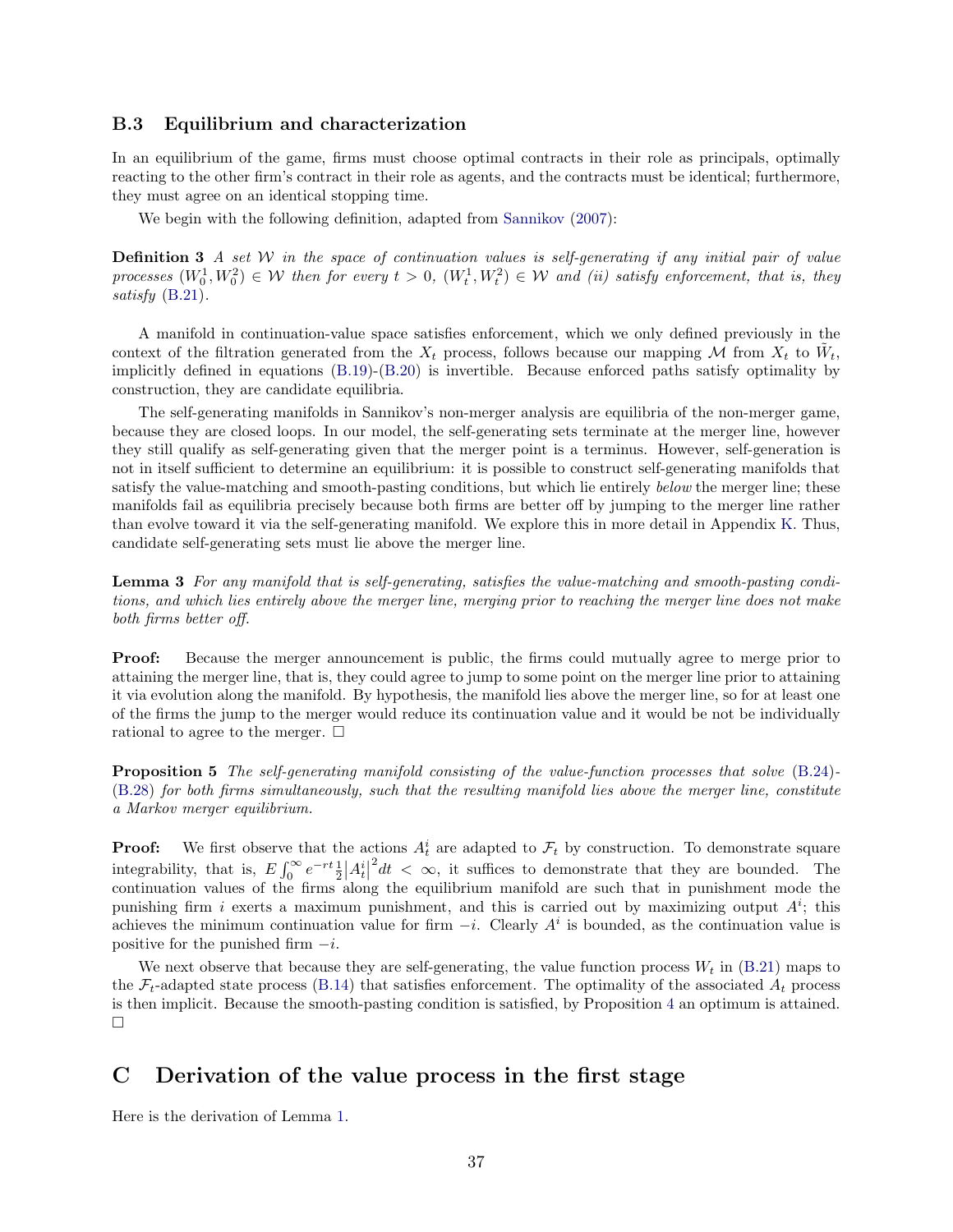### B.3 Equilibrium and characterization

In an equilibrium of the game, firms must choose optimal contracts in their role as principals, optimally reacting to the other firm's contract in their role as agents, and the contracts must be identical; furthermore, they must agree on an identical stopping time.

We begin with the following definition, adapted from Sannikov (2007):

**Definition 3** *A set $\mathcal{W}$ in the space of continuation values is self-generating if any initial pair of value processes $(W_0^1, W_0^2) \in \mathcal{W}$ then for every $t > 0$, $(W_t^1, W_t^2) \in \mathcal{W}$ and (ii) satisfy enforcement, that is, they satisfy* (B.21)*.*

A manifold in continuation-value space satisfies enforcement, which we only defined previously in the context of the filtration generated from the $X_t$ process, follows because our mapping $\mathcal{M}$ from $X_t$ to $\tilde{W}_t$, implicitly defined in equations (B.19)-(B.20) is invertible. Because enforced paths satisfy optimality by construction, they are candidate equilibria.

The self-generating manifolds in Sannikov's non-merger analysis are equilibria of the non-merger game, because they are closed loops. In our model, the self-generating sets terminate at the merger line, however they still qualify as self-generating given that the merger point is a terminus. However, self-generation is not in itself sufficient to determine an equilibrium: it is possible to construct self-generating manifolds that satisfy the value-matching and smooth-pasting conditions, but which lie entirely *below* the merger line; these manifolds fail as equilibria precisely because both firms are better off by jumping to the merger line rather than evolve toward it via the self-generating manifold. We explore this in more detail in Appendix K. Thus, candidate self-generating sets must lie above the merger line.

**Lemma 3** *For any manifold that is self-generating, satisfies the value-matching and smooth-pasting conditions, and which lies entirely above the merger line, merging prior to reaching the merger line does not make both firms better off.*

**Proof:** Because the merger announcement is public, the firms could mutually agree to merge prior to attaining the merger line, that is, they could agree to jump to some point on the merger line prior to attaining it via evolution along the manifold. By hypothesis, the manifold lies above the merger line, so for at least one of the firms the jump to the merger would reduce its continuation value and it would be not be individually rational to agree to the merger. □

**Proposition 5** *The self-generating manifold consisting of the value-function processes that solve* (B.24)*-*(B.28) *for both firms simultaneously, such that the resulting manifold lies above the merger line, constitute a Markov merger equilibrium.*

**Proof:** We first observe that the actions $A_t^i$ are adapted to $\mathcal{F}_t$ by construction. To demonstrate square integrability, that is, $E\int_0^\infty e^{-rt}\frac{1}{2}\left|A_t^i\right|^2 dt < \infty$, it suffices to demonstrate that they are bounded. The continuation values of the firms along the equilibrium manifold are such that in punishment mode the punishing firm $i$ exerts a maximum punishment, and this is carried out by maximizing output $A^i$; this achieves the minimum continuation value for firm $-i$. Clearly $A^i$ is bounded, as the continuation value is positive for the punished firm $-i$.

We next observe that because they are self-generating, the value function process $W_t$ in (B.21) maps to the $\mathcal{F}_t$-adapted state process (B.14) that satisfies enforcement. The optimality of the associated $A_t$ process is then implicit. Because the smooth-pasting condition is satisfied, by Proposition 4 an optimum is attained. □

# C Derivation of the value process in the first stage

Here is the derivation of Lemma 1.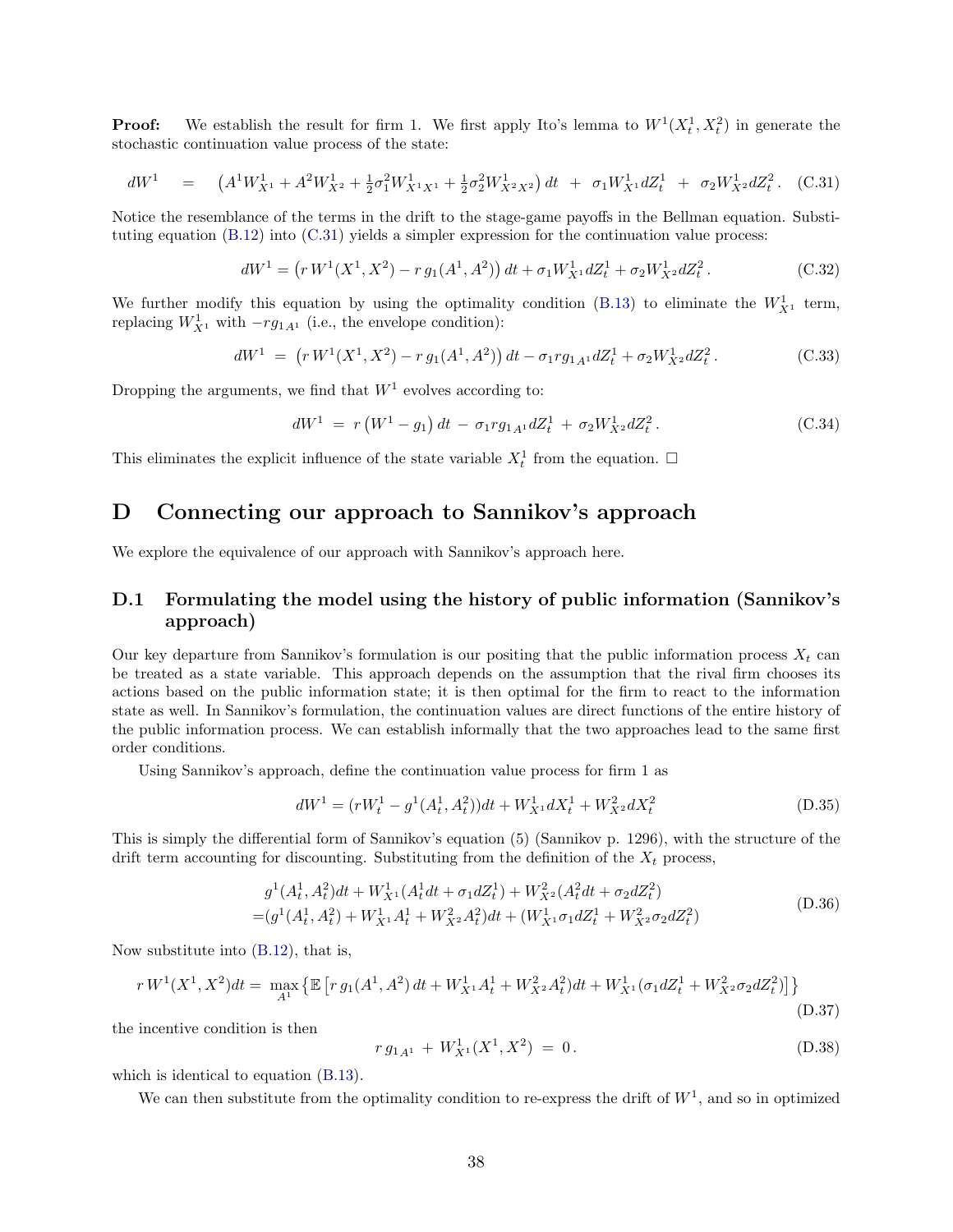**Proof:** We establish the result for firm 1. We first apply Ito's lemma to $W^1(X_t^1, X_t^2)$ in generate the stochastic continuation value process of the state:

$$dW^1 \quad = \quad \left(A^1 W^1_{X^1} + A^2 W^1_{X^2} + \tfrac{1}{2}\sigma_1^2 W^1_{X^1X^1} + \tfrac{1}{2}\sigma_2^2 W^1_{X^2X^2}\right) dt \;+\; \sigma_1 W^1_{X^1} dZ_t^1 \;+\; \sigma_2 W^1_{X^2} dZ_t^2 . \quad \text{(C.31)}$$

Notice the resemblance of the terms in the drift to the stage-game payoffs in the Bellman equation. Substituting equation (B.12) into (C.31) yields a simpler expression for the continuation value process:

$$dW^1 = \left(r\, W^1(X^1, X^2) - r\, g_1(A^1, A^2)\right) dt + \sigma_1 W^1_{X^1} dZ_t^1 + \sigma_2 W^1_{X^2} dZ_t^2 . \tag{C.32}$$

We further modify this equation by using the optimality condition (B.13) to eliminate the $W^1_{X^1}$ term, replacing $W^1_{X^1}$ with $-r g_{1A^1}$ (i.e., the envelope condition):

$$dW^1 \;=\; \left(r\, W^1(X^1, X^2) - r\, g_1(A^1, A^2)\right) dt - \sigma_1 r g_{1A^1} dZ_t^1 + \sigma_2 W^1_{X^2} dZ_t^2 . \tag{C.33}$$

Dropping the arguments, we find that $W^1$ evolves according to:

$$dW^1 \;=\; r\left(W^1 - g_1\right) dt \;-\; \sigma_1 r g_{1A^1} dZ_t^1 \;+\; \sigma_2 W^1_{X^2} dZ_t^2 . \tag{C.34}$$

This eliminates the explicit influence of the state variable $X_t^1$ from the equation. □

# D Connecting our approach to Sannikov's approach

We explore the equivalence of our approach with Sannikov's approach here.

## D.1 Formulating the model using the history of public information (Sannikov's approach)

Our key departure from Sannikov's formulation is our positing that the public information process $X_t$ can be treated as a state variable. This approach depends on the assumption that the rival firm chooses its actions based on the public information state; it is then optimal for the firm to react to the information state as well. In Sannikov's formulation, the continuation values are direct functions of the entire history of the public information process. We can establish informally that the two approaches lead to the same first order conditions.

Using Sannikov's approach, define the continuation value process for firm 1 as

$$dW^1 = (rW_t^1 - g^1(A_t^1, A_t^2))dt + W^1_{X^1} dX_t^1 + W^2_{X^2} dX_t^2 \tag{D.35}$$

This is simply the differential form of Sannikov's equation (5) (Sannikov p. 1296), with the structure of the drift term accounting for discounting. Substituting from the definition of the $X_t$ process,

$$\begin{aligned} &g^1(A_t^1, A_t^2)dt + W^1_{X^1}(A_t^1 dt + \sigma_1 dZ_t^1) + W^2_{X^2}(A_t^2 dt + \sigma_2 dZ_t^2) \\ =&(g^1(A_t^1, A_t^2) + W^1_{X^1} A_t^1 + W^2_{X^2} A_t^2)dt + (W^1_{X^1}\sigma_1 dZ_t^1 + W^2_{X^2}\sigma_2 dZ_t^2) \end{aligned} \tag{D.36}$$

Now substitute into (B.12), that is,

$$r\, W^1(X^1, X^2)dt = \max_{A^1} \left\{ \mathbb{E}\left[ r\, g_1(A^1, A^2)\, dt + W^1_{X^1} A_t^1 + W^2_{X^2} A_t^2)dt + W^1_{X^1}(\sigma_1 dZ_t^1 + W^2_{X^2}\sigma_2 dZ_t^2)\right] \right\} \tag{D.37}$$

the incentive condition is then

$$r\, g_{1A^1} \;+\; W^1_{X^1}(X^1, X^2) \;=\; 0 . \tag{D.38}$$

which is identical to equation (B.13).

We can then substitute from the optimality condition to re-express the drift of $W^1$, and so in optimized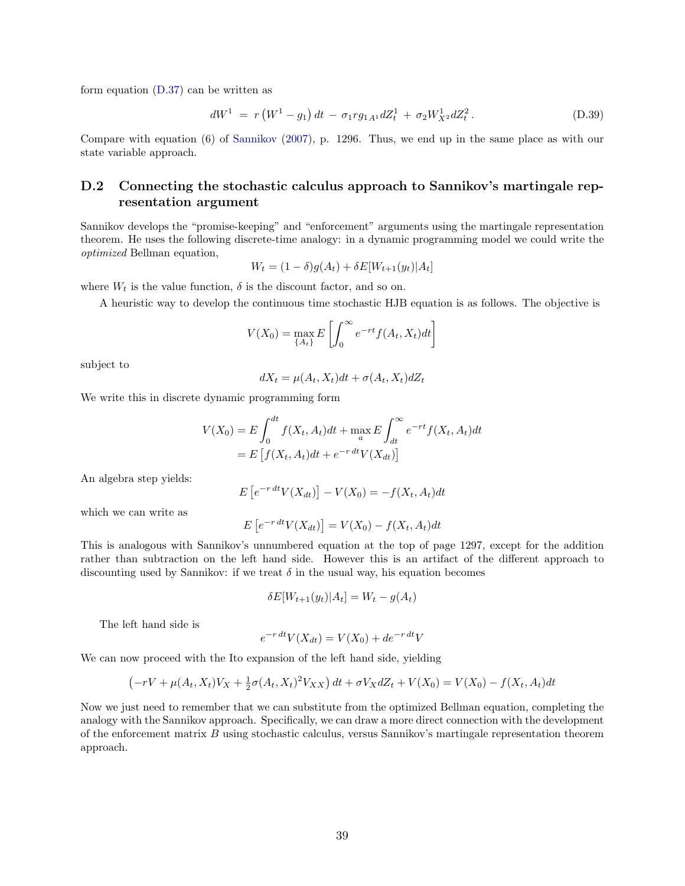form equation (D.37) can be written as

$$dW^1 \;=\; r\left(W^1 - g_1\right)dt \;-\; \sigma_1 r g_{1\,A^1} dZ_t^1 \;+\; \sigma_2 W^1_{X^2} dZ_t^2\,. \tag{D.39}$$

Compare with equation (6) of Sannikov (2007), p. 1296. Thus, we end up in the same place as with our state variable approach.

## D.2 Connecting the stochastic calculus approach to Sannikov's martingale representation argument

Sannikov develops the "promise-keeping" and "enforcement" arguments using the martingale representation theorem. He uses the following discrete-time analogy: in a dynamic programming model we could write the *optimized* Bellman equation,

$$W_t = (1-\delta)g(A_t) + \delta E[W_{t+1}(y_t)|A_t]$$

where $W_t$ is the value function, $\delta$ is the discount factor, and so on.

A heuristic way to develop the continuous time stochastic HJB equation is as follows. The objective is

$$V(X_0) = \max_{\{A_t\}} E\left[\int_0^\infty e^{-rt} f(A_t, X_t)dt\right]$$

subject to

$$dX_t = \mu(A_t, X_t)dt + \sigma(A_t, X_t)dZ_t$$

We write this in discrete dynamic programming form

$$\begin{aligned} V(X_0) &= E\int_0^{dt} f(X_t, A_t)dt + \max_a E\int_{dt}^\infty e^{-rt} f(X_t, A_t)dt \\ &= E\left[f(X_t, A_t)dt + e^{-r\,dt}V(X_{dt})\right] \end{aligned}$$

An algebra step yields:

$$E\left[e^{-r\,dt}V(X_{dt})\right] - V(X_0) = -f(X_t, A_t)dt$$

which we can write as

$$E\left[e^{-r\,dt}V(X_{dt})\right] = V(X_0) - f(X_t, A_t)dt$$

This is analogous with Sannikov's unnumbered equation at the top of page 1297, except for the addition rather than subtraction on the left hand side. However this is an artifact of the different approach to discounting used by Sannikov: if we treat $\delta$ in the usual way, his equation becomes

$$\delta E[W_{t+1}(y_t)|A_t] = W_t - g(A_t)$$

The left hand side is

$$e^{-r\,dt}V(X_{dt}) = V(X_0) + de^{-r\,dt}V$$

We can now proceed with the Ito expansion of the left hand side, yielding

$$\left(-rV + \mu(A_t, X_t)V_X + \tfrac{1}{2}\sigma(A_t, X_t)^2 V_{XX}\right)dt + \sigma V_X dZ_t + V(X_0) = V(X_0) - f(X_t, A_t)dt$$

Now we just need to remember that we can substitute from the optimized Bellman equation, completing the analogy with the Sannikov approach. Specifically, we can draw a more direct connection with the development of the enforcement matrix $B$ using stochastic calculus, versus Sannikov's martingale representation theorem approach.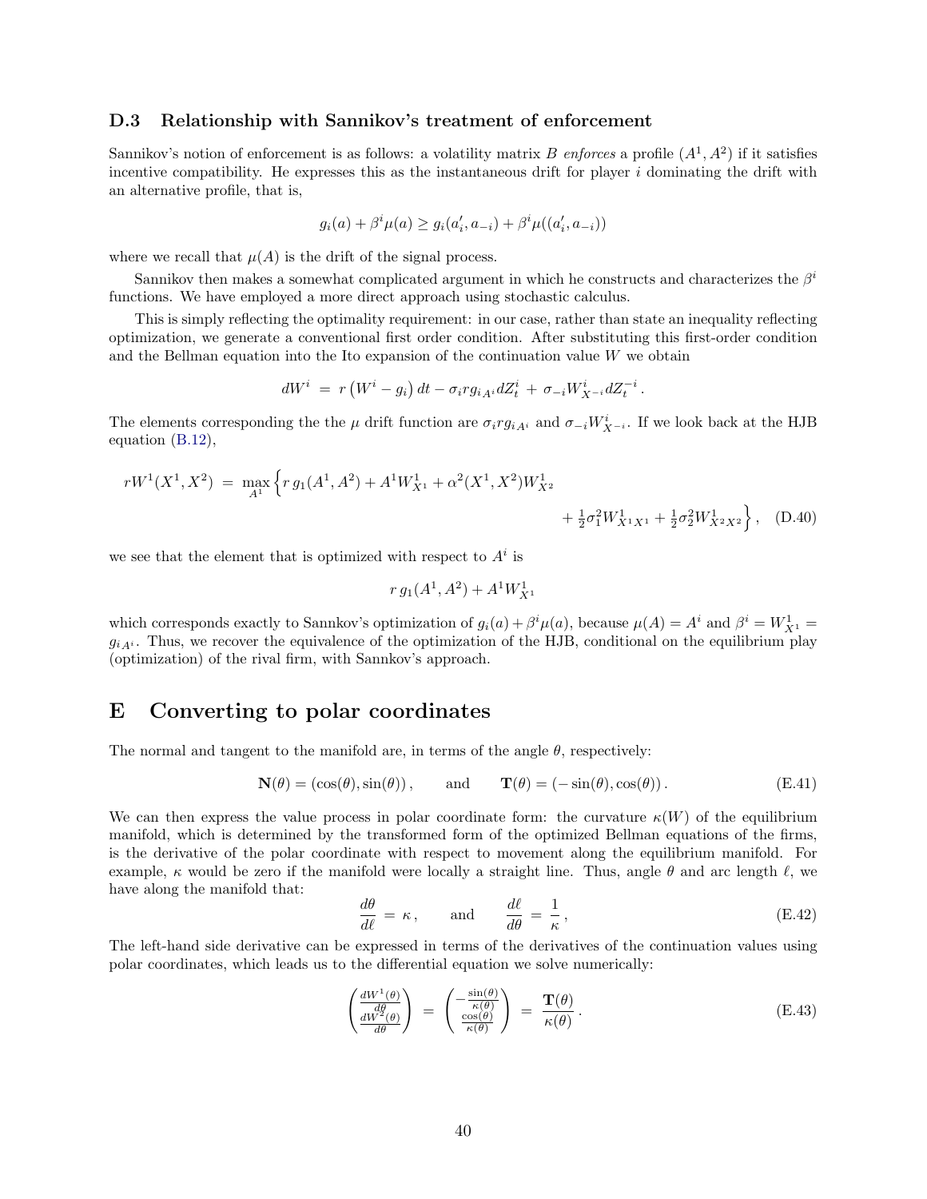### D.3 Relationship with Sannikov's treatment of enforcement

Sannikov's notion of enforcement is as follows: a volatility matrix $B$ *enforces* a profile $(A^1, A^2)$ if it satisfies incentive compatibility. He expresses this as the instantaneous drift for player $i$ dominating the drift with an alternative profile, that is,

$$g_i(a) + \beta^i \mu(a) \geq g_i(a'_i, a_{-i}) + \beta^i \mu((a'_i, a_{-i}))$$

where we recall that $\mu(A)$ is the drift of the signal process.

Sannikov then makes a somewhat complicated argument in which he constructs and characterizes the $\beta^i$ functions. We have employed a more direct approach using stochastic calculus.

This is simply reflecting the optimality requirement: in our case, rather than state an inequality reflecting optimization, we generate a conventional first order condition. After substituting this first-order condition and the Bellman equation into the Ito expansion of the continuation value $W$ we obtain

$$dW^i \;=\; r\left(W^i - g_i\right)dt - \sigma_i r g_{i\,A^i} dZ_t^i \;+\; \sigma_{-i} W^i_{X^{-i}} dZ_t^{-i}\,.$$

The elements corresponding the the $\mu$ drift function are $\sigma_i r g_{iA^i}$ and $\sigma_{-i} W^i_{X^{-i}}$. If we look back at the HJB equation (B.12),

$$rW^1(X^1, X^2) \;=\; \max_{A^1} \Big\{ r\, g_1(A^1, A^2) + A^1 W^1_{X^1} + \alpha^2(X^1, X^2) W^1_{X^2} + \tfrac{1}{2}\sigma_1^2 W^1_{X^1X^1} + \tfrac{1}{2}\sigma_2^2 W^1_{X^2X^2} \Big\}\,, \quad \text{(D.40)}$$

we see that the element that is optimized with respect to $A^i$ is

$$r\, g_1(A^1, A^2) + A^1 W^1_{X^1}$$

which corresponds exactly to Sannkov's optimization of $g_i(a) + \beta^i \mu(a)$, because $\mu(A) = A^i$ and $\beta^i = W^1_{X^1} = g_{iA^i}$. Thus, we recover the equivalence of the optimization of the HJB, conditional on the equilibrium play (optimization) of the rival firm, with Sannkov's approach.

# E Converting to polar coordinates

The normal and tangent to the manifold are, in terms of the angle $\theta$, respectively:

$$\mathbf{N}(\theta) = (\cos(\theta), \sin(\theta))\,, \qquad \text{and} \qquad \mathbf{T}(\theta) = (-\sin(\theta), \cos(\theta))\,. \quad \text{(E.41)}$$

We can then express the value process in polar coordinate form: the curvature $\kappa(W)$ of the equilibrium manifold, which is determined by the transformed form of the optimized Bellman equations of the firms, is the derivative of the polar coordinate with respect to movement along the equilibrium manifold. For example, $\kappa$ would be zero if the manifold were locally a straight line. Thus, angle $\theta$ and arc length $\ell$, we have along the manifold that:

$$\frac{d\theta}{d\ell} \;=\; \kappa\,, \qquad \text{and} \qquad \frac{d\ell}{d\theta} \;=\; \frac{1}{\kappa}\,, \quad \text{(E.42)}$$

The left-hand side derivative can be expressed in terms of the derivatives of the continuation values using polar coordinates, which leads us to the differential equation we solve numerically:

$$\begin{pmatrix} \frac{dW^1(\theta)}{d\theta} \\ \frac{dW^2(\theta)}{d\theta} \end{pmatrix} \;=\; \begin{pmatrix} -\frac{\sin(\theta)}{\kappa(\theta)} \\ \frac{\cos(\theta)}{\kappa(\theta)} \end{pmatrix} \;=\; \frac{\mathbf{T}(\theta)}{\kappa(\theta)}\,. \quad \text{(E.43)}$$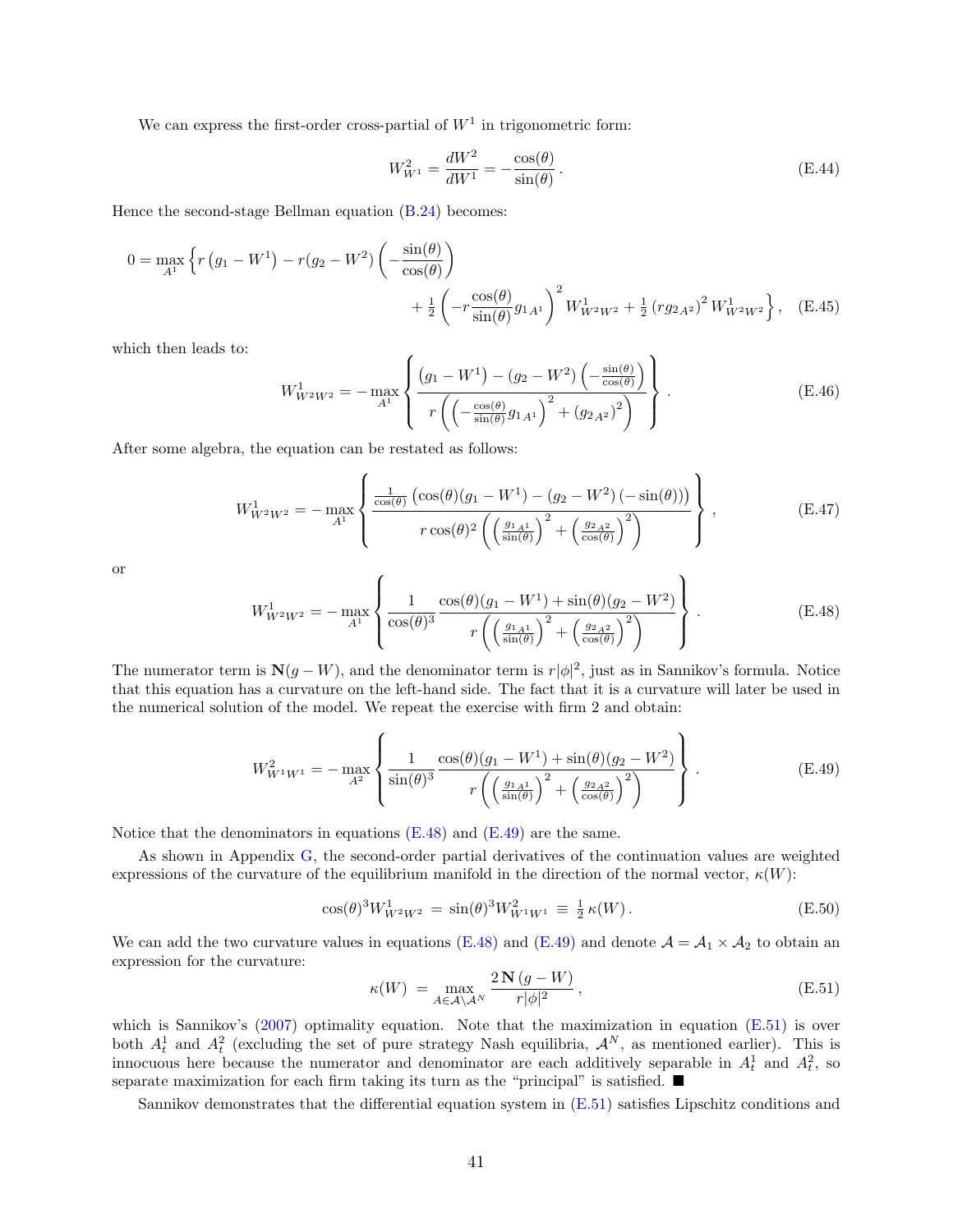We can express the first-order cross-partial of $W^1$ in trigonometric form:

$$W^2_{W^1} = \frac{dW^2}{dW^1} = -\frac{\cos(\theta)}{\sin(\theta)}\,. \tag{E.44}$$

Hence the second-stage Bellman equation (B.24) becomes:

$$0 = \max_{A^1} \Big\{ r\left(g_1 - W^1\right) - r(g_2 - W^2)\left(-\frac{\sin(\theta)}{\cos(\theta)}\right) + \tfrac{1}{2}\left(-r\frac{\cos(\theta)}{\sin(\theta)} g_{1A^1}\right)^2 W^1_{W^2W^2} + \tfrac{1}{2}\left(r g_{2A^2}\right)^2 W^1_{W^2W^2} \Big\}, \tag{E.45}$$

which then leads to:

$$W^1_{W^2W^2} = -\max_{A^1}\left\{ \frac{\left(g_1 - W^1\right) - \left(g_2 - W^2\right)\left(-\frac{\sin(\theta)}{\cos(\theta)}\right)}{r\left(\left(-\frac{\cos(\theta)}{\sin(\theta)} g_{1A^1}\right)^2 + \left(g_{2A^2}\right)^2\right)} \right\}. \tag{E.46}$$

After some algebra, the equation can be restated as follows:

$$W^1_{W^2W^2} = -\max_{A^1}\left\{ \frac{\frac{1}{\cos(\theta)}\left(\cos(\theta)(g_1 - W^1) - (g_2 - W^2)\left(-\sin(\theta)\right)\right)}{r\cos(\theta)^2\left(\left(\frac{g_{1A^1}}{\sin(\theta)}\right)^2 + \left(\frac{g_{2A^2}}{\cos(\theta)}\right)^2\right)} \right\}, \tag{E.47}$$

or

$$W^1_{W^2W^2} = -\max_{A^1}\left\{ \frac{1}{\cos(\theta)^3} \frac{\cos(\theta)(g_1 - W^1) + \sin(\theta)(g_2 - W^2)}{r\left(\left(\frac{g_{1A^1}}{\sin(\theta)}\right)^2 + \left(\frac{g_{2A^2}}{\cos(\theta)}\right)^2\right)} \right\}. \tag{E.48}$$

The numerator term is $\mathbf{N}(g - W)$, and the denominator term is $r|\phi|^2$, just as in Sannikov's formula. Notice that this equation has a curvature on the left-hand side. The fact that it is a curvature will later be used in the numerical solution of the model. We repeat the exercise with firm 2 and obtain:

$$W^2_{W^1W^1} = -\max_{A^2}\left\{ \frac{1}{\sin(\theta)^3} \frac{\cos(\theta)(g_1 - W^1) + \sin(\theta)(g_2 - W^2)}{r\left(\left(\frac{g_{1A^1}}{\sin(\theta)}\right)^2 + \left(\frac{g_{2A^2}}{\cos(\theta)}\right)^2\right)} \right\}. \tag{E.49}$$

Notice that the denominators in equations (E.48) and (E.49) are the same.

As shown in Appendix G, the second-order partial derivatives of the continuation values are weighted expressions of the curvature of the equilibrium manifold in the direction of the normal vector, $\kappa(W)$:

$$\cos(\theta)^3 W^1_{W^2W^2} \;=\; \sin(\theta)^3 W^2_{W^1W^1} \;\equiv\; \tfrac{1}{2}\,\kappa(W)\,. \tag{E.50}$$

We can add the two curvature values in equations (E.48) and (E.49) and denote $\mathcal{A} = \mathcal{A}_1 \times \mathcal{A}_2$ to obtain an expression for the curvature:

$$\kappa(W) \;=\; \max_{A \in \mathcal{A}\setminus\mathcal{A}^N} \frac{2\,\mathbf{N}\,(g - W)}{r|\phi|^2}\,, \tag{E.51}$$

which is Sannikov's (2007) optimality equation. Note that the maximization in equation (E.51) is over both $A^1_t$ and $A^2_t$ (excluding the set of pure strategy Nash equilibria, $\mathcal{A}^N$, as mentioned earlier). This is innocuous here because the numerator and denominator are each additively separable in $A^1_t$ and $A^2_t$, so separate maximization for each firm taking its turn as the "principal" is satisfied. ■

Sannikov demonstrates that the differential equation system in (E.51) satisfies Lipschitz conditions and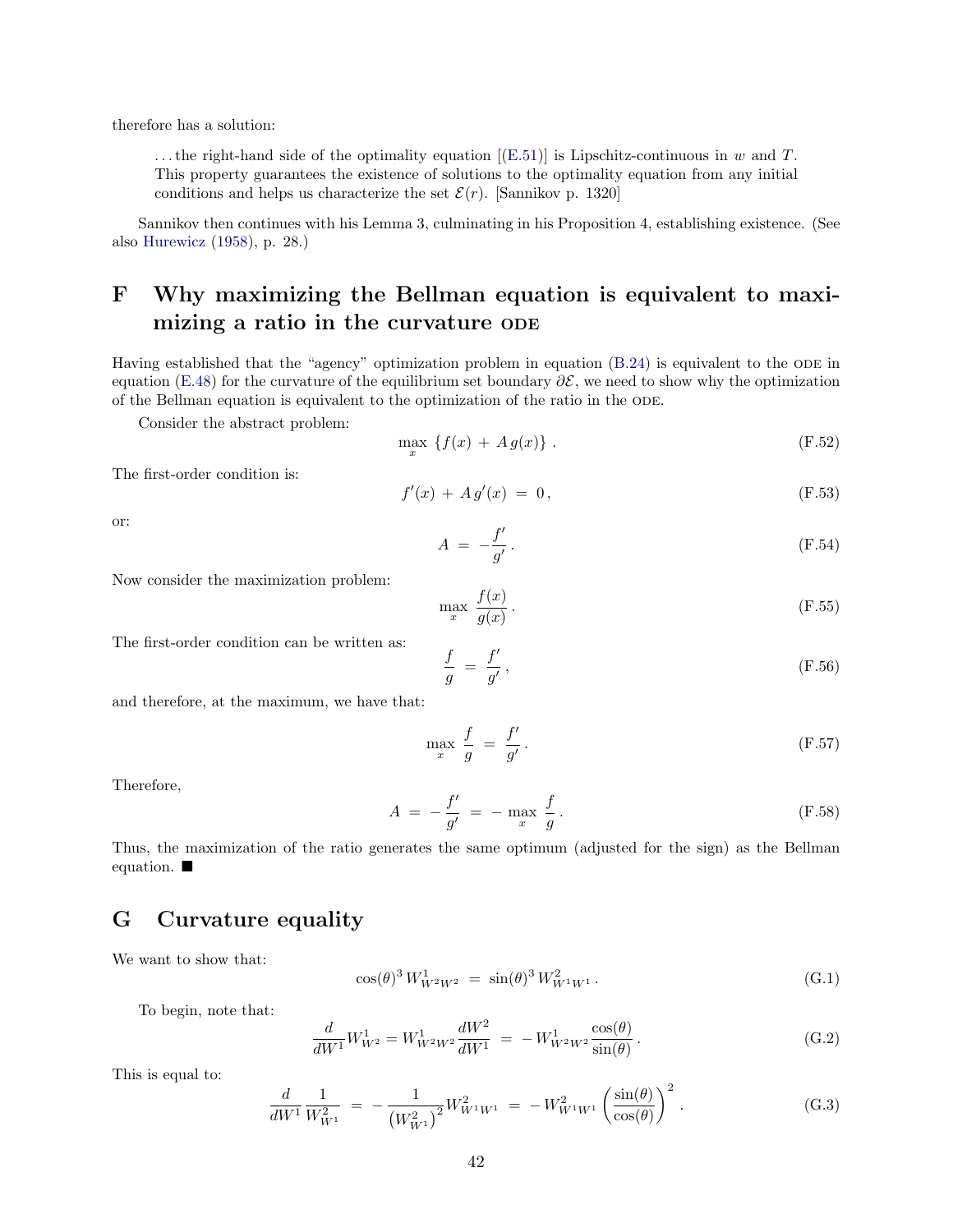therefore has a solution:

> ...the right-hand side of the optimality equation [(E.51)] is Lipschitz-continuous in $w$ and $T$. This property guarantees the existence of solutions to the optimality equation from any initial conditions and helps us characterize the set $\mathcal{E}(r)$. [Sannikov p. 1320]

Sannikov then continues with his Lemma 3, culminating in his Proposition 4, establishing existence. (See also Hurewicz (1958), p. 28.)

# F Why maximizing the Bellman equation is equivalent to maximizing a ratio in the curvature ODE

Having established that the "agency" optimization problem in equation (B.24) is equivalent to the ODE in equation (E.48) for the curvature of the equilibrium set boundary $\partial\mathcal{E}$, we need to show why the optimization of the Bellman equation is equivalent to the optimization of the ratio in the ODE.

Consider the abstract problem:

$$\max_x \; \{f(x) \,+\, A\, g(x)\} \,. \tag{F.52}$$

The first-order condition is:

$$f'(x) \,+\, A\, g'(x) \;=\; 0\,, \tag{F.53}$$

or:

$$A \;=\; -\frac{f'}{g'}\,. \tag{F.54}$$

Now consider the maximization problem:

$$\max_x \; \frac{f(x)}{g(x)}\,. \tag{F.55}$$

The first-order condition can be written as:

$$\frac{f}{g} \;=\; \frac{f'}{g'}\,, \tag{F.56}$$

and therefore, at the maximum, we have that:

$$\max_x \; \frac{f}{g} \;=\; \frac{f'}{g'}\,. \tag{F.57}$$

Therefore,

$$A \;=\; -\frac{f'}{g'} \;=\; -\,\max_x \; \frac{f}{g}\,. \tag{F.58}$$

Thus, the maximization of the ratio generates the same optimum (adjusted for the sign) as the Bellman equation. ■

# G Curvature equality

We want to show that:

$$\cos(\theta)^3\, W^1_{W^2W^2} \;=\; \sin(\theta)^3\, W^2_{W^1W^1}\,. \tag{G.1}$$

To begin, note that:

$$\frac{d}{dW^1} W^1_{W^2} = W^1_{W^2W^2}\frac{dW^2}{dW^1} \;=\; -\,W^1_{W^2W^2}\frac{\cos(\theta)}{\sin(\theta)}\,. \tag{G.2}$$

This is equal to:

$$\frac{d}{dW^1}\frac{1}{W^2_{W^1}} \;=\; -\,\frac{1}{\left(W^2_{W^1}\right)^2} W^2_{W^1W^1} \;=\; -\,W^2_{W^1W^1}\left(\frac{\sin(\theta)}{\cos(\theta)}\right)^2\,. \tag{G.3}$$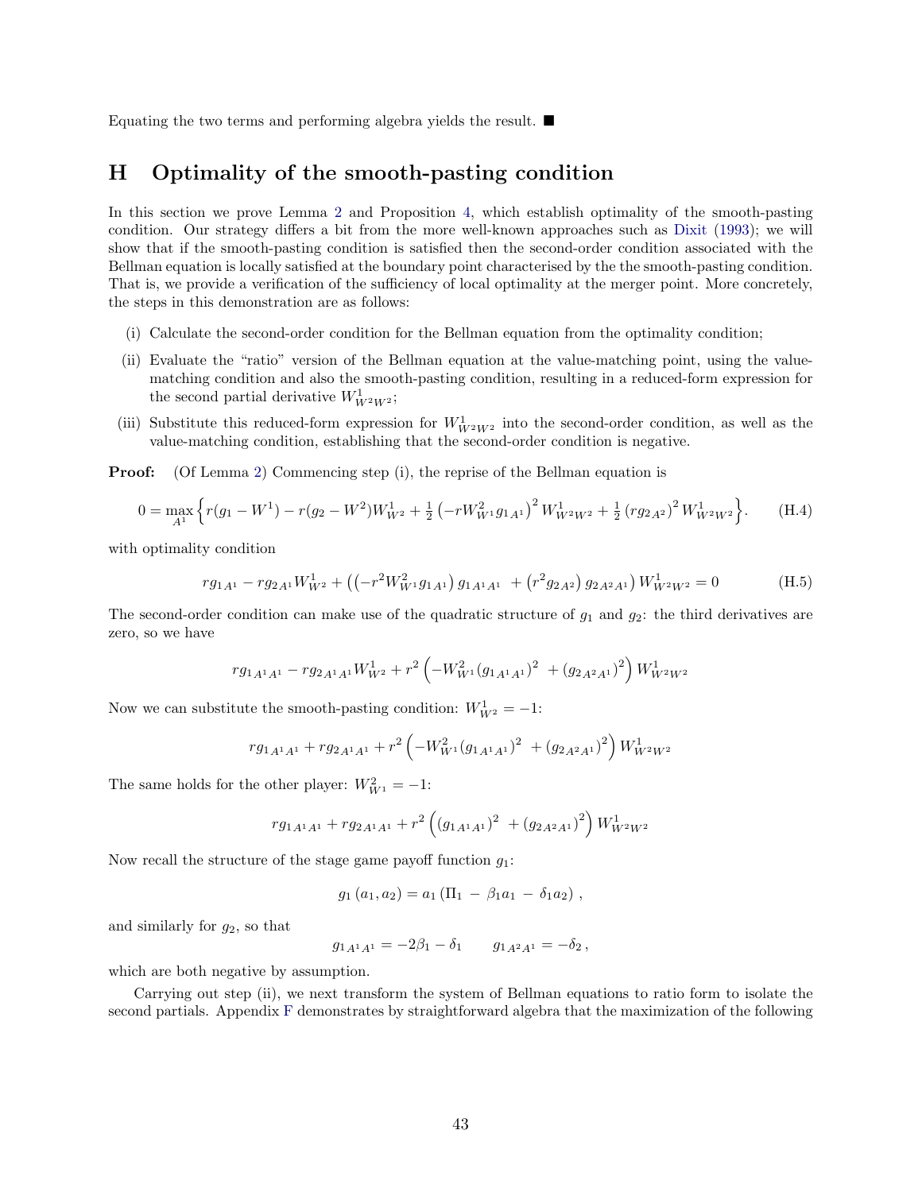Equating the two terms and performing algebra yields the result. ■

## H Optimality of the smooth-pasting condition

In this section we prove Lemma 2 and Proposition 4, which establish optimality of the smooth-pasting condition. Our strategy differs a bit from the more well-known approaches such as Dixit (1993); we will show that if the smooth-pasting condition is satisfied then the second-order condition associated with the Bellman equation is locally satisfied at the boundary point characterised by the the smooth-pasting condition. That is, we provide a verification of the sufficiency of local optimality at the merger point. More concretely, the steps in this demonstration are as follows:

(i) Calculate the second-order condition for the Bellman equation from the optimality condition;

(ii) Evaluate the "ratio" version of the Bellman equation at the value-matching point, using the value-matching condition and also the smooth-pasting condition, resulting in a reduced-form expression for the second partial derivative $W^1_{W^2W^2}$;

(iii) Substitute this reduced-form expression for $W^1_{W^2W^2}$ into the second-order condition, as well as the value-matching condition, establishing that the second-order condition is negative.

**Proof:** (Of Lemma 2) Commencing step (i), the reprise of the Bellman equation is

$$0 = \max_{A^1} \Big\{ r(g_1 - W^1) - r(g_2 - W^2) W^1_{W^2} + \tfrac{1}{2} \left( -r W^2_{W^1} g_{1A^1} \right)^2 W^1_{W^2W^2} + \tfrac{1}{2} \left( r g_{2A^2} \right)^2 W^1_{W^2W^2} \Big\}. \tag{H.4}$$

with optimality condition

$$r g_{1A^1} - r g_{2A^1} W^1_{W^2} + \left( \left( -r^2 W^2_{W^1} g_{1A^1} \right) g_{1A^1A^1} \; + \left( r^2 g_{2A^2} \right) g_{2A^2A^1} \right) W^1_{W^2W^2} = 0 \tag{H.5}$$

The second-order condition can make use of the quadratic structure of $g_1$ and $g_2$: the third derivatives are zero, so we have

$$r g_{1A^1A^1} - r g_{2A^1A^1} W^1_{W^2} + r^2 \left( -W^2_{W^1} (g_{1A^1A^1})^2 \; + (g_{2A^2A^1})^2 \right) W^1_{W^2W^2}$$

Now we can substitute the smooth-pasting condition: $W^1_{W^2} = -1$:

$$r g_{1A^1A^1} + r g_{2A^1A^1} + r^2 \left( -W^2_{W^1} (g_{1A^1A^1})^2 \; + (g_{2A^2A^1})^2 \right) W^1_{W^2W^2}$$

The same holds for the other player: $W^2_{W^1} = -1$:

$$r g_{1A^1A^1} + r g_{2A^1A^1} + r^2 \left( (g_{1A^1A^1})^2 \; + (g_{2A^2A^1})^2 \right) W^1_{W^2W^2}$$

Now recall the structure of the stage game payoff function $g_1$:

$$g_1(a_1, a_2) = a_1 \left( \Pi_1 \; - \; \beta_1 a_1 \; - \; \delta_1 a_2 \right),$$

and similarly for $g_2$, so that

$$g_{1A^1A^1} = -2\beta_1 - \delta_1 \qquad g_{1A^2A^1} = -\delta_2 \,,$$

which are both negative by assumption.

Carrying out step (ii), we next transform the system of Bellman equations to ratio form to isolate the second partials. Appendix F demonstrates by straightforward algebra that the maximization of the following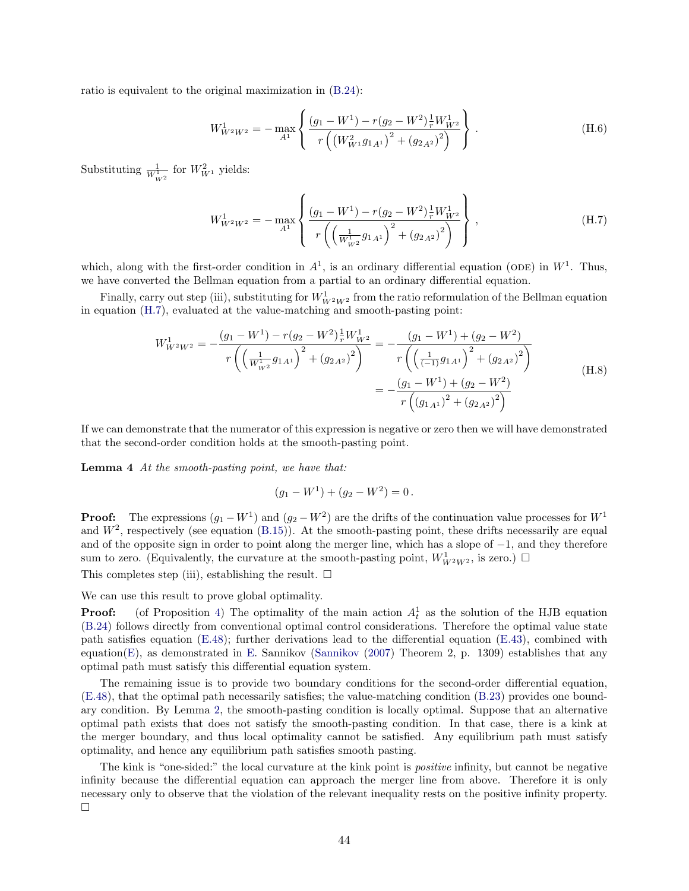ratio is equivalent to the original maximization in (B.24):

$$W^1_{W^2W^2} = -\max_{A^1}\left\{\frac{(g_1 - W^1) - r(g_2 - W^2)\frac{1}{r}W^1_{W^2}}{r\left(\left(W^2_{W^1}g_{1A^1}\right)^2 + \left(g_{2A^2}\right)^2\right)}\right\}. \tag{H.6}$$

Substituting $\frac{1}{W^1_{W^2}}$ for $W^2_{W^1}$ yields:

$$W^1_{W^2W^2} = -\max_{A^1}\left\{\frac{(g_1 - W^1) - r(g_2 - W^2)\frac{1}{r}W^1_{W^2}}{r\left(\left(\frac{1}{W^1_{W^2}}g_{1A^1}\right)^2 + \left(g_{2A^2}\right)^2\right)}\right\}, \tag{H.7}$$

which, along with the first-order condition in $A^1$, is an ordinary differential equation (ODE) in $W^1$. Thus, we have converted the Bellman equation from a partial to an ordinary differential equation.

Finally, carry out step (iii), substituting for $W^1_{W^2W^2}$ from the ratio reformulation of the Bellman equation in equation (H.7), evaluated at the value-matching and smooth-pasting point:

$$\begin{aligned}
W^1_{W^2W^2} = -\frac{(g_1 - W^1) - r(g_2 - W^2)\frac{1}{r}W^1_{W^2}}{r\left(\left(\frac{1}{W^1_{W^2}}g_{1A^1}\right)^2 + \left(g_{2A^2}\right)^2\right)} &= -\frac{(g_1 - W^1) + (g_2 - W^2)}{r\left(\left(\frac{1}{(-1)}g_{1A^1}\right)^2 + \left(g_{2A^2}\right)^2\right)} \\
&= -\frac{(g_1 - W^1) + (g_2 - W^2)}{r\left(\left(g_{1A^1}\right)^2 + \left(g_{2A^2}\right)^2\right)}
\end{aligned} \tag{H.8}$$

If we can demonstrate that the numerator of this expression is negative or zero then we will have demonstrated that the second-order condition holds at the smooth-pasting point.

**Lemma 4** *At the smooth-pasting point, we have that:*

$$(g_1 - W^1) + (g_2 - W^2) = 0\,.$$

**Proof:** The expressions $(g_1 - W^1)$ and $(g_2 - W^2)$ are the drifts of the continuation value processes for $W^1$ and $W^2$, respectively (see equation (B.15)). At the smooth-pasting point, these drifts necessarily are equal and of the opposite sign in order to point along the merger line, which has a slope of $-1$, and they therefore sum to zero. (Equivalently, the curvature at the smooth-pasting point, $W^1_{W^2W^2}$, is zero.) □

This completes step (iii), establishing the result. □

We can use this result to prove global optimality.

**Proof:** (of Proposition 4) The optimality of the main action $A^1_t$ as the solution of the HJB equation (B.24) follows directly from conventional optimal control considerations. Therefore the optimal value state path satisfies equation (E.48); further derivations lead to the differential equation (E.43), combined with equation(E), as demonstrated in E. Sannikov (Sannikov (2007) Theorem 2, p. 1309) establishes that any optimal path must satisfy this differential equation system.

The remaining issue is to provide two boundary conditions for the second-order differential equation, (E.48), that the optimal path necessarily satisfies; the value-matching condition (B.23) provides one boundary condition. By Lemma 2, the smooth-pasting condition is locally optimal. Suppose that an alternative optimal path exists that does not satisfy the smooth-pasting condition. In that case, there is a kink at the merger boundary, and thus local optimality cannot be satisfied. Any equilibrium path must satisfy optimality, and hence any equilibrium path satisfies smooth pasting.

The kink is "one-sided:" the local curvature at the kink point is *positive* infinity, but cannot be negative infinity because the differential equation can approach the merger line from above. Therefore it is only necessary only to observe that the violation of the relevant inequality rests on the positive infinity property. □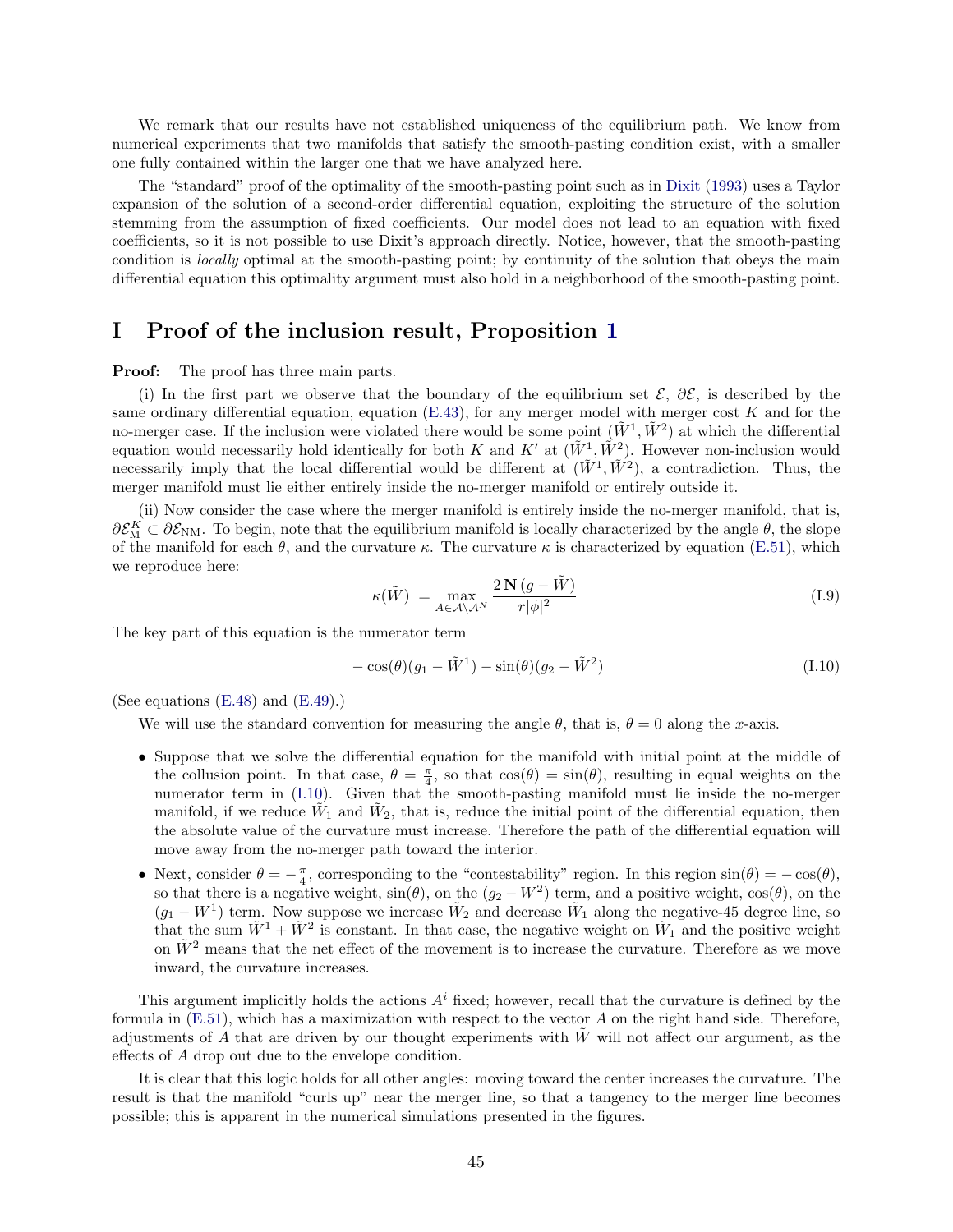We remark that our results have not established uniqueness of the equilibrium path. We know from numerical experiments that two manifolds that satisfy the smooth-pasting condition exist, with a smaller one fully contained within the larger one that we have analyzed here.

The "standard" proof of the optimality of the smooth-pasting point such as in Dixit (1993) uses a Taylor expansion of the solution of a second-order differential equation, exploiting the structure of the solution stemming from the assumption of fixed coefficients. Our model does not lead to an equation with fixed coefficients, so it is not possible to use Dixit's approach directly. Notice, however, that the smooth-pasting condition is *locally* optimal at the smooth-pasting point; by continuity of the solution that obeys the main differential equation this optimality argument must also hold in a neighborhood of the smooth-pasting point.

# I Proof of the inclusion result, Proposition 1

**Proof:** The proof has three main parts.

(i) In the first part we observe that the boundary of the equilibrium set $\mathcal{E}$, $\partial\mathcal{E}$, is described by the same ordinary differential equation, equation (E.43), for any merger model with merger cost $K$ and for the no-merger case. If the inclusion were violated there would be some point $(\tilde{W}^1, \tilde{W}^2)$ at which the differential equation would necessarily hold identically for both $K$ and $K'$ at $(\tilde{W}^1, \tilde{W}^2)$. However non-inclusion would necessarily imply that the local differential would be different at $(\tilde{W}^1, \tilde{W}^2)$, a contradiction. Thus, the merger manifold must lie either entirely inside the no-merger manifold or entirely outside it.

(ii) Now consider the case where the merger manifold is entirely inside the no-merger manifold, that is, $\partial\mathcal{E}^K_{\mathrm{M}} \subset \partial\mathcal{E}_{\mathrm{NM}}$. To begin, note that the equilibrium manifold is locally characterized by the angle $\theta$, the slope of the manifold for each $\theta$, and the curvature $\kappa$. The curvature $\kappa$ is characterized by equation (E.51), which we reproduce here:

$$\kappa(\tilde{W}) \;=\; \max_{A \in \mathcal{A}\setminus\mathcal{A}^N} \frac{2\,\mathbf{N}\,(g - \tilde{W})}{r|\phi|^2} \tag{I.9}$$

The key part of this equation is the numerator term

$$-\cos(\theta)(g_1 - \tilde{W}^1) - \sin(\theta)(g_2 - \tilde{W}^2) \tag{I.10}$$

(See equations (E.48) and (E.49).)

We will use the standard convention for measuring the angle $\theta$, that is, $\theta = 0$ along the $x$-axis.

- Suppose that we solve the differential equation for the manifold with initial point at the middle of the collusion point. In that case, $\theta = \frac{\pi}{4}$, so that $\cos(\theta) = \sin(\theta)$, resulting in equal weights on the numerator term in (I.10). Given that the smooth-pasting manifold must lie inside the no-merger manifold, if we reduce $\tilde{W}_1$ and $\tilde{W}_2$, that is, reduce the initial point of the differential equation, then the absolute value of the curvature must increase. Therefore the path of the differential equation will move away from the no-merger path toward the interior.
- Next, consider $\theta = -\frac{\pi}{4}$, corresponding to the "contestability" region. In this region $\sin(\theta) = -\cos(\theta)$, so that there is a negative weight, $\sin(\theta)$, on the $(g_2 - W^2)$ term, and a positive weight, $\cos(\theta)$, on the $(g_1 - W^1)$ term. Now suppose we increase $\tilde{W}_2$ and decrease $\tilde{W}_1$ along the negative-45 degree line, so that the sum $\tilde{W}^1 + \tilde{W}^2$ is constant. In that case, the negative weight on $\tilde{W}_1$ and the positive weight on $\tilde{W}^2$ means that the net effect of the movement is to increase the curvature. Therefore as we move inward, the curvature increases.

This argument implicitly holds the actions $A^i$ fixed; however, recall that the curvature is defined by the formula in (E.51), which has a maximization with respect to the vector $A$ on the right hand side. Therefore, adjustments of $A$ that are driven by our thought experiments with $\tilde{W}$ will not affect our argument, as the effects of $A$ drop out due to the envelope condition.

It is clear that this logic holds for all other angles: moving toward the center increases the curvature. The result is that the manifold "curls up" near the merger line, so that a tangency to the merger line becomes possible; this is apparent in the numerical simulations presented in the figures.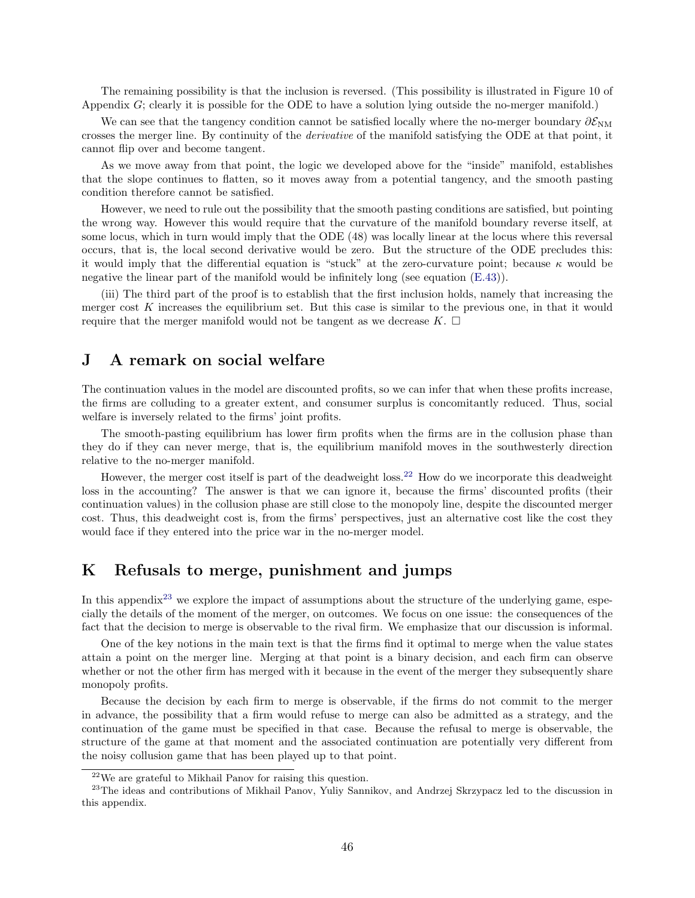The remaining possibility is that the inclusion is reversed. (This possibility is illustrated in Figure 10 of Appendix $G$; clearly it is possible for the ODE to have a solution lying outside the no-merger manifold.)

We can see that the tangency condition cannot be satisfied locally where the no-merger boundary $\partial\mathcal{E}_{\mathrm{NM}}$ crosses the merger line. By continuity of the *derivative* of the manifold satisfying the ODE at that point, it cannot flip over and become tangent.

As we move away from that point, the logic we developed above for the "inside" manifold, establishes that the slope continues to flatten, so it moves away from a potential tangency, and the smooth pasting condition therefore cannot be satisfied.

However, we need to rule out the possibility that the smooth pasting conditions are satisfied, but pointing the wrong way. However this would require that the curvature of the manifold boundary reverse itself, at some locus, which in turn would imply that the ODE (48) was locally linear at the locus where this reversal occurs, that is, the local second derivative would be zero. But the structure of the ODE precludes this: it would imply that the differential equation is "stuck" at the zero-curvature point; because $\kappa$ would be negative the linear part of the manifold would be infinitely long (see equation (E.43)).

(iii) The third part of the proof is to establish that the first inclusion holds, namely that increasing the merger cost $K$ increases the equilibrium set. But this case is similar to the previous one, in that it would require that the merger manifold would not be tangent as we decrease $K$. □

## J A remark on social welfare

The continuation values in the model are discounted profits, so we can infer that when these profits increase, the firms are colluding to a greater extent, and consumer surplus is concomitantly reduced. Thus, social welfare is inversely related to the firms' joint profits.

The smooth-pasting equilibrium has lower firm profits when the firms are in the collusion phase than they do if they can never merge, that is, the equilibrium manifold moves in the southwesterly direction relative to the no-merger manifold.

However, the merger cost itself is part of the deadweight loss.[22] How do we incorporate this deadweight loss in the accounting? The answer is that we can ignore it, because the firms' discounted profits (their continuation values) in the collusion phase are still close to the monopoly line, despite the discounted merger cost. Thus, this deadweight cost is, from the firms' perspectives, just an alternative cost like the cost they would face if they entered into the price war in the no-merger model.

## K Refusals to merge, punishment and jumps

In this appendix[23] we explore the impact of assumptions about the structure of the underlying game, especially the details of the moment of the merger, on outcomes. We focus on one issue: the consequences of the fact that the decision to merge is observable to the rival firm. We emphasize that our discussion is informal.

One of the key notions in the main text is that the firms find it optimal to merge when the value states attain a point on the merger line. Merging at that point is a binary decision, and each firm can observe whether or not the other firm has merged with it because in the event of the merger they subsequently share monopoly profits.

Because the decision by each firm to merge is observable, if the firms do not commit to the merger in advance, the possibility that a firm would refuse to merge can also be admitted as a strategy, and the continuation of the game must be specified in that case. Because the refusal to merge is observable, the structure of the game at that moment and the associated continuation are potentially very different from the noisy collusion game that has been played up to that point.

[22] We are grateful to Mikhail Panov for raising this question.

[23] The ideas and contributions of Mikhail Panov, Yuliy Sannikov, and Andrzej Skrzypacz led to the discussion in this appendix.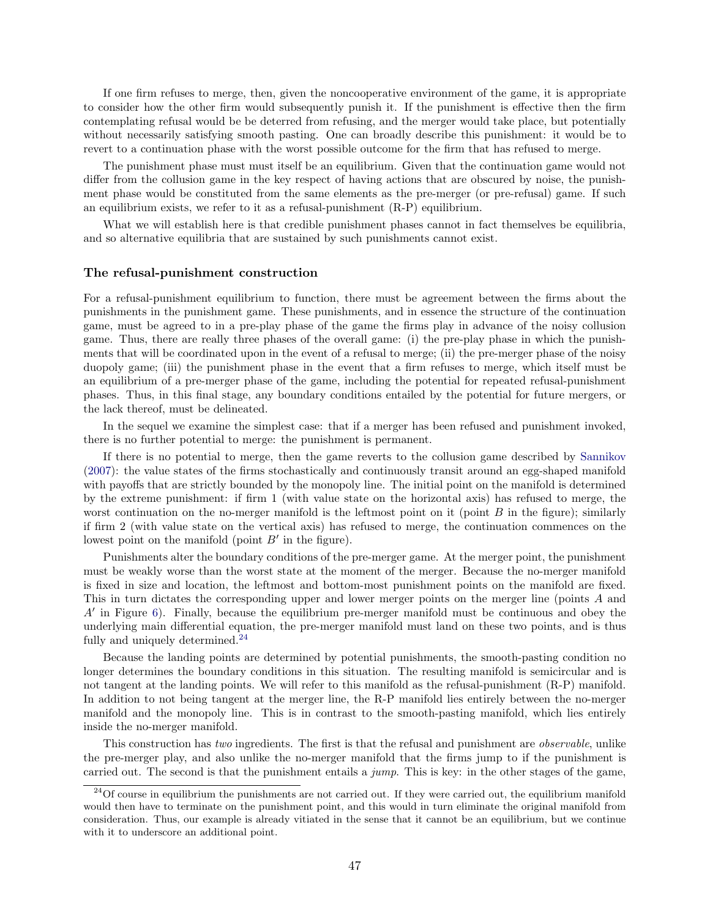If one firm refuses to merge, then, given the noncooperative environment of the game, it is appropriate to consider how the other firm would subsequently punish it. If the punishment is effective then the firm contemplating refusal would be be deterred from refusing, and the merger would take place, but potentially without necessarily satisfying smooth pasting. One can broadly describe this punishment: it would be to revert to a continuation phase with the worst possible outcome for the firm that has refused to merge.

The punishment phase must must itself be an equilibrium. Given that the continuation game would not differ from the collusion game in the key respect of having actions that are obscured by noise, the punishment phase would be constituted from the same elements as the pre-merger (or pre-refusal) game. If such an equilibrium exists, we refer to it as a refusal-punishment (R-P) equilibrium.

What we will establish here is that credible punishment phases cannot in fact themselves be equilibria, and so alternative equilibria that are sustained by such punishments cannot exist.

### The refusal-punishment construction

For a refusal-punishment equilibrium to function, there must be agreement between the firms about the punishments in the punishment game. These punishments, and in essence the structure of the continuation game, must be agreed to in a pre-play phase of the game the firms play in advance of the noisy collusion game. Thus, there are really three phases of the overall game: (i) the pre-play phase in which the punishments that will be coordinated upon in the event of a refusal to merge; (ii) the pre-merger phase of the noisy duopoly game; (iii) the punishment phase in the event that a firm refuses to merge, which itself must be an equilibrium of a pre-merger phase of the game, including the potential for repeated refusal-punishment phases. Thus, in this final stage, any boundary conditions entailed by the potential for future mergers, or the lack thereof, must be delineated.

In the sequel we examine the simplest case: that if a merger has been refused and punishment invoked, there is no further potential to merge: the punishment is permanent.

If there is no potential to merge, then the game reverts to the collusion game described by Sannikov (2007): the value states of the firms stochastically and continuously transit around an egg-shaped manifold with payoffs that are strictly bounded by the monopoly line. The initial point on the manifold is determined by the extreme punishment: if firm 1 (with value state on the horizontal axis) has refused to merge, the worst continuation on the no-merger manifold is the leftmost point on it (point $B$ in the figure); similarly if firm 2 (with value state on the vertical axis) has refused to merge, the continuation commences on the lowest point on the manifold (point $B'$ in the figure).

Punishments alter the boundary conditions of the pre-merger game. At the merger point, the punishment must be weakly worse than the worst state at the moment of the merger. Because the no-merger manifold is fixed in size and location, the leftmost and bottom-most punishment points on the manifold are fixed. This in turn dictates the corresponding upper and lower merger points on the merger line (points $A$ and $A'$ in Figure 6). Finally, because the equilibrium pre-merger manifold must be continuous and obey the underlying main differential equation, the pre-merger manifold must land on these two points, and is thus fully and uniquely determined.[24]

Because the landing points are determined by potential punishments, the smooth-pasting condition no longer determines the boundary conditions in this situation. The resulting manifold is semicircular and is not tangent at the landing points. We will refer to this manifold as the refusal-punishment (R-P) manifold. In addition to not being tangent at the merger line, the R-P manifold lies entirely between the no-merger manifold and the monopoly line. This is in contrast to the smooth-pasting manifold, which lies entirely inside the no-merger manifold.

This construction has *two* ingredients. The first is that the refusal and punishment are *observable*, unlike the pre-merger play, and also unlike the no-merger manifold that the firms jump to if the punishment is carried out. The second is that the punishment entails a *jump*. This is key: in the other stages of the game,

[24] Of course in equilibrium the punishments are not carried out. If they were carried out, the equilibrium manifold would then have to terminate on the punishment point, and this would in turn eliminate the original manifold from consideration. Thus, our example is already vitiated in the sense that it cannot be an equilibrium, but we continue with it to underscore an additional point.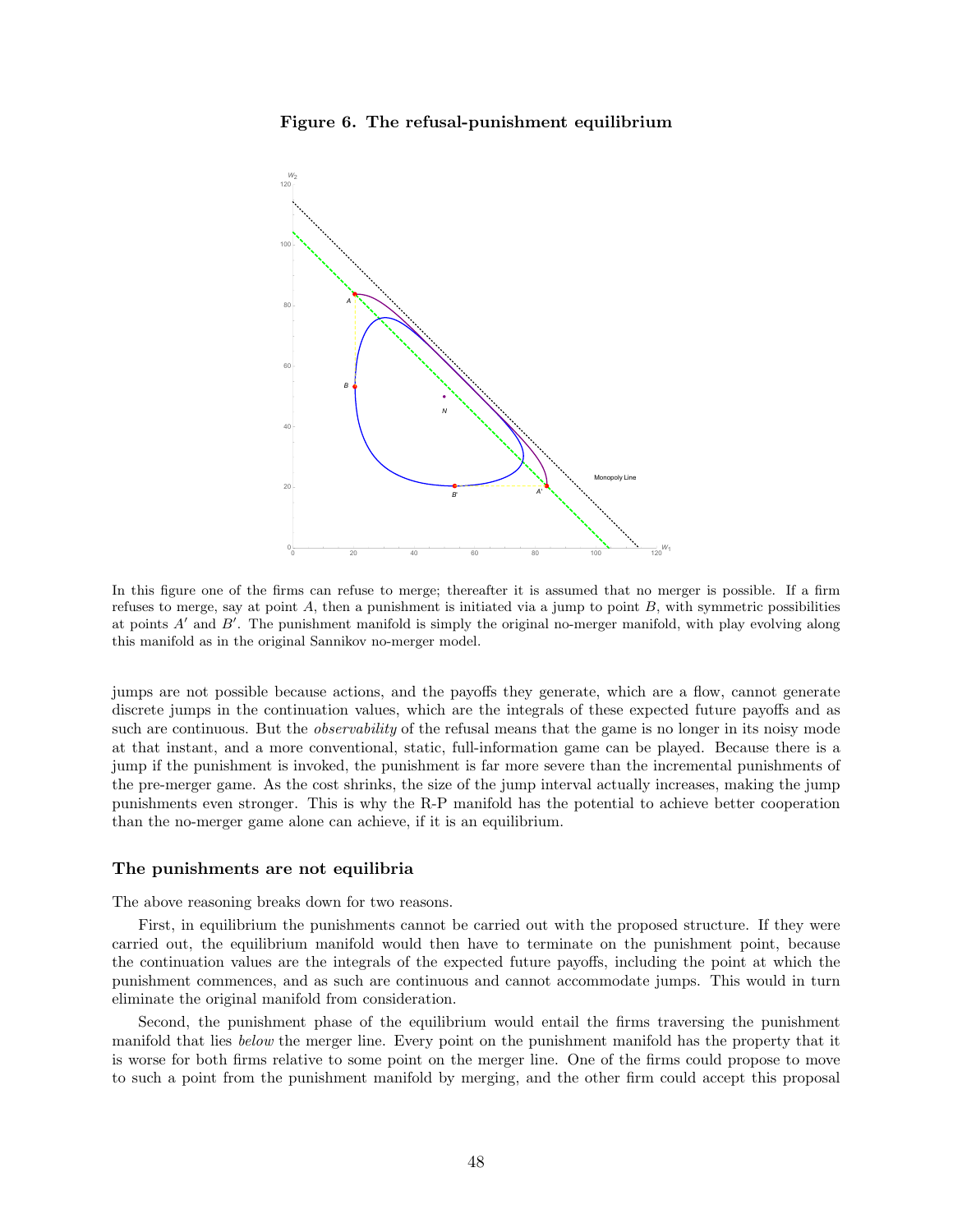**Figure 6. The refusal-punishment equilibrium**

In this figure one of the firms can refuse to merge; thereafter it is assumed that no merger is possible. If a firm refuses to merge, say at point $A$, then a punishment is initiated via a jump to point $B$, with symmetric possibilities at points $A'$ and $B'$. The punishment manifold is simply the original no-merger manifold, with play evolving along this manifold as in the original Sannikov no-merger model.

jumps are not possible because actions, and the payoffs they generate, which are a flow, cannot generate discrete jumps in the continuation values, which are the integrals of these expected future payoffs and as such are continuous. But the *observability* of the refusal means that the game is no longer in its noisy mode at that instant, and a more conventional, static, full-information game can be played. Because there is a jump if the punishment is invoked, the punishment is far more severe than the incremental punishments of the pre-merger game. As the cost shrinks, the size of the jump interval actually increases, making the jump punishments even stronger. This is why the R-P manifold has the potential to achieve better cooperation than the no-merger game alone can achieve, if it is an equilibrium.

### The punishments are not equilibria

The above reasoning breaks down for two reasons.

First, in equilibrium the punishments cannot be carried out with the proposed structure. If they were carried out, the equilibrium manifold would then have to terminate on the punishment point, because the continuation values are the integrals of the expected future payoffs, including the point at which the punishment commences, and as such are continuous and cannot accommodate jumps. This would in turn eliminate the original manifold from consideration.

Second, the punishment phase of the equilibrium would entail the firms traversing the punishment manifold that lies *below* the merger line. Every point on the punishment manifold has the property that it is worse for both firms relative to some point on the merger line. One of the firms could propose to move to such a point from the punishment manifold by merging, and the other firm could accept this proposal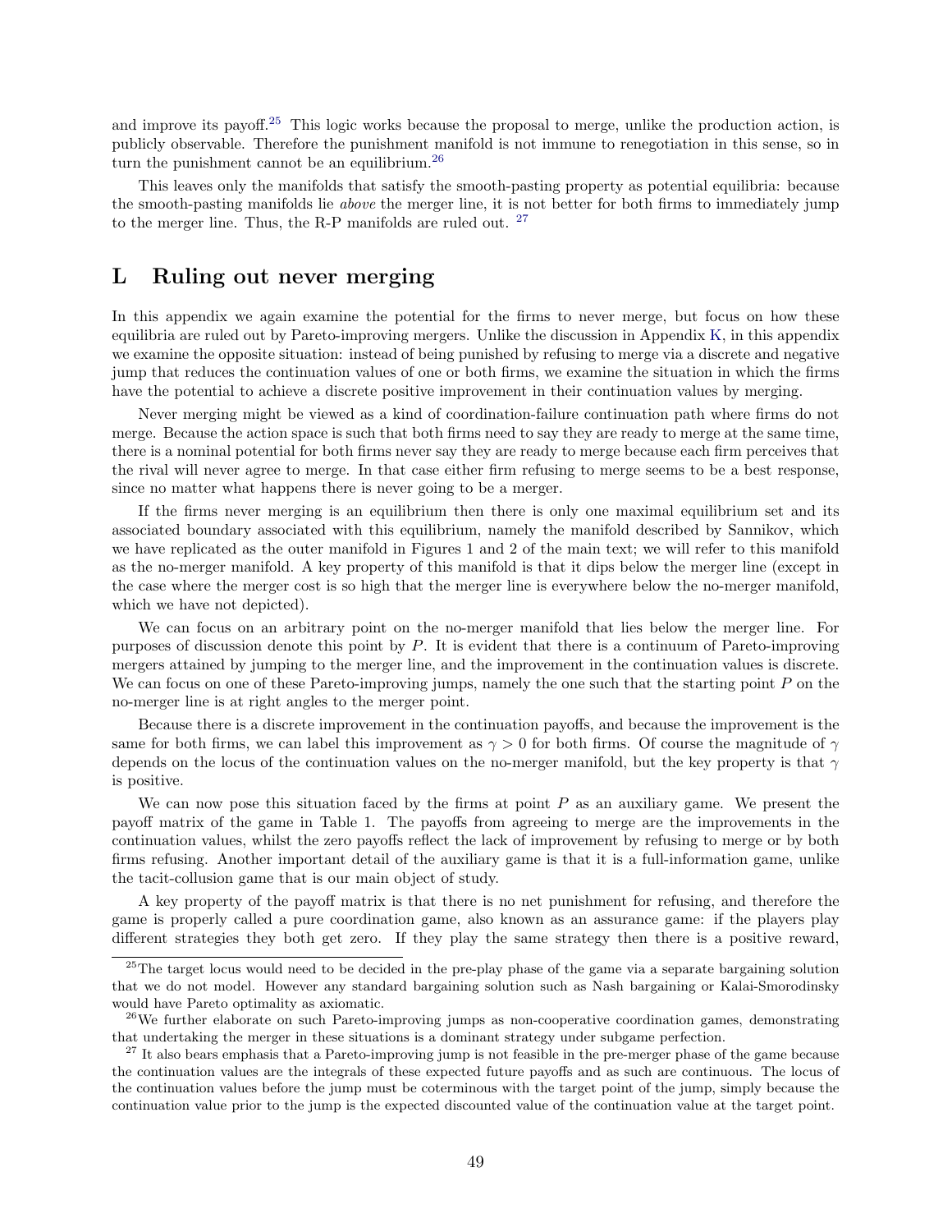and improve its payoff.[25] This logic works because the proposal to merge, unlike the production action, is publicly observable. Therefore the punishment manifold is not immune to renegotiation in this sense, so in turn the punishment cannot be an equilibrium.[26]

This leaves only the manifolds that satisfy the smooth-pasting property as potential equilibria: because the smooth-pasting manifolds lie *above* the merger line, it is not better for both firms to immediately jump to the merger line. Thus, the R-P manifolds are ruled out. [27]

# L Ruling out never merging

In this appendix we again examine the potential for the firms to never merge, but focus on how these equilibria are ruled out by Pareto-improving mergers. Unlike the discussion in Appendix K, in this appendix we examine the opposite situation: instead of being punished by refusing to merge via a discrete and negative jump that reduces the continuation values of one or both firms, we examine the situation in which the firms have the potential to achieve a discrete positive improvement in their continuation values by merging.

Never merging might be viewed as a kind of coordination-failure continuation path where firms do not merge. Because the action space is such that both firms need to say they are ready to merge at the same time, there is a nominal potential for both firms never say they are ready to merge because each firm perceives that the rival will never agree to merge. In that case either firm refusing to merge seems to be a best response, since no matter what happens there is never going to be a merger.

If the firms never merging is an equilibrium then there is only one maximal equilibrium set and its associated boundary associated with this equilibrium, namely the manifold described by Sannikov, which we have replicated as the outer manifold in Figures 1 and 2 of the main text; we will refer to this manifold as the no-merger manifold. A key property of this manifold is that it dips below the merger line (except in the case where the merger cost is so high that the merger line is everywhere below the no-merger manifold, which we have not depicted).

We can focus on an arbitrary point on the no-merger manifold that lies below the merger line. For purposes of discussion denote this point by $P$. It is evident that there is a continuum of Pareto-improving mergers attained by jumping to the merger line, and the improvement in the continuation values is discrete. We can focus on one of these Pareto-improving jumps, namely the one such that the starting point $P$ on the no-merger line is at right angles to the merger point.

Because there is a discrete improvement in the continuation payoffs, and because the improvement is the same for both firms, we can label this improvement as $\gamma > 0$ for both firms. Of course the magnitude of $\gamma$ depends on the locus of the continuation values on the no-merger manifold, but the key property is that $\gamma$ is positive.

We can now pose this situation faced by the firms at point $P$ as an auxiliary game. We present the payoff matrix of the game in Table 1. The payoffs from agreeing to merge are the improvements in the continuation values, whilst the zero payoffs reflect the lack of improvement by refusing to merge or by both firms refusing. Another important detail of the auxiliary game is that it is a full-information game, unlike the tacit-collusion game that is our main object of study.

A key property of the payoff matrix is that there is no net punishment for refusing, and therefore the game is properly called a pure coordination game, also known as an assurance game: if the players play different strategies they both get zero. If they play the same strategy then there is a positive reward,

[25] The target locus would need to be decided in the pre-play phase of the game via a separate bargaining solution that we do not model. However any standard bargaining solution such as Nash bargaining or Kalai-Smorodinsky would have Pareto optimality as axiomatic.

[26] We further elaborate on such Pareto-improving jumps as non-cooperative coordination games, demonstrating that undertaking the merger in these situations is a dominant strategy under subgame perfection.

[27] It also bears emphasis that a Pareto-improving jump is not feasible in the pre-merger phase of the game because the continuation values are the integrals of these expected future payoffs and as such are continuous. The locus of the continuation values before the jump must be coterminous with the target point of the jump, simply because the continuation value prior to the jump is the expected discounted value of the continuation value at the target point.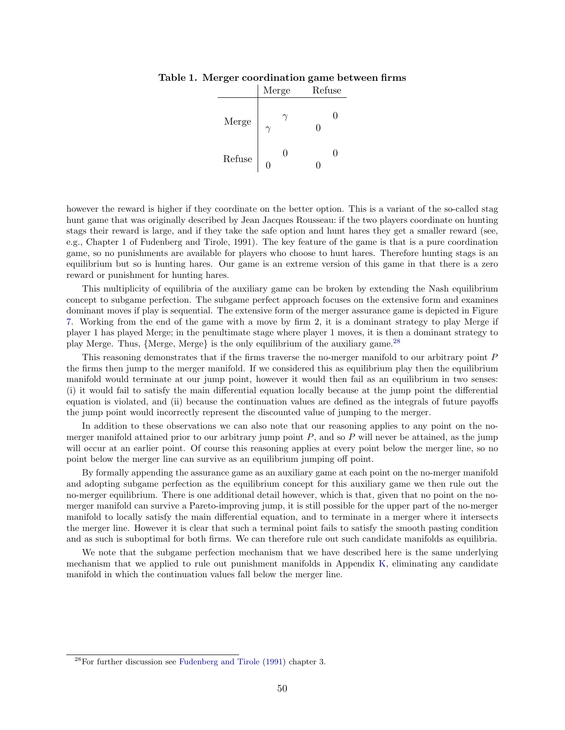**Table 1. Merger coordination game between firms**

| | Merge | Refuse |
|---|---|---|
| Merge | $\gamma$, $\gamma$ | 0, 0 |
| Refuse | 0, 0 | 0, 0 |

however the reward is higher if they coordinate on the better option. This is a variant of the so-called stag hunt game that was originally described by Jean Jacques Rousseau: if the two players coordinate on hunting stags their reward is large, and if they take the safe option and hunt hares they get a smaller reward (see, e.g., Chapter 1 of Fudenberg and Tirole, 1991). The key feature of the game is that is a pure coordination game, so no punishments are available for players who choose to hunt hares. Therefore hunting stags is an equilibrium but so is hunting hares. Our game is an extreme version of this game in that there is a zero reward or punishment for hunting hares.

This multiplicity of equilibria of the auxiliary game can be broken by extending the Nash equilibrium concept to subgame perfection. The subgame perfect approach focuses on the extensive form and examines dominant moves if play is sequential. The extensive form of the merger assurance game is depicted in Figure 7. Working from the end of the game with a move by firm 2, it is a dominant strategy to play Merge if player 1 has played Merge; in the penultimate stage where player 1 moves, it is then a dominant strategy to play Merge. Thus, {Merge, Merge} is the only equilibrium of the auxiliary game.[28]

This reasoning demonstrates that if the firms traverse the no-merger manifold to our arbitrary point $P$ the firms then jump to the merger manifold. If we considered this as equilibrium play then the equilibrium manifold would terminate at our jump point, however it would then fail as an equilibrium in two senses: (i) it would fail to satisfy the main differential equation locally because at the jump point the differential equation is violated, and (ii) because the continuation values are defined as the integrals of future payoffs the jump point would incorrectly represent the discounted value of jumping to the merger.

In addition to these observations we can also note that our reasoning applies to any point on the no-merger manifold attained prior to our arbitrary jump point $P$, and so $P$ will never be attained, as the jump will occur at an earlier point. Of course this reasoning applies at every point below the merger line, so no point below the merger line can survive as an equilibrium jumping off point.

By formally appending the assurance game as an auxiliary game at each point on the no-merger manifold and adopting subgame perfection as the equilibrium concept for this auxiliary game we then rule out the no-merger equilibrium. There is one additional detail however, which is that, given that no point on the no-merger manifold can survive a Pareto-improving jump, it is still possible for the upper part of the no-merger manifold to locally satisfy the main differential equation, and to terminate in a merger where it intersects the merger line. However it is clear that such a terminal point fails to satisfy the smooth pasting condition and as such is suboptimal for both firms. We can therefore rule out such candidate manifolds as equilibria.

We note that the subgame perfection mechanism that we have described here is the same underlying mechanism that we applied to rule out punishment manifolds in Appendix K, eliminating any candidate manifold in which the continuation values fall below the merger line.

[28] For further discussion see Fudenberg and Tirole (1991) chapter 3.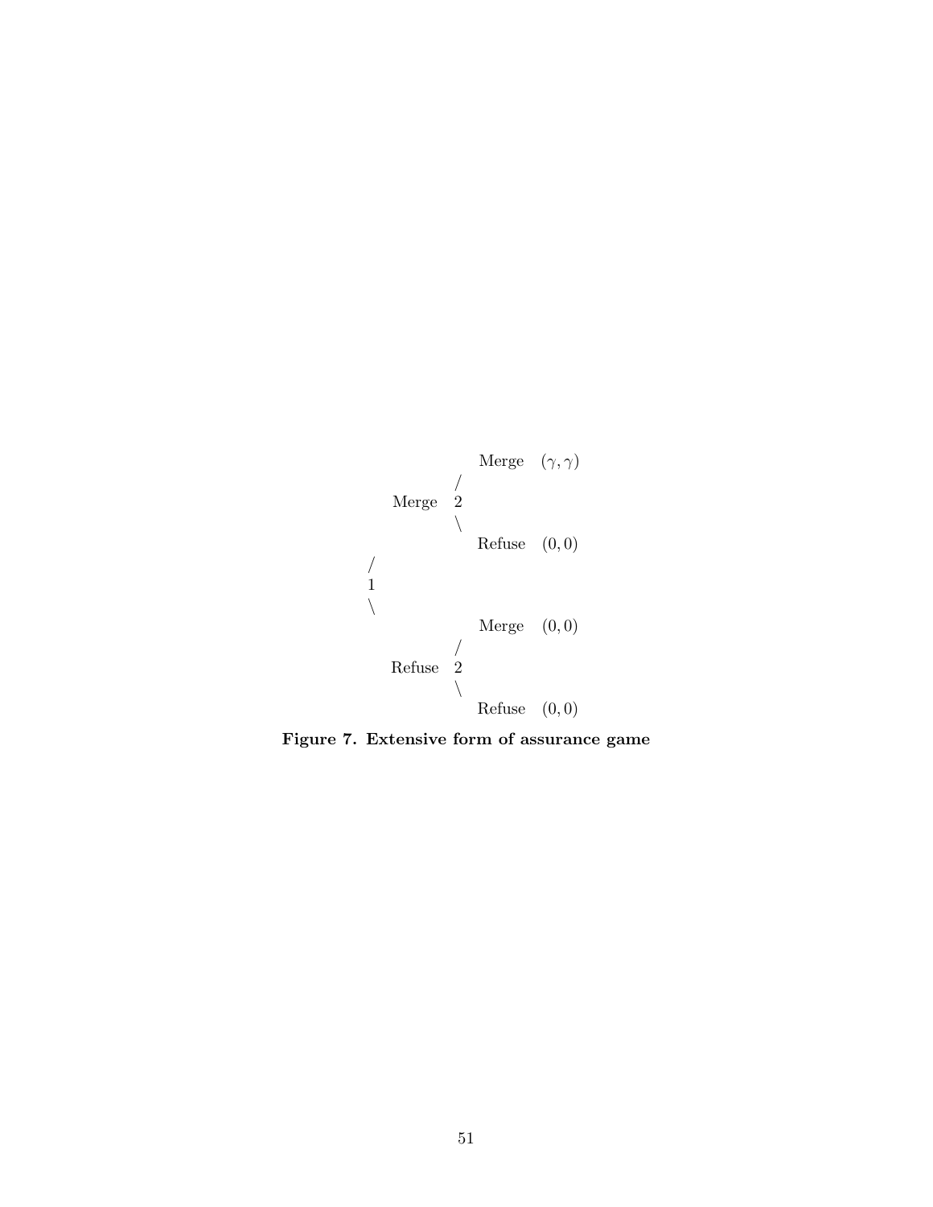Merge $(\gamma, \gamma)$

Merge 2

Refuse $(0, 0)$

1

Merge $(0, 0)$

Refuse 2

Refuse $(0, 0)$

**Figure 7. Extensive form of assurance game**